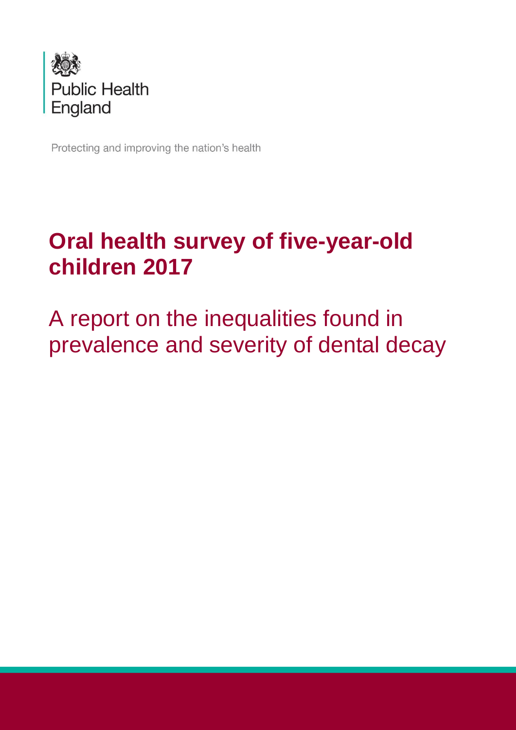Public Health England

Protecting and improving the nation's health

# Oral health survey of five-year-old children 2017

## A report on the inequalities found in prevalence and severity of dental decay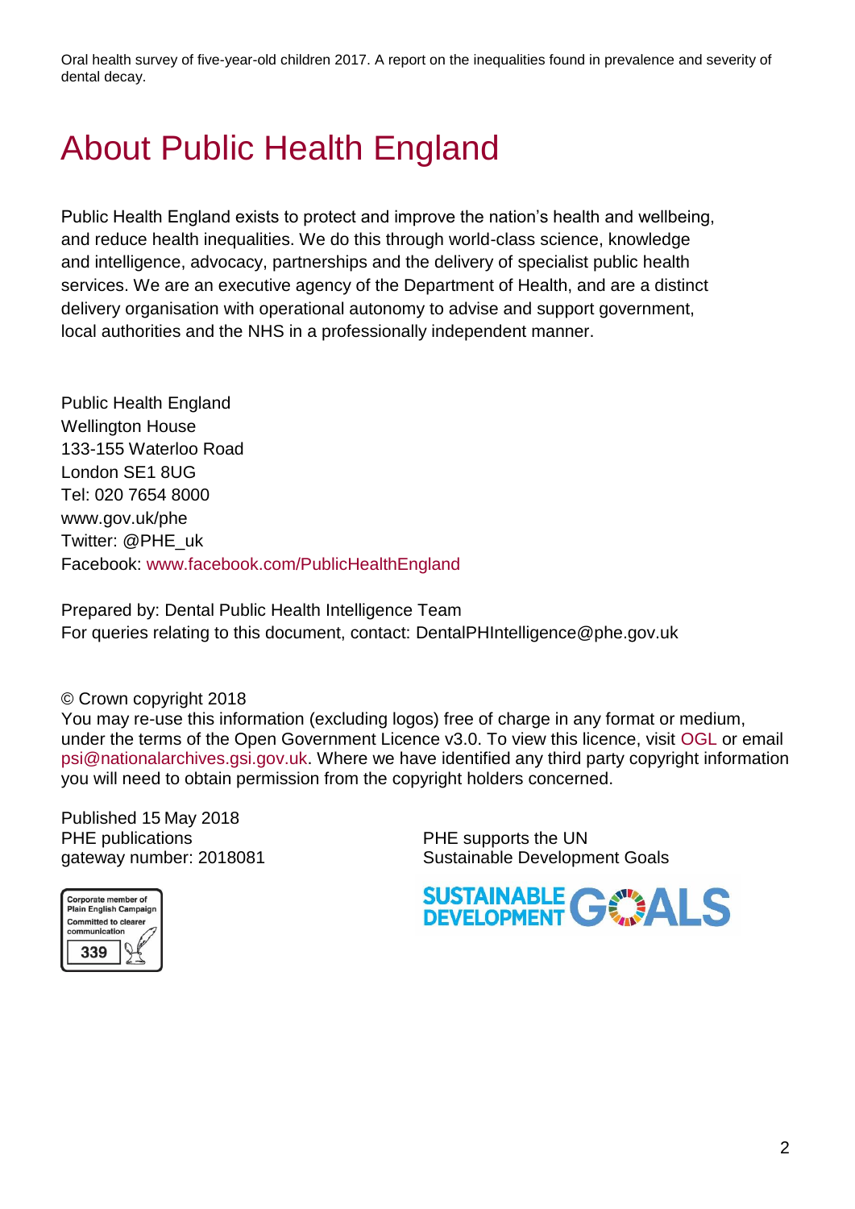# About Public Health England

Public Health England exists to protect and improve the nation's health and wellbeing, and reduce health inequalities. We do this through world-class science, knowledge and intelligence, advocacy, partnerships and the delivery of specialist public health services. We are an executive agency of the Department of Health, and are a distinct delivery organisation with operational autonomy to advise and support government, local authorities and the NHS in a professionally independent manner.

Public Health England
Wellington House
133-155 Waterloo Road
London SE1 8UG
Tel: 020 7654 8000
www.gov.uk/phe
Twitter: @PHE_uk
Facebook: www.facebook.com/PublicHealthEngland

Prepared by: Dental Public Health Intelligence Team
For queries relating to this document, contact: DentalPHIntelligence@phe.gov.uk

© Crown copyright 2018
You may re-use this information (excluding logos) free of charge in any format or medium, under the terms of the Open Government Licence v3.0. To view this licence, visit OGL or email psi@nationalarchives.gsi.gov.uk. Where we have identified any third party copyright information you will need to obtain permission from the copyright holders concerned.

Published 15 May 2018
PHE publications
gateway number: 2018081

PHE supports the UN
Sustainable Development Goals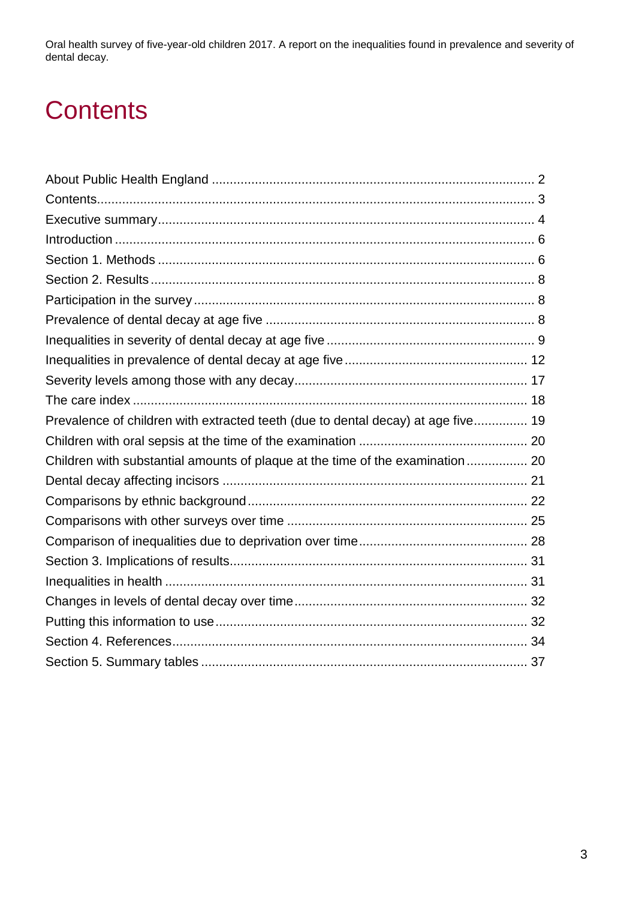# Contents

About Public Health England ........................................................................................ 2
Contents........................................................................................................................ 3
Executive summary....................................................................................................... 4
Introduction ................................................................................................................... 6
Section 1. Methods ....................................................................................................... 6
Section 2. Results ......................................................................................................... 8
Participation in the survey ............................................................................................. 8
Prevalence of dental decay at age five .......................................................................... 8
Inequalities in severity of dental decay at age five ......................................................... 9
Inequalities in prevalence of dental decay at age five .................................................. 12
Severity levels among those with any decay................................................................ 17
The care index ............................................................................................................ 18
Prevalence of children with extracted teeth (due to dental decay) at age five.............. 19
Children with oral sepsis at the time of the examination .............................................. 20
Children with substantial amounts of plaque at the time of the examination ................ 20
Dental decay affecting incisors .................................................................................... 21
Comparisons by ethnic background ............................................................................. 22
Comparisons with other surveys over time .................................................................. 25
Comparison of inequalities due to deprivation over time.............................................. 28
Section 3. Implications of results.................................................................................. 31
Inequalities in health .................................................................................................... 31
Changes in levels of dental decay over time................................................................ 32
Putting this information to use..................................................................................... 32
Section 4. References.................................................................................................. 34
Section 5. Summary tables .......................................................................................... 37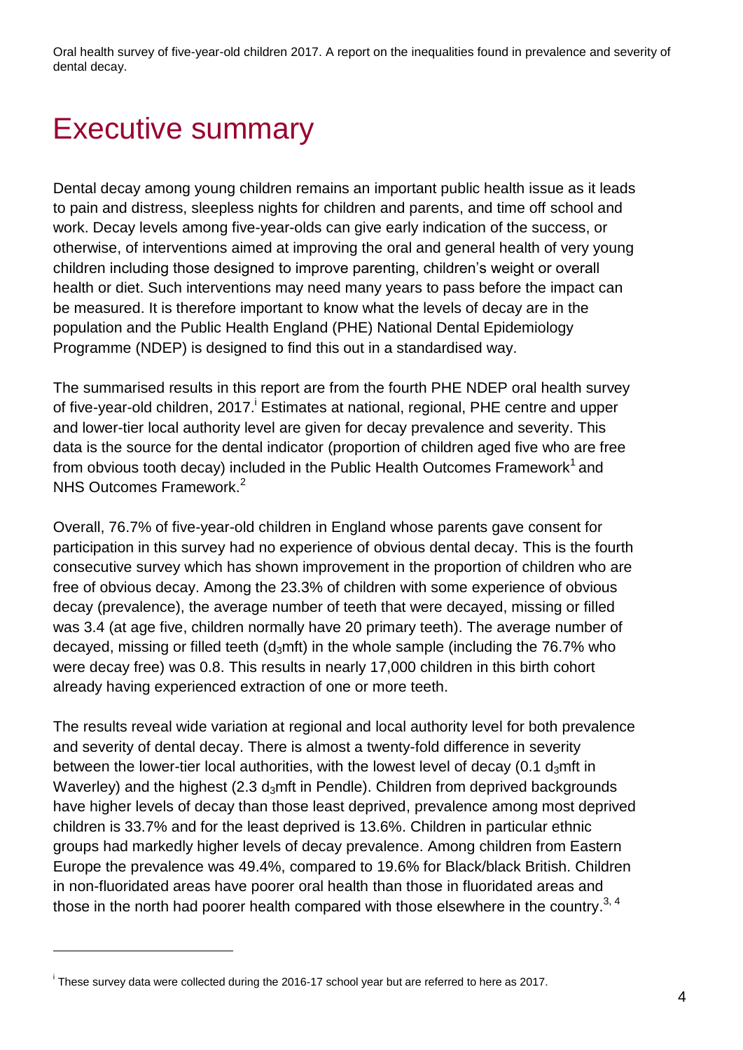# Executive summary

Dental decay among young children remains an important public health issue as it leads to pain and distress, sleepless nights for children and parents, and time off school and work. Decay levels among five-year-olds can give early indication of the success, or otherwise, of interventions aimed at improving the oral and general health of very young children including those designed to improve parenting, children's weight or overall health or diet. Such interventions may need many years to pass before the impact can be measured. It is therefore important to know what the levels of decay are in the population and the Public Health England (PHE) National Dental Epidemiology Programme (NDEP) is designed to find this out in a standardised way.

The summarised results in this report are from the fourth PHE NDEP oral health survey of five-year-old children, 2017.[i] Estimates at national, regional, PHE centre and upper and lower-tier local authority level are given for decay prevalence and severity. This data is the source for the dental indicator (proportion of children aged five who are free from obvious tooth decay) included in the Public Health Outcomes Framework[1] and NHS Outcomes Framework.[2]

Overall, 76.7% of five-year-old children in England whose parents gave consent for participation in this survey had no experience of obvious dental decay. This is the fourth consecutive survey which has shown improvement in the proportion of children who are free of obvious decay. Among the 23.3% of children with some experience of obvious decay (prevalence), the average number of teeth that were decayed, missing or filled was 3.4 (at age five, children normally have 20 primary teeth). The average number of decayed, missing or filled teeth ($d_3$mft) in the whole sample (including the 76.7% who were decay free) was 0.8. This results in nearly 17,000 children in this birth cohort already having experienced extraction of one or more teeth.

The results reveal wide variation at regional and local authority level for both prevalence and severity of dental decay. There is almost a twenty-fold difference in severity between the lower-tier local authorities, with the lowest level of decay (0.1 $d_3$mft in Waverley) and the highest (2.3 $d_3$mft in Pendle). Children from deprived backgrounds have higher levels of decay than those least deprived, prevalence among most deprived children is 33.7% and for the least deprived is 13.6%. Children in particular ethnic groups had markedly higher levels of decay prevalence. Among children from Eastern Europe the prevalence was 49.4%, compared to 19.6% for Black/black British. Children in non-fluoridated areas have poorer oral health than those in fluoridated areas and those in the north had poorer health compared with those elsewhere in the country.[3, 4]

---

[i] These survey data were collected during the 2016-17 school year but are referred to here as 2017.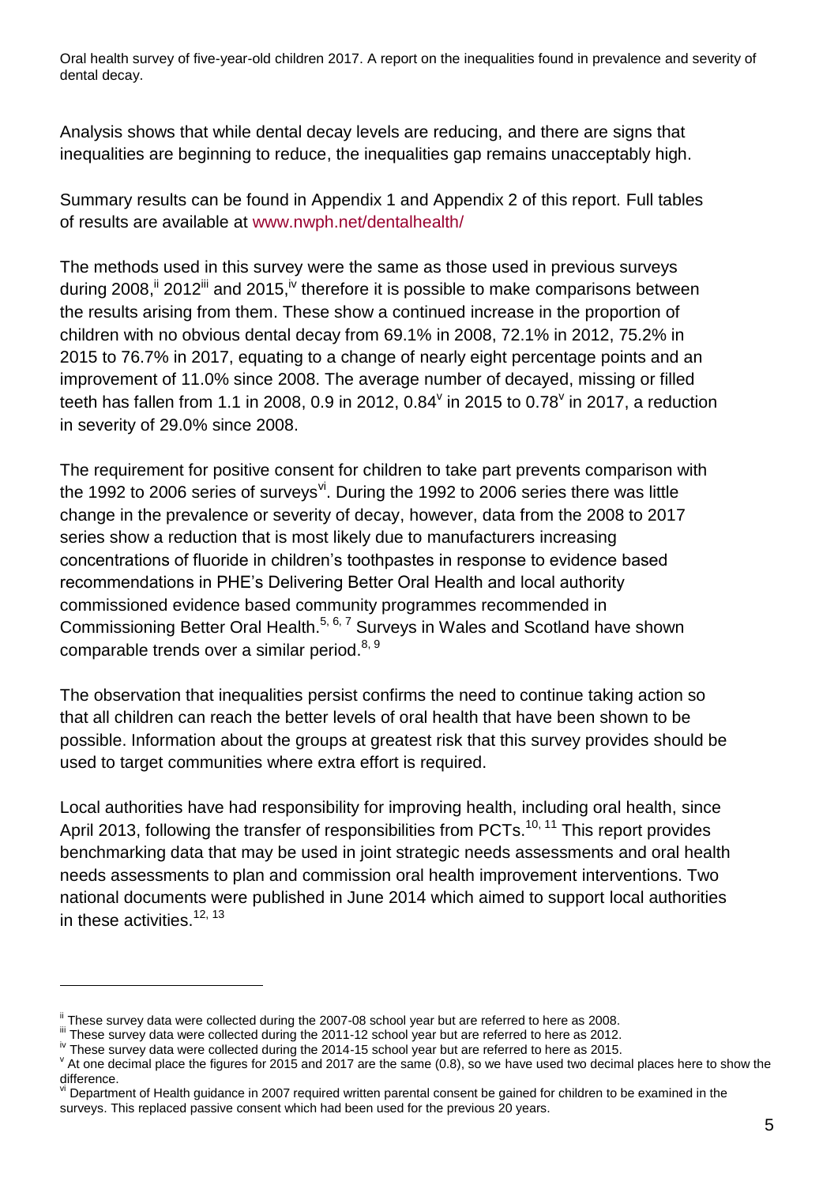Analysis shows that while dental decay levels are reducing, and there are signs that inequalities are beginning to reduce, the inequalities gap remains unacceptably high.

Summary results can be found in Appendix 1 and Appendix 2 of this report. Full tables of results are available at www.nwph.net/dentalhealth/

The methods used in this survey were the same as those used in previous surveys during 2008,[ii] 2012[iii] and 2015,[iv] therefore it is possible to make comparisons between the results arising from them. These show a continued increase in the proportion of children with no obvious dental decay from 69.1% in 2008, 72.1% in 2012, 75.2% in 2015 to 76.7% in 2017, equating to a change of nearly eight percentage points and an improvement of 11.0% since 2008. The average number of decayed, missing or filled teeth has fallen from 1.1 in 2008, 0.9 in 2012, 0.84[v] in 2015 to 0.78[v] in 2017, a reduction in severity of 29.0% since 2008.

The requirement for positive consent for children to take part prevents comparison with the 1992 to 2006 series of surveys[vi]. During the 1992 to 2006 series there was little change in the prevalence or severity of decay, however, data from the 2008 to 2017 series show a reduction that is most likely due to manufacturers increasing concentrations of fluoride in children's toothpastes in response to evidence based recommendations in PHE's Delivering Better Oral Health and local authority commissioned evidence based community programmes recommended in Commissioning Better Oral Health.[5, 6, 7] Surveys in Wales and Scotland have shown comparable trends over a similar period.[8, 9]

The observation that inequalities persist confirms the need to continue taking action so that all children can reach the better levels of oral health that have been shown to be possible. Information about the groups at greatest risk that this survey provides should be used to target communities where extra effort is required.

Local authorities have had responsibility for improving health, including oral health, since April 2013, following the transfer of responsibilities from PCTs.[10, 11] This report provides benchmarking data that may be used in joint strategic needs assessments and oral health needs assessments to plan and commission oral health improvement interventions. Two national documents were published in June 2014 which aimed to support local authorities in these activities.[12, 13]

---

[ii] These survey data were collected during the 2007-08 school year but are referred to here as 2008.

[iii] These survey data were collected during the 2011-12 school year but are referred to here as 2012.

[iv] These survey data were collected during the 2014-15 school year but are referred to here as 2015.

[v] At one decimal place the figures for 2015 and 2017 are the same (0.8), so we have used two decimal places here to show the difference.

[vi] Department of Health guidance in 2007 required written parental consent be gained for children to be examined in the surveys. This replaced passive consent which had been used for the previous 20 years.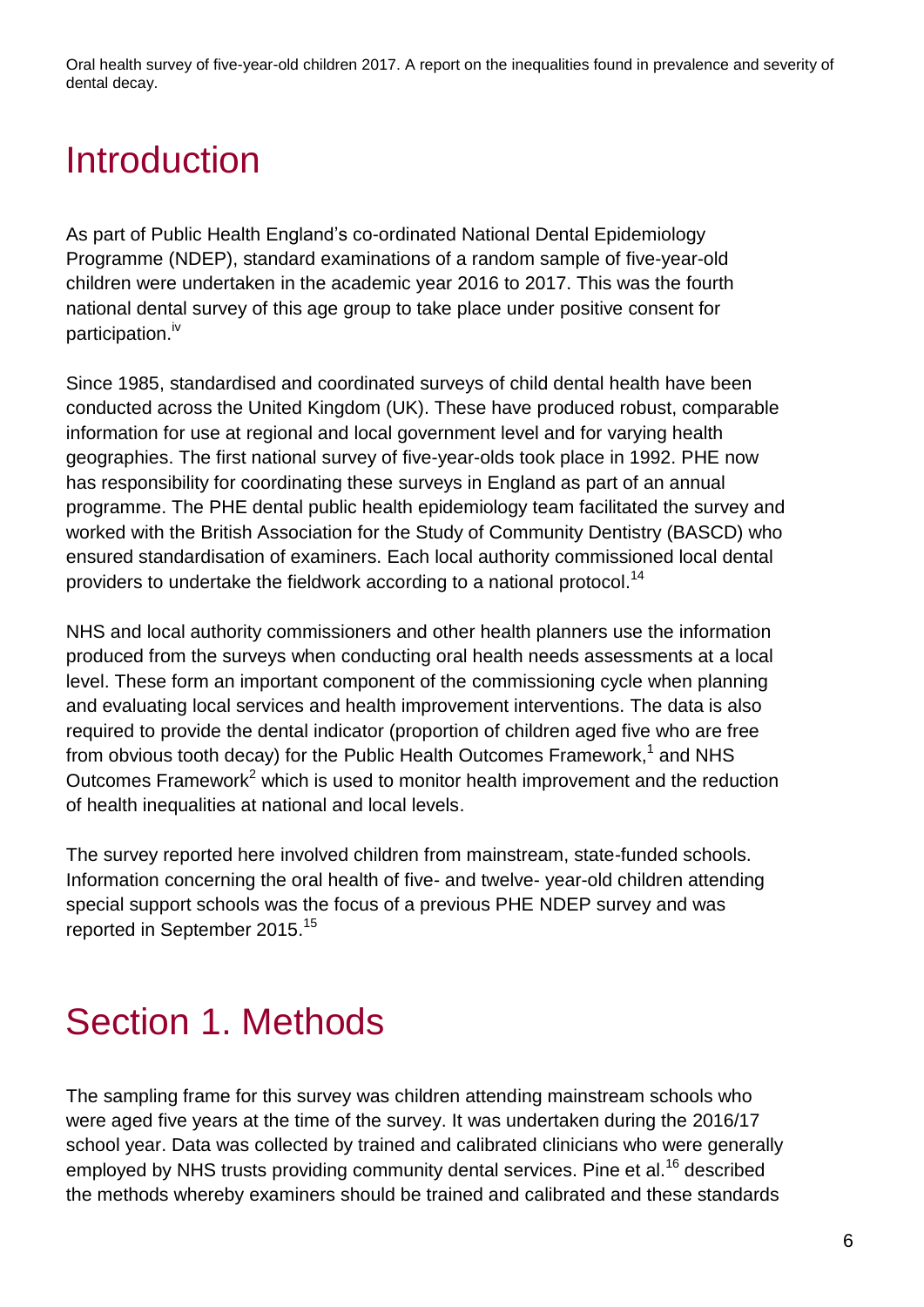# Introduction

As part of Public Health England's co-ordinated National Dental Epidemiology Programme (NDEP), standard examinations of a random sample of five-year-old children were undertaken in the academic year 2016 to 2017. This was the fourth national dental survey of this age group to take place under positive consent for participation.[iv]

Since 1985, standardised and coordinated surveys of child dental health have been conducted across the United Kingdom (UK). These have produced robust, comparable information for use at regional and local government level and for varying health geographies. The first national survey of five-year-olds took place in 1992. PHE now has responsibility for coordinating these surveys in England as part of an annual programme. The PHE dental public health epidemiology team facilitated the survey and worked with the British Association for the Study of Community Dentistry (BASCD) who ensured standardisation of examiners. Each local authority commissioned local dental providers to undertake the fieldwork according to a national protocol.[14]

NHS and local authority commissioners and other health planners use the information produced from the surveys when conducting oral health needs assessments at a local level. These form an important component of the commissioning cycle when planning and evaluating local services and health improvement interventions. The data is also required to provide the dental indicator (proportion of children aged five who are free from obvious tooth decay) for the Public Health Outcomes Framework,[1] and NHS Outcomes Framework[2] which is used to monitor health improvement and the reduction of health inequalities at national and local levels.

The survey reported here involved children from mainstream, state-funded schools. Information concerning the oral health of five- and twelve- year-old children attending special support schools was the focus of a previous PHE NDEP survey and was reported in September 2015.[15]

# Section 1. Methods

The sampling frame for this survey was children attending mainstream schools who were aged five years at the time of the survey. It was undertaken during the 2016/17 school year. Data was collected by trained and calibrated clinicians who were generally employed by NHS trusts providing community dental services. Pine et al.[16] described the methods whereby examiners should be trained and calibrated and these standards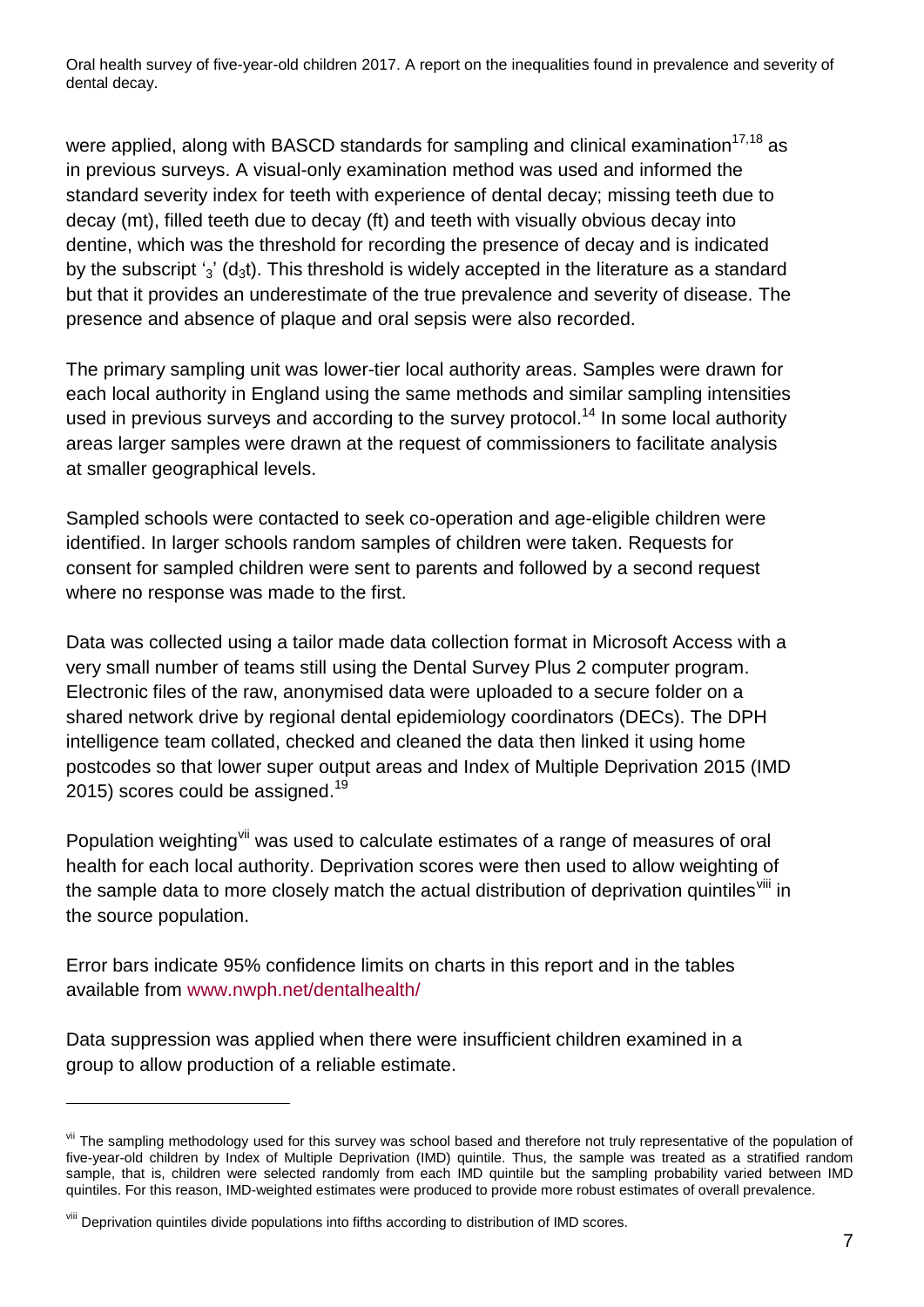were applied, along with BASCD standards for sampling and clinical examination[17,18] as in previous surveys. A visual-only examination method was used and informed the standard severity index for teeth with experience of dental decay; missing teeth due to decay (mt), filled teeth due to decay (ft) and teeth with visually obvious decay into dentine, which was the threshold for recording the presence of decay and is indicated by the subscript '$_3$' ($d_3t$). This threshold is widely accepted in the literature as a standard but that it provides an underestimate of the true prevalence and severity of disease. The presence and absence of plaque and oral sepsis were also recorded.

The primary sampling unit was lower-tier local authority areas. Samples were drawn for each local authority in England using the same methods and similar sampling intensities used in previous surveys and according to the survey protocol.[14] In some local authority areas larger samples were drawn at the request of commissioners to facilitate analysis at smaller geographical levels.

Sampled schools were contacted to seek co-operation and age-eligible children were identified. In larger schools random samples of children were taken. Requests for consent for sampled children were sent to parents and followed by a second request where no response was made to the first.

Data was collected using a tailor made data collection format in Microsoft Access with a very small number of teams still using the Dental Survey Plus 2 computer program. Electronic files of the raw, anonymised data were uploaded to a secure folder on a shared network drive by regional dental epidemiology coordinators (DECs). The DPH intelligence team collated, checked and cleaned the data then linked it using home postcodes so that lower super output areas and Index of Multiple Deprivation 2015 (IMD 2015) scores could be assigned.[19]

Population weighting[vii] was used to calculate estimates of a range of measures of oral health for each local authority. Deprivation scores were then used to allow weighting of the sample data to more closely match the actual distribution of deprivation quintiles[viii] in the source population.

Error bars indicate 95% confidence limits on charts in this report and in the tables available from www.nwph.net/dentalhealth/

Data suppression was applied when there were insufficient children examined in a group to allow production of a reliable estimate.

---

[vii] The sampling methodology used for this survey was school based and therefore not truly representative of the population of five-year-old children by Index of Multiple Deprivation (IMD) quintile. Thus, the sample was treated as a stratified random sample, that is, children were selected randomly from each IMD quintile but the sampling probability varied between IMD quintiles. For this reason, IMD-weighted estimates were produced to provide more robust estimates of overall prevalence.

[viii] Deprivation quintiles divide populations into fifths according to distribution of IMD scores.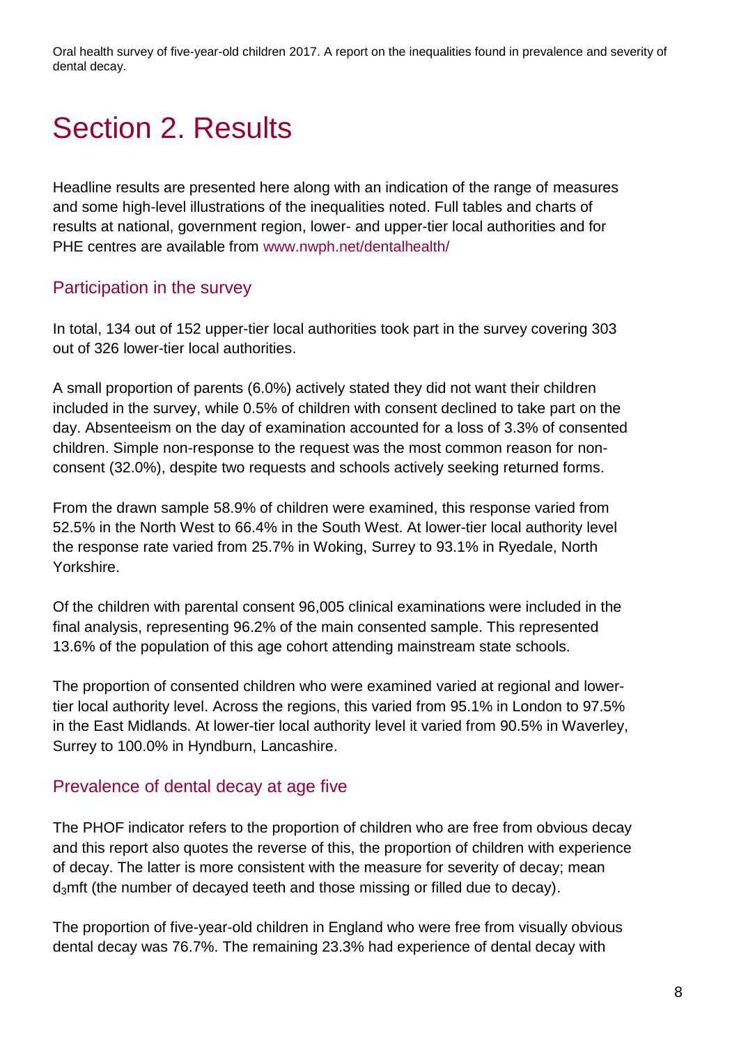# Section 2. Results

Headline results are presented here along with an indication of the range of measures and some high-level illustrations of the inequalities noted. Full tables and charts of results at national, government region, lower- and upper-tier local authorities and for PHE centres are available from www.nwph.net/dentalhealth/

## Participation in the survey

In total, 134 out of 152 upper-tier local authorities took part in the survey covering 303 out of 326 lower-tier local authorities.

A small proportion of parents (6.0%) actively stated they did not want their children included in the survey, while 0.5% of children with consent declined to take part on the day. Absenteeism on the day of examination accounted for a loss of 3.3% of consented children. Simple non-response to the request was the most common reason for non-consent (32.0%), despite two requests and schools actively seeking returned forms.

From the drawn sample 58.9% of children were examined, this response varied from 52.5% in the North West to 66.4% in the South West. At lower-tier local authority level the response rate varied from 25.7% in Woking, Surrey to 93.1% in Ryedale, North Yorkshire.

Of the children with parental consent 96,005 clinical examinations were included in the final analysis, representing 96.2% of the main consented sample. This represented 13.6% of the population of this age cohort attending mainstream state schools.

The proportion of consented children who were examined varied at regional and lower-tier local authority level. Across the regions, this varied from 95.1% in London to 97.5% in the East Midlands. At lower-tier local authority level it varied from 90.5% in Waverley, Surrey to 100.0% in Hyndburn, Lancashire.

## Prevalence of dental decay at age five

The PHOF indicator refers to the proportion of children who are free from obvious decay and this report also quotes the reverse of this, the proportion of children with experience of decay. The latter is more consistent with the measure for severity of decay; mean $d_3$mft (the number of decayed teeth and those missing or filled due to decay).

The proportion of five-year-old children in England who were free from visually obvious dental decay was 76.7%. The remaining 23.3% had experience of dental decay with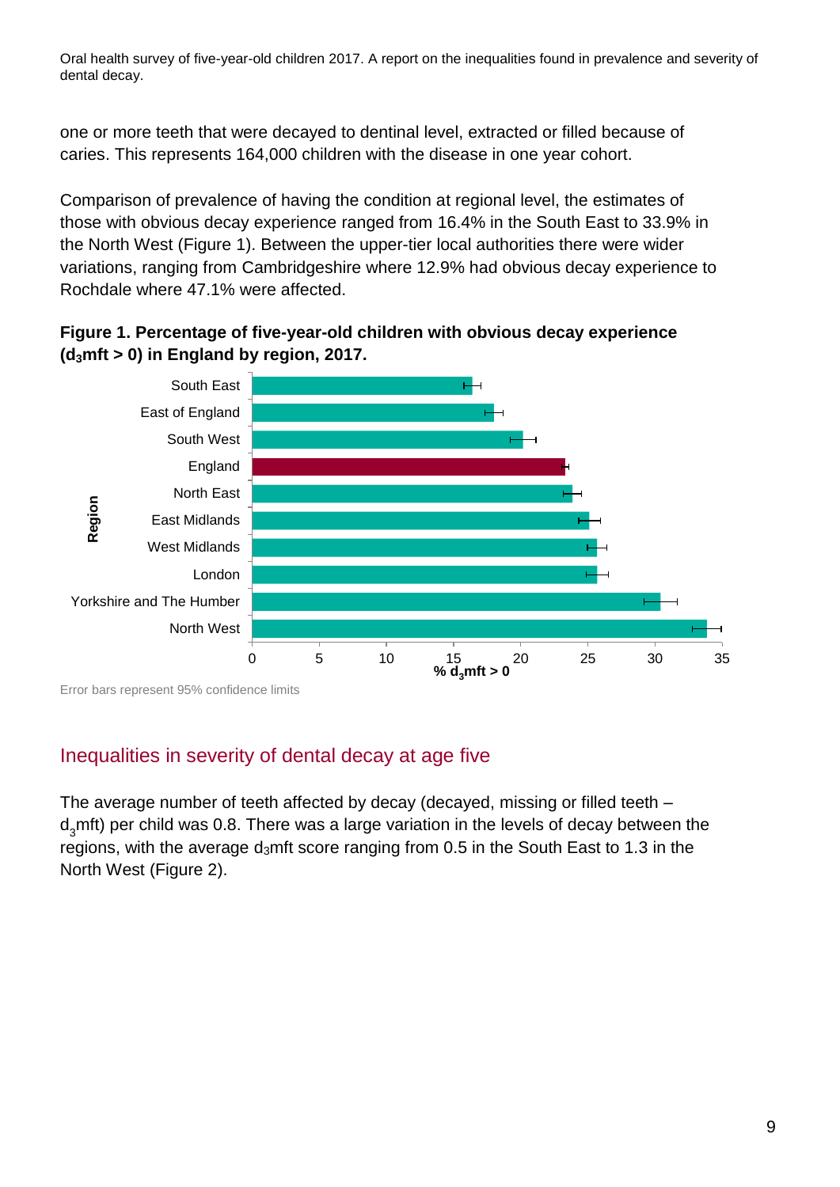one or more teeth that were decayed to dentinal level, extracted or filled because of caries. This represents 164,000 children with the disease in one year cohort.

Comparison of prevalence of having the condition at regional level, the estimates of those with obvious decay experience ranged from 16.4% in the South East to 33.9% in the North West (Figure 1). Between the upper-tier local authorities there were wider variations, ranging from Cambridgeshire where 12.9% had obvious decay experience to Rochdale where 47.1% were affected.

**Figure 1. Percentage of five-year-old children with obvious decay experience ($d_3$mft > 0) in England by region, 2017.**

Region: South East, East of England, South West, England, North East, East Midlands, West Midlands, London, Yorkshire and The Humber, North West

% $d_3$mft > 0 (axis: 0, 5, 10, 15, 20, 25, 30, 35)

Error bars represent 95% confidence limits

## Inequalities in severity of dental decay at age five

The average number of teeth affected by decay (decayed, missing or filled teeth – $d_3$mft) per child was 0.8. There was a large variation in the levels of decay between the regions, with the average $d_3$mft score ranging from 0.5 in the South East to 1.3 in the North West (Figure 2).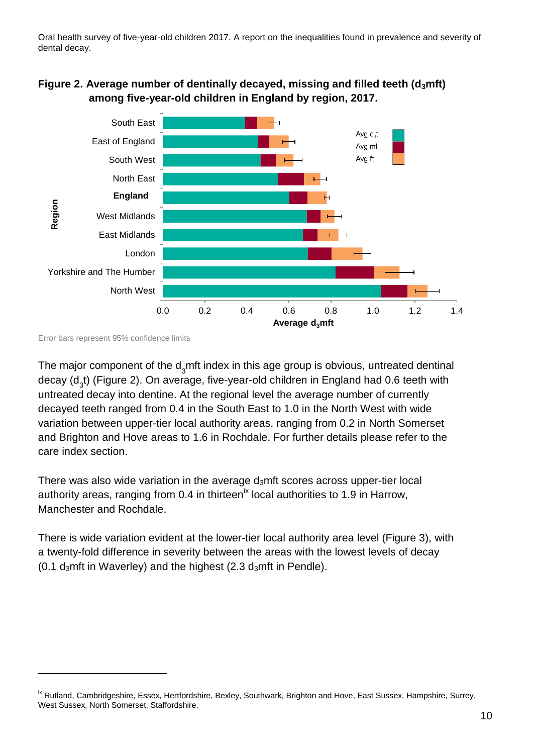**Figure 2. Average number of dentinally decayed, missing and filled teeth ($d_3mft$) among five-year-old children in England by region, 2017.**

Error bars represent 95% confidence limits

The major component of the $d_3mft$ index in this age group is obvious, untreated dentinal decay ($d_3t$) (Figure 2). On average, five-year-old children in England had 0.6 teeth with untreated decay into dentine. At the regional level the average number of currently decayed teeth ranged from 0.4 in the South East to 1.0 in the North West with wide variation between upper-tier local authority areas, ranging from 0.2 in North Somerset and Brighton and Hove areas to 1.6 in Rochdale. For further details please refer to the care index section.

There was also wide variation in the average $d_3mft$ scores across upper-tier local authority areas, ranging from 0.4 in thirteen[ix] local authorities to 1.9 in Harrow, Manchester and Rochdale.

There is wide variation evident at the lower-tier local authority area level (Figure 3), with a twenty-fold difference in severity between the areas with the lowest levels of decay (0.1 $d_3mft$ in Waverley) and the highest (2.3 $d_3mft$ in Pendle).

---

[ix] Rutland, Cambridgeshire, Essex, Hertfordshire, Bexley, Southwark, Brighton and Hove, East Sussex, Hampshire, Surrey, West Sussex, North Somerset, Staffordshire.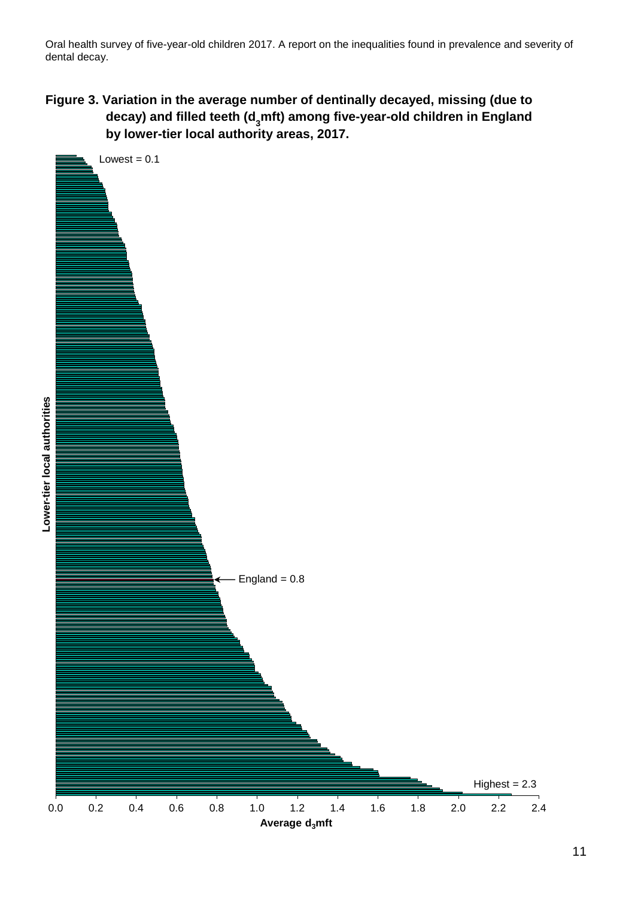**Figure 3. Variation in the average number of dentinally decayed, missing (due to decay) and filled teeth ($d_3$mft) among five-year-old children in England by lower-tier local authority areas, 2017.**

Lowest = 0.1

England = 0.8

Highest = 2.3

Lower-tier local authorities

Average $d_3$mft

0.0 0.2 0.4 0.6 0.8 1.0 1.2 1.4 1.6 1.8 2.0 2.2 2.4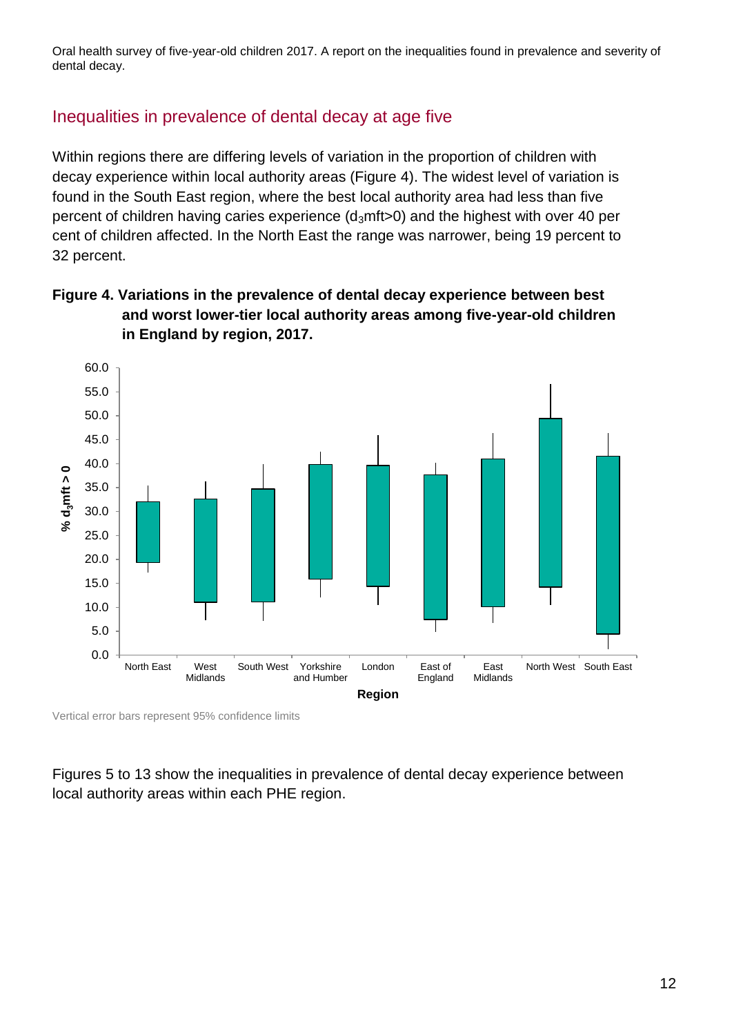## Inequalities in prevalence of dental decay at age five

Within regions there are differing levels of variation in the proportion of children with decay experience within local authority areas (Figure 4). The widest level of variation is found in the South East region, where the best local authority area had less than five percent of children having caries experience ($d_3$mft>0) and the highest with over 40 per cent of children affected. In the North East the range was narrower, being 19 percent to 32 percent.

**Figure 4. Variations in the prevalence of dental decay experience between best and worst lower-tier local authority areas among five-year-old children in England by region, 2017.**

Vertical error bars represent 95% confidence limits

Figures 5 to 13 show the inequalities in prevalence of dental decay experience between local authority areas within each PHE region.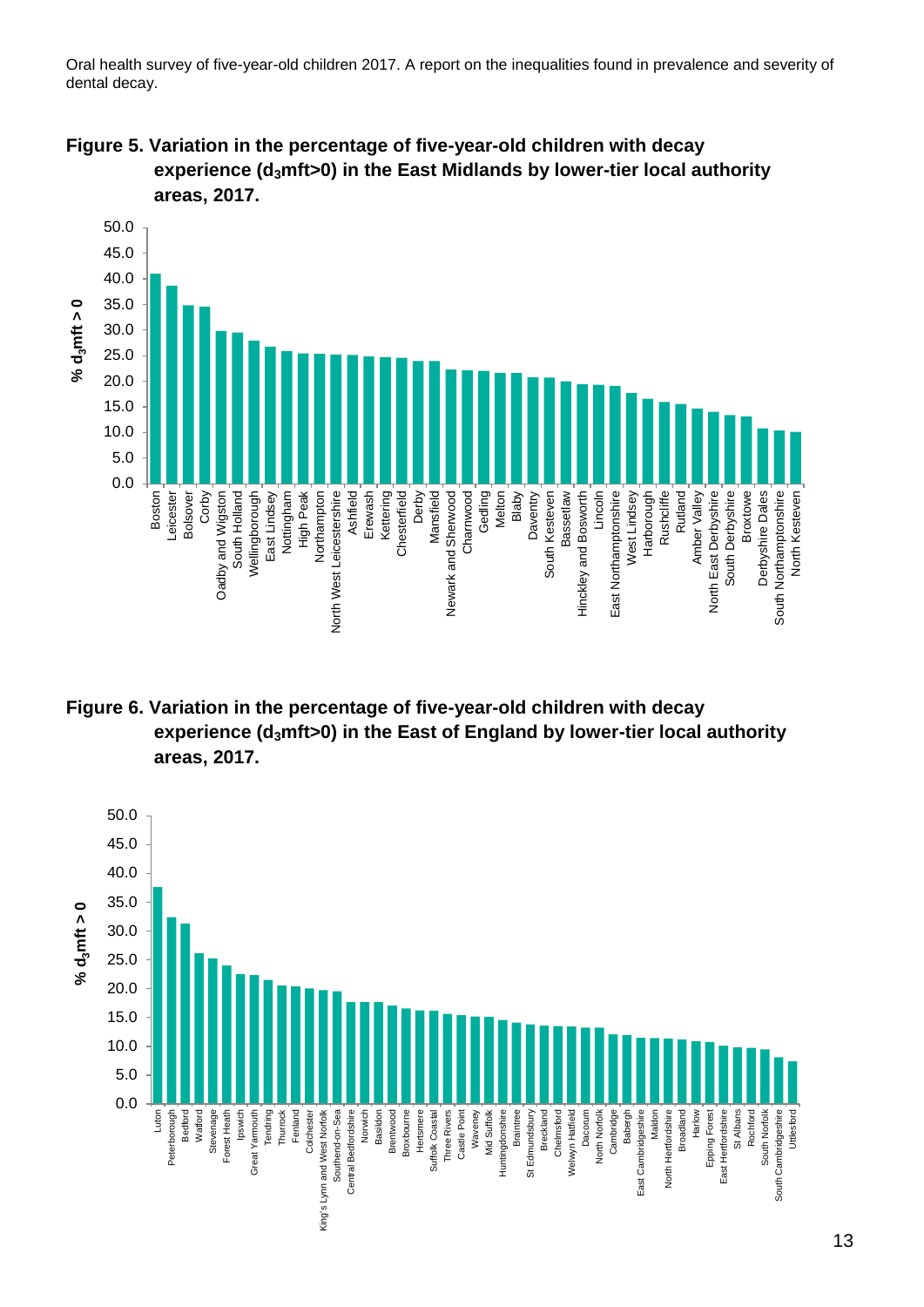**Figure 5. Variation in the percentage of five-year-old children with decay experience ($d_3mft>0$) in the East Midlands by lower-tier local authority areas, 2017.**

**Figure 6. Variation in the percentage of five-year-old children with decay experience ($d_3mft>0$) in the East of England by lower-tier local authority areas, 2017.**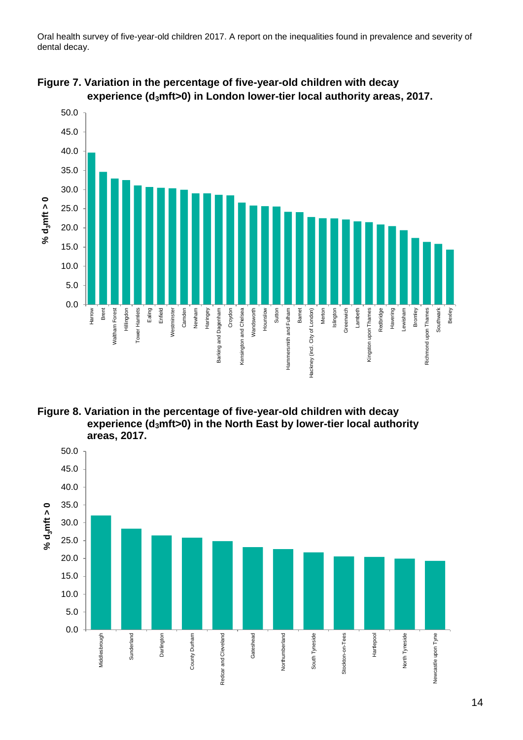Oral health survey of five-year-old children 2017. A report on the inequalities found in prevalence and severity of dental decay.

**Figure 7. Variation in the percentage of five-year-old children with decay experience ($d_3mft>0$) in London lower-tier local authority areas, 2017.**

**Figure 8. Variation in the percentage of five-year-old children with decay experience ($d_3mft>0$) in the North East by lower-tier local authority areas, 2017.**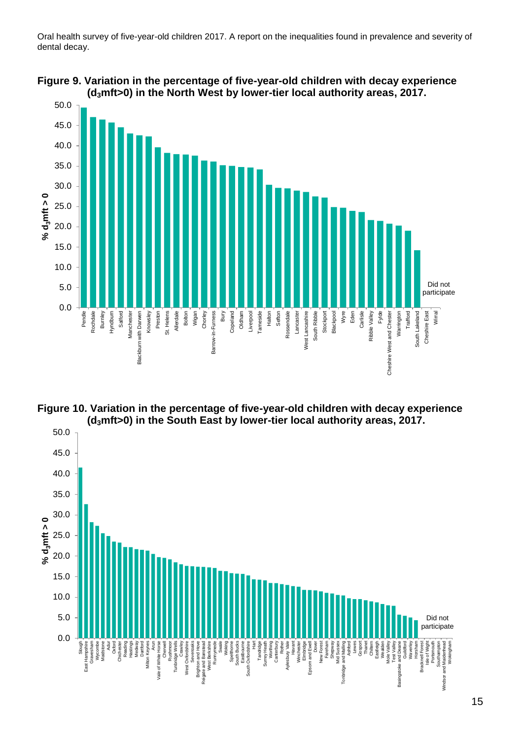Oral health survey of five-year-old children 2017. A report on the inequalities found in prevalence and severity of dental decay.

**Figure 9. Variation in the percentage of five-year-old children with decay experience ($d_3mft>0$) in the North West by lower-tier local authority areas, 2017.**

**Figure 10. Variation in the percentage of five-year-old children with decay experience ($d_3mft>0$) in the South East by lower-tier local authority areas, 2017.**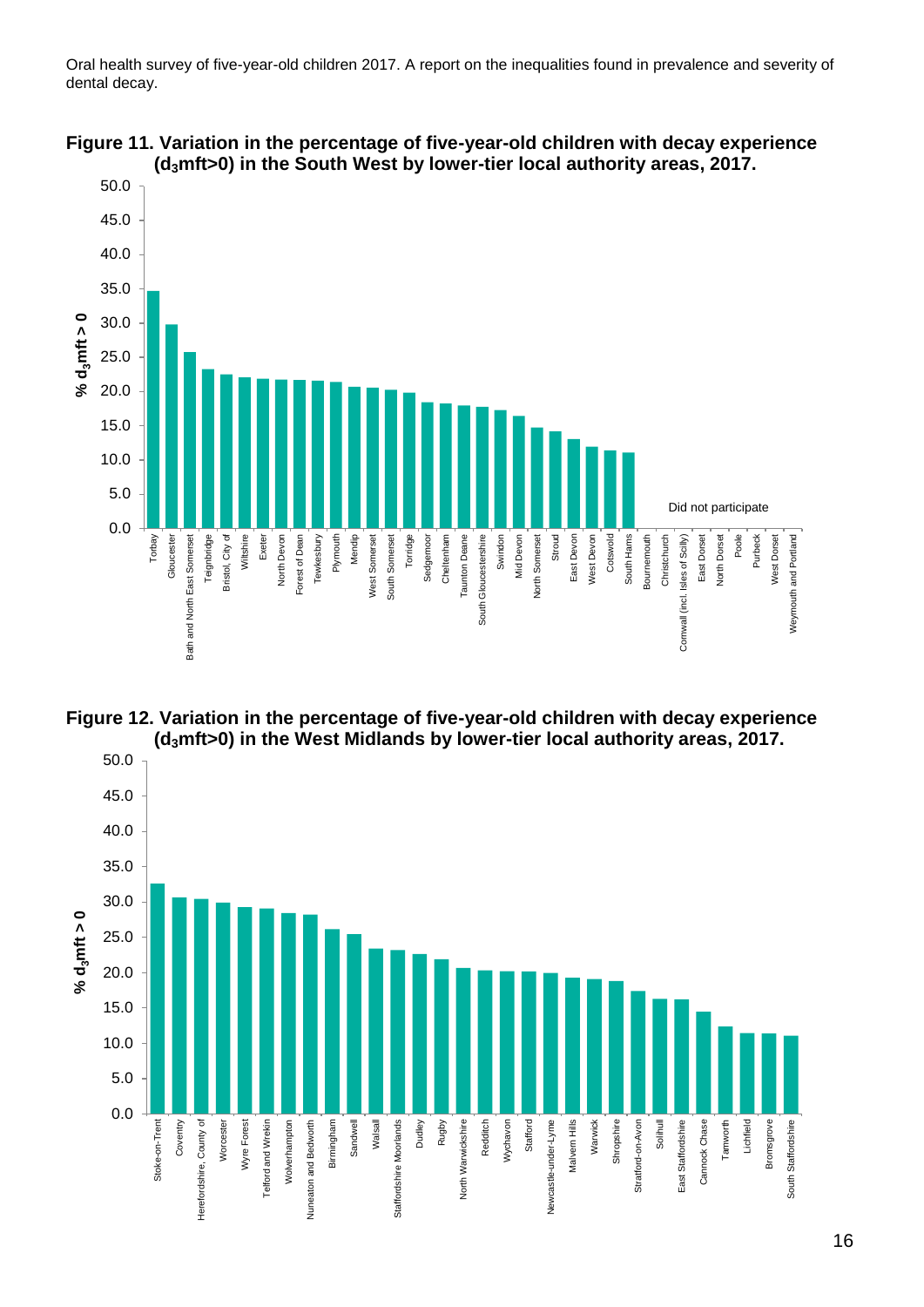Oral health survey of five-year-old children 2017. A report on the inequalities found in prevalence and severity of dental decay.

**Figure 11. Variation in the percentage of five-year-old children with decay experience ($d_3mft>0$) in the South West by lower-tier local authority areas, 2017.**

% $d_3mft > 0$

50.0
45.0
40.0
35.0
30.0
25.0
20.0
15.0
10.0
5.0
0.0

Did not participate

Torbay, Gloucester, Bath and North East Somerset, Teignbridge, Bristol, City of, Wiltshire, Exeter, North Devon, Forest of Dean, Tewkesbury, Plymouth, Mendip, West Somerset, South Somerset, Torridge, Sedgemoor, Cheltenham, Taunton Deane, South Gloucestershire, Swindon, Mid Devon, North Somerset, Stroud, East Devon, West Devon, Cotswold, South Hams, Bournemouth, Christchurch, Cornwall (incl. Isles of Scilly), East Dorset, North Dorset, Poole, Purbeck, West Dorset, Weymouth and Portland

**Figure 12. Variation in the percentage of five-year-old children with decay experience ($d_3mft>0$) in the West Midlands by lower-tier local authority areas, 2017.**

% $d_3mft > 0$

50.0
45.0
40.0
35.0
30.0
25.0
20.0
15.0
10.0
5.0
0.0

Stoke-on-Trent, Coventry, Herefordshire, County of, Worcester, Wyre Forest, Telford and Wrekin, Wolverhampton, Nuneaton and Bedworth, Birmingham, Sandwell, Walsall, Staffordshire Moorlands, Dudley, Rugby, North Warwickshire, Redditch, Wychavon, Stafford, Newcastle-under-Lyme, Malvern Hills, Warwick, Shropshire, Stratford-on-Avon, Solihull, East Staffordshire, Cannock Chase, Tamworth, Lichfield, Bromsgrove, South Staffordshire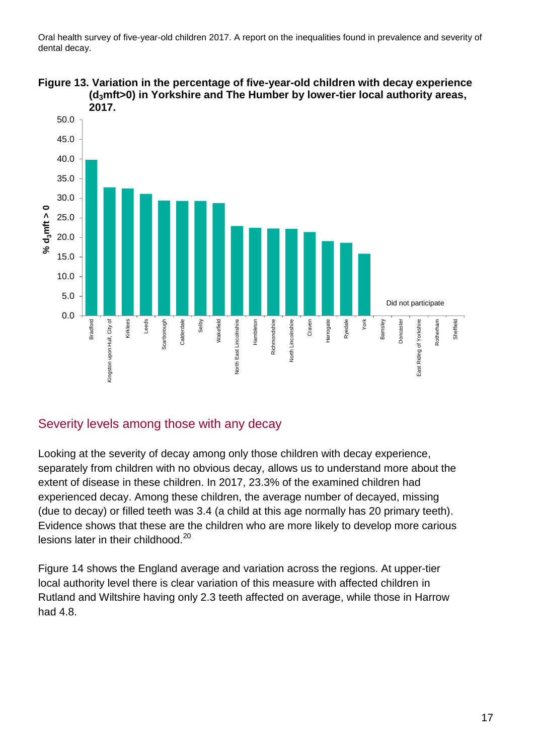**Figure 13. Variation in the percentage of five-year-old children with decay experience ($d_3mft>0$) in Yorkshire and The Humber by lower-tier local authority areas, 2017.**

## Severity levels among those with any decay

Looking at the severity of decay among only those children with decay experience, separately from children with no obvious decay, allows us to understand more about the extent of disease in these children. In 2017, 23.3% of the examined children had experienced decay. Among these children, the average number of decayed, missing (due to decay) or filled teeth was 3.4 (a child at this age normally has 20 primary teeth). Evidence shows that these are the children who are more likely to develop more carious lesions later in their childhood.[20]

Figure 14 shows the England average and variation across the regions. At upper-tier local authority level there is clear variation of this measure with affected children in Rutland and Wiltshire having only 2.3 teeth affected on average, while those in Harrow had 4.8.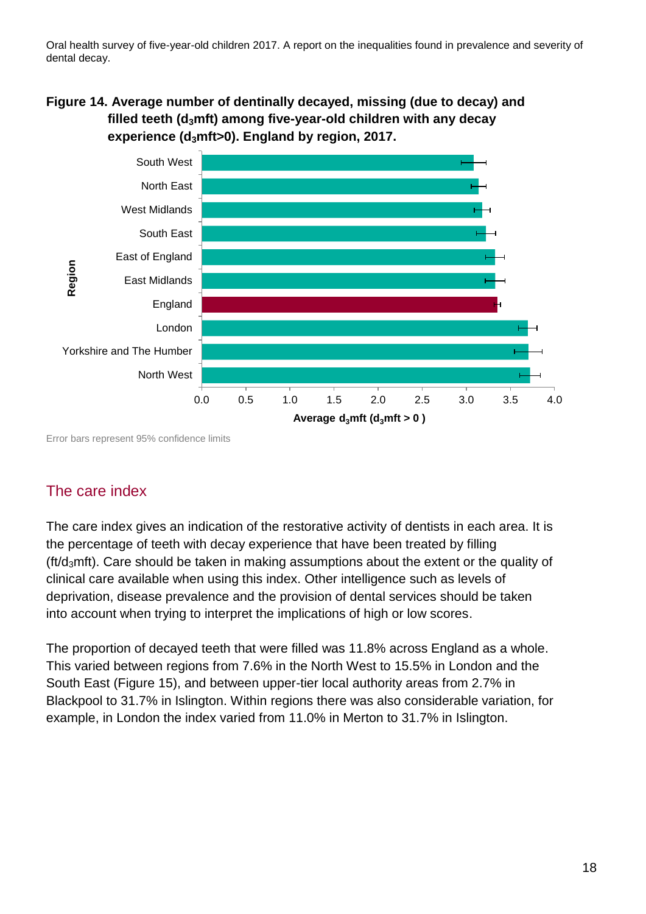**Figure 14. Average number of dentinally decayed, missing (due to decay) and filled teeth ($d_3$mft) among five-year-old children with any decay experience ($d_3$mft>0). England by region, 2017.**

Error bars represent 95% confidence limits

## The care index

The care index gives an indication of the restorative activity of dentists in each area. It is the percentage of teeth with decay experience that have been treated by filling (ft/$d_3$mft). Care should be taken in making assumptions about the extent or the quality of clinical care available when using this index. Other intelligence such as levels of deprivation, disease prevalence and the provision of dental services should be taken into account when trying to interpret the implications of high or low scores.

The proportion of decayed teeth that were filled was 11.8% across England as a whole. This varied between regions from 7.6% in the North West to 15.5% in London and the South East (Figure 15), and between upper-tier local authority areas from 2.7% in Blackpool to 31.7% in Islington. Within regions there was also considerable variation, for example, in London the index varied from 11.0% in Merton to 31.7% in Islington.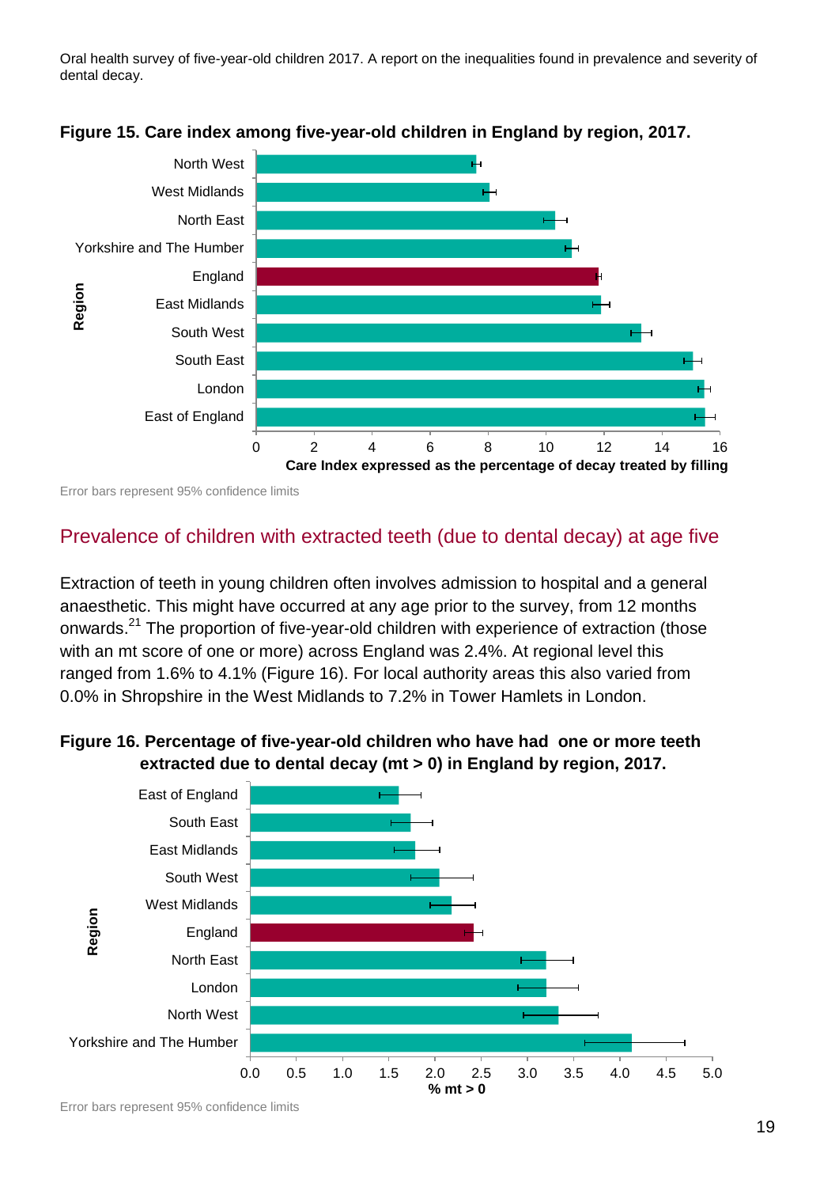**Figure 15. Care index among five-year-old children in England by region, 2017.**

Error bars represent 95% confidence limits

## Prevalence of children with extracted teeth (due to dental decay) at age five

Extraction of teeth in young children often involves admission to hospital and a general anaesthetic. This might have occurred at any age prior to the survey, from 12 months onwards.[21] The proportion of five-year-old children with experience of extraction (those with an mt score of one or more) across England was 2.4%. At regional level this ranged from 1.6% to 4.1% (Figure 16). For local authority areas this also varied from 0.0% in Shropshire in the West Midlands to 7.2% in Tower Hamlets in London.

**Figure 16. Percentage of five-year-old children who have had one or more teeth extracted due to dental decay (mt > 0) in England by region, 2017.**

Error bars represent 95% confidence limits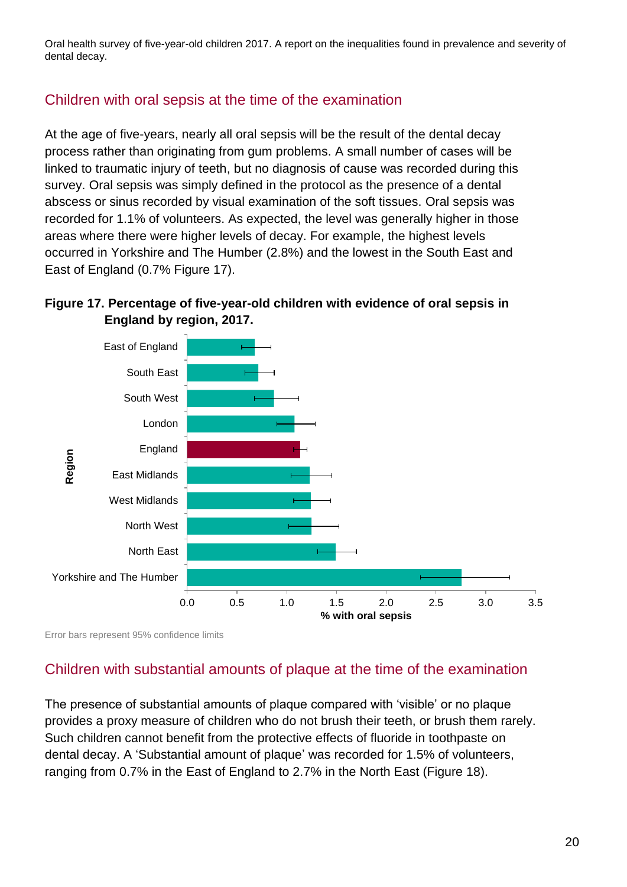## Children with oral sepsis at the time of the examination

At the age of five-years, nearly all oral sepsis will be the result of the dental decay process rather than originating from gum problems. A small number of cases will be linked to traumatic injury of teeth, but no diagnosis of cause was recorded during this survey. Oral sepsis was simply defined in the protocol as the presence of a dental abscess or sinus recorded by visual examination of the soft tissues. Oral sepsis was recorded for 1.1% of volunteers. As expected, the level was generally higher in those areas where there were higher levels of decay. For example, the highest levels occurred in Yorkshire and The Humber (2.8%) and the lowest in the South East and East of England (0.7% Figure 17).

**Figure 17. Percentage of five-year-old children with evidence of oral sepsis in England by region, 2017.**

Error bars represent 95% confidence limits

## Children with substantial amounts of plaque at the time of the examination

The presence of substantial amounts of plaque compared with 'visible' or no plaque provides a proxy measure of children who do not brush their teeth, or brush them rarely. Such children cannot benefit from the protective effects of fluoride in toothpaste on dental decay. A 'Substantial amount of plaque' was recorded for 1.5% of volunteers, ranging from 0.7% in the East of England to 2.7% in the North East (Figure 18).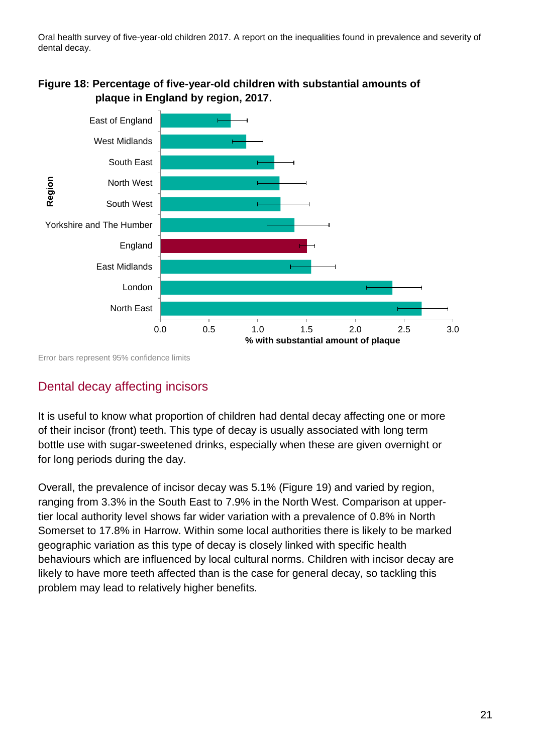**Figure 18: Percentage of five-year-old children with substantial amounts of plaque in England by region, 2017.**

Error bars represent 95% confidence limits

## Dental decay affecting incisors

It is useful to know what proportion of children had dental decay affecting one or more of their incisor (front) teeth. This type of decay is usually associated with long term bottle use with sugar-sweetened drinks, especially when these are given overnight or for long periods during the day.

Overall, the prevalence of incisor decay was 5.1% (Figure 19) and varied by region, ranging from 3.3% in the South East to 7.9% in the North West. Comparison at upper-tier local authority level shows far wider variation with a prevalence of 0.8% in North Somerset to 17.8% in Harrow. Within some local authorities there is likely to be marked geographic variation as this type of decay is closely linked with specific health behaviours which are influenced by local cultural norms. Children with incisor decay are likely to have more teeth affected than is the case for general decay, so tackling this problem may lead to relatively higher benefits.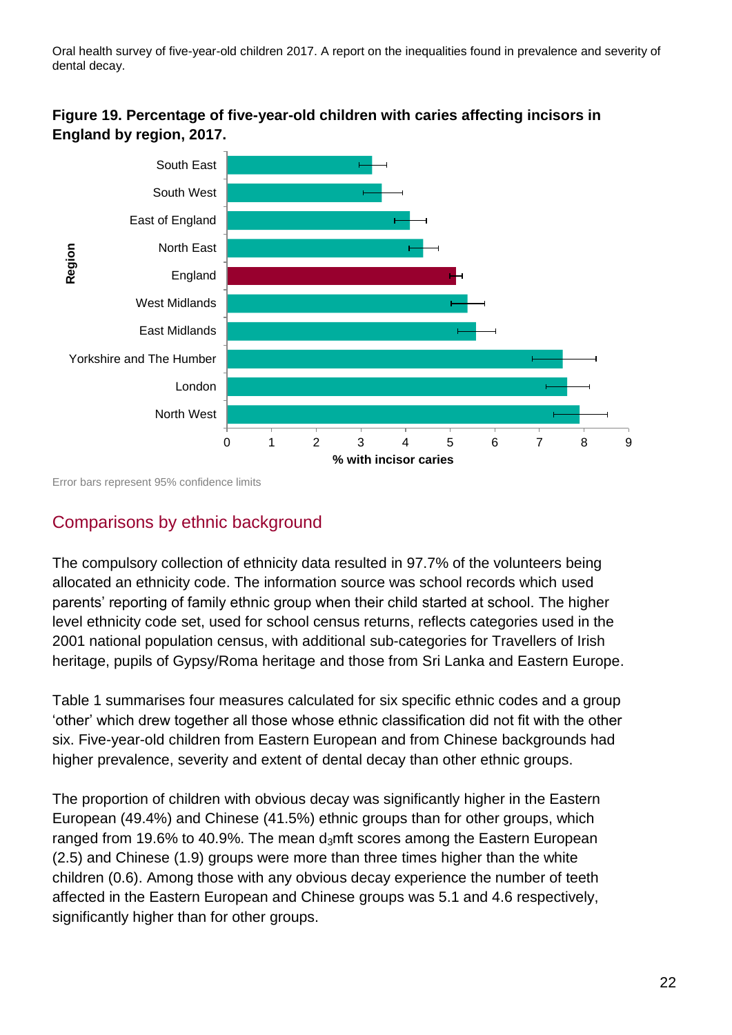**Figure 19. Percentage of five-year-old children with caries affecting incisors in England by region, 2017.**

Error bars represent 95% confidence limits

## Comparisons by ethnic background

The compulsory collection of ethnicity data resulted in 97.7% of the volunteers being allocated an ethnicity code. The information source was school records which used parents' reporting of family ethnic group when their child started at school. The higher level ethnicity code set, used for school census returns, reflects categories used in the 2001 national population census, with additional sub-categories for Travellers of Irish heritage, pupils of Gypsy/Roma heritage and those from Sri Lanka and Eastern Europe.

Table 1 summarises four measures calculated for six specific ethnic codes and a group 'other' which drew together all those whose ethnic classification did not fit with the other six. Five-year-old children from Eastern European and from Chinese backgrounds had higher prevalence, severity and extent of dental decay than other ethnic groups.

The proportion of children with obvious decay was significantly higher in the Eastern European (49.4%) and Chinese (41.5%) ethnic groups than for other groups, which ranged from 19.6% to 40.9%. The mean $d_3$mft scores among the Eastern European (2.5) and Chinese (1.9) groups were more than three times higher than the white children (0.6). Among those with any obvious decay experience the number of teeth affected in the Eastern European and Chinese groups was 5.1 and 4.6 respectively, significantly higher than for other groups.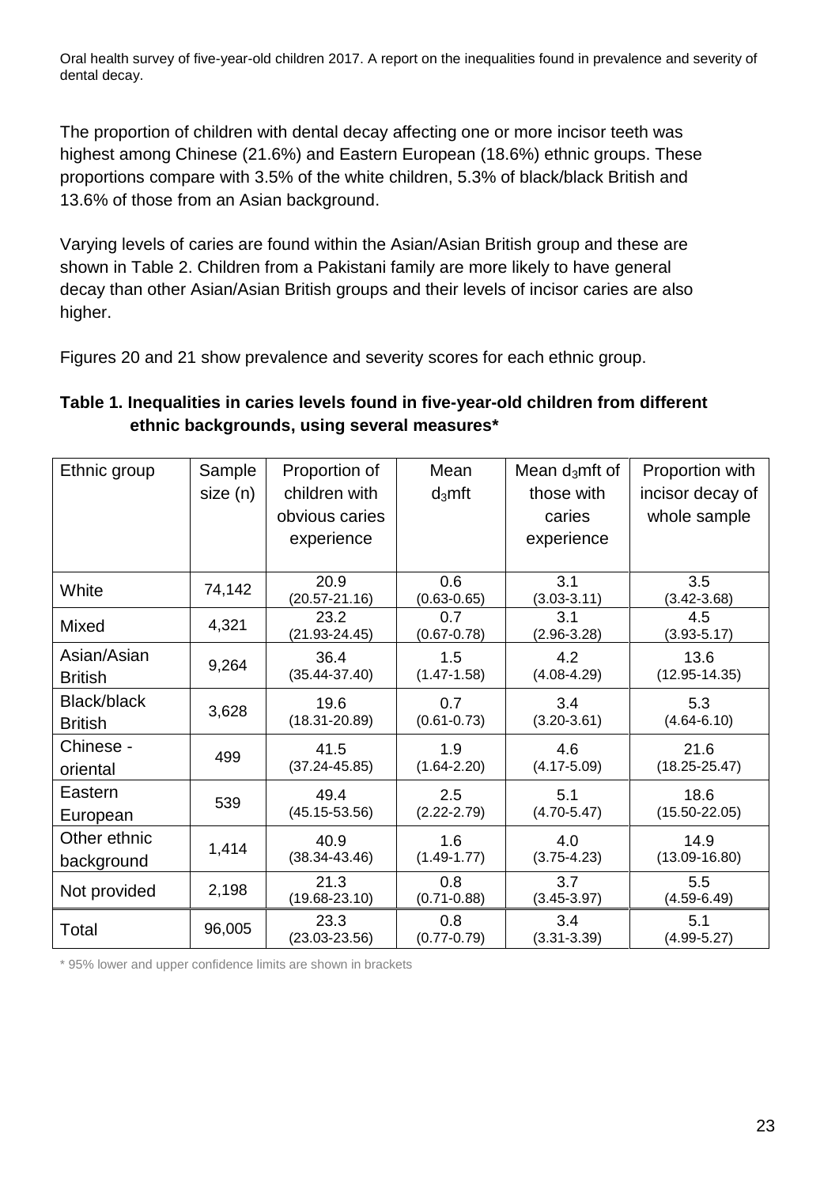The proportion of children with dental decay affecting one or more incisor teeth was highest among Chinese (21.6%) and Eastern European (18.6%) ethnic groups. These proportions compare with 3.5% of the white children, 5.3% of black/black British and 13.6% of those from an Asian background.

Varying levels of caries are found within the Asian/Asian British group and these are shown in Table 2. Children from a Pakistani family are more likely to have general decay than other Asian/Asian British groups and their levels of incisor caries are also higher.

Figures 20 and 21 show prevalence and severity scores for each ethnic group.

**Table 1. Inequalities in caries levels found in five-year-old children from different ethnic backgrounds, using several measures***

| Ethnic group | Sample size (n) | Proportion of children with obvious caries experience | Mean $d_3$mft | Mean $d_3$mft of those with caries experience | Proportion with incisor decay of whole sample |
|---|---|---|---|---|---|
| White | 74,142 | 20.9 (20.57-21.16) | 0.6 (0.63-0.65) | 3.1 (3.03-3.11) | 3.5 (3.42-3.68) |
| Mixed | 4,321 | 23.2 (21.93-24.45) | 0.7 (0.67-0.78) | 3.1 (2.96-3.28) | 4.5 (3.93-5.17) |
| Asian/Asian British | 9,264 | 36.4 (35.44-37.40) | 1.5 (1.47-1.58) | 4.2 (4.08-4.29) | 13.6 (12.95-14.35) |
| Black/black British | 3,628 | 19.6 (18.31-20.89) | 0.7 (0.61-0.73) | 3.4 (3.20-3.61) | 5.3 (4.64-6.10) |
| Chinese - oriental | 499 | 41.5 (37.24-45.85) | 1.9 (1.64-2.20) | 4.6 (4.17-5.09) | 21.6 (18.25-25.47) |
| Eastern European | 539 | 49.4 (45.15-53.56) | 2.5 (2.22-2.79) | 5.1 (4.70-5.47) | 18.6 (15.50-22.05) |
| Other ethnic background | 1,414 | 40.9 (38.34-43.46) | 1.6 (1.49-1.77) | 4.0 (3.75-4.23) | 14.9 (13.09-16.80) |
| Not provided | 2,198 | 21.3 (19.68-23.10) | 0.8 (0.71-0.88) | 3.7 (3.45-3.97) | 5.5 (4.59-6.49) |
| Total | 96,005 | 23.3 (23.03-23.56) | 0.8 (0.77-0.79) | 3.4 (3.31-3.39) | 5.1 (4.99-5.27) |

\* 95% lower and upper confidence limits are shown in brackets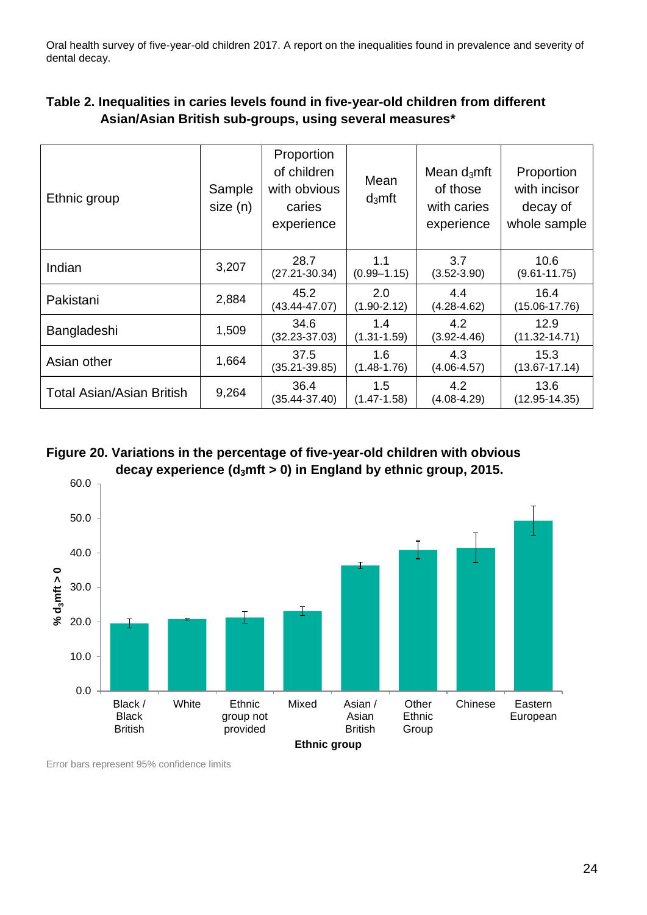**Table 2. Inequalities in caries levels found in five-year-old children from different Asian/Asian British sub-groups, using several measures***

| Ethnic group | Sample size (n) | Proportion of children with obvious caries experience | Mean $d_3$mft | Mean $d_3$mft of those with caries experience | Proportion with incisor decay of whole sample |
|---|---|---|---|---|---|
| Indian | 3,207 | 28.7 (27.21-30.34) | 1.1 (0.99–1.15) | 3.7 (3.52-3.90) | 10.6 (9.61-11.75) |
| Pakistani | 2,884 | 45.2 (43.44-47.07) | 2.0 (1.90-2.12) | 4.4 (4.28-4.62) | 16.4 (15.06-17.76) |
| Bangladeshi | 1,509 | 34.6 (32.23-37.03) | 1.4 (1.31-1.59) | 4.2 (3.92-4.46) | 12.9 (11.32-14.71) |
| Asian other | 1,664 | 37.5 (35.21-39.85) | 1.6 (1.48-1.76) | 4.3 (4.06-4.57) | 15.3 (13.67-17.14) |
| Total Asian/Asian British | 9,264 | 36.4 (35.44-37.40) | 1.5 (1.47-1.58) | 4.2 (4.08-4.29) | 13.6 (12.95-14.35) |

**Figure 20. Variations in the percentage of five-year-old children with obvious decay experience ($d_3$mft > 0) in England by ethnic group, 2015.**

Error bars represent 95% confidence limits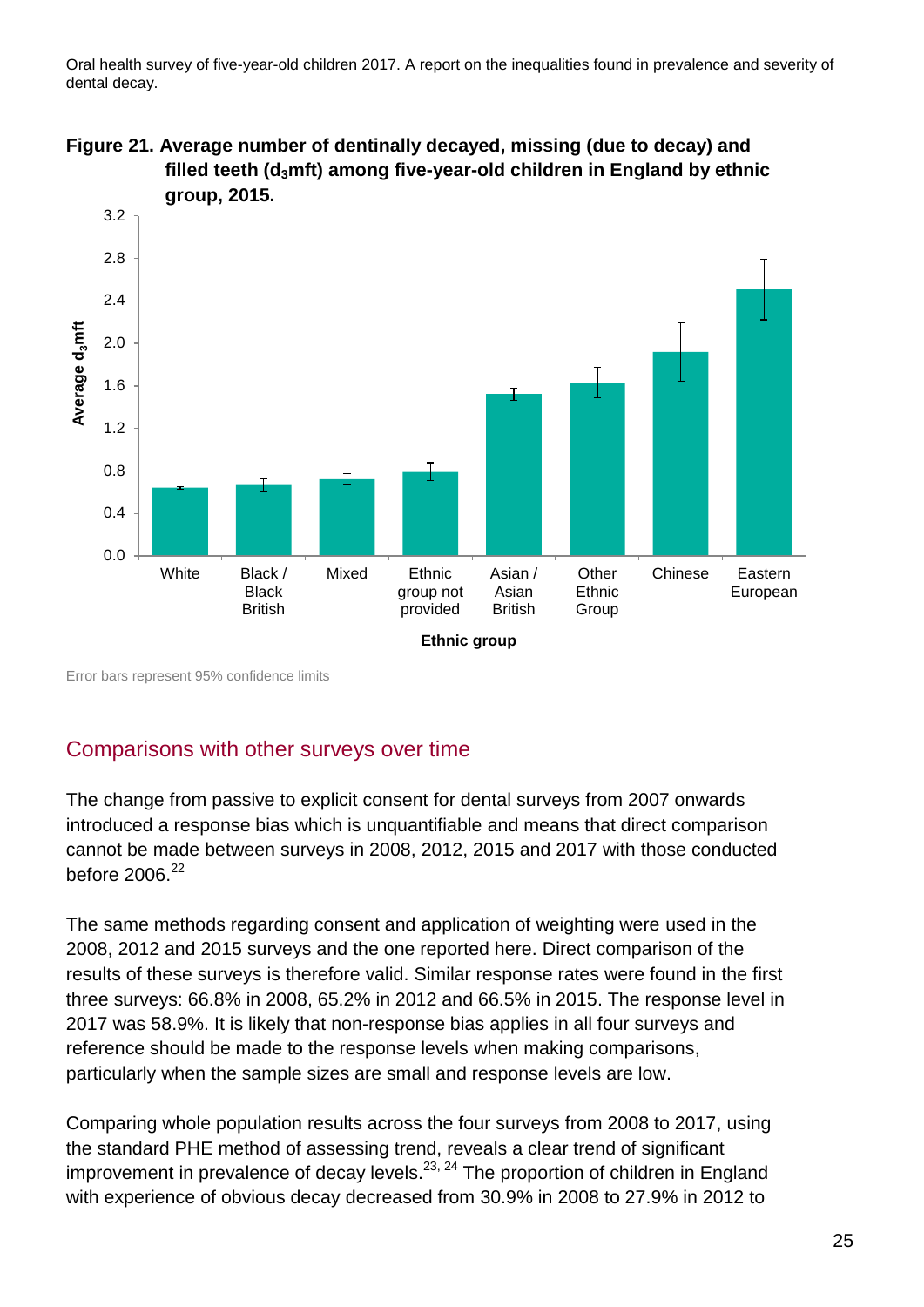**Figure 21. Average number of dentinally decayed, missing (due to decay) and filled teeth ($d_3$mft) among five-year-old children in England by ethnic group, 2015.**

Error bars represent 95% confidence limits

## Comparisons with other surveys over time

The change from passive to explicit consent for dental surveys from 2007 onwards introduced a response bias which is unquantifiable and means that direct comparison cannot be made between surveys in 2008, 2012, 2015 and 2017 with those conducted before 2006.[22]

The same methods regarding consent and application of weighting were used in the 2008, 2012 and 2015 surveys and the one reported here. Direct comparison of the results of these surveys is therefore valid. Similar response rates were found in the first three surveys: 66.8% in 2008, 65.2% in 2012 and 66.5% in 2015. The response level in 2017 was 58.9%. It is likely that non-response bias applies in all four surveys and reference should be made to the response levels when making comparisons, particularly when the sample sizes are small and response levels are low.

Comparing whole population results across the four surveys from 2008 to 2017, using the standard PHE method of assessing trend, reveals a clear trend of significant improvement in prevalence of decay levels.[23, 24] The proportion of children in England with experience of obvious decay decreased from 30.9% in 2008 to 27.9% in 2012 to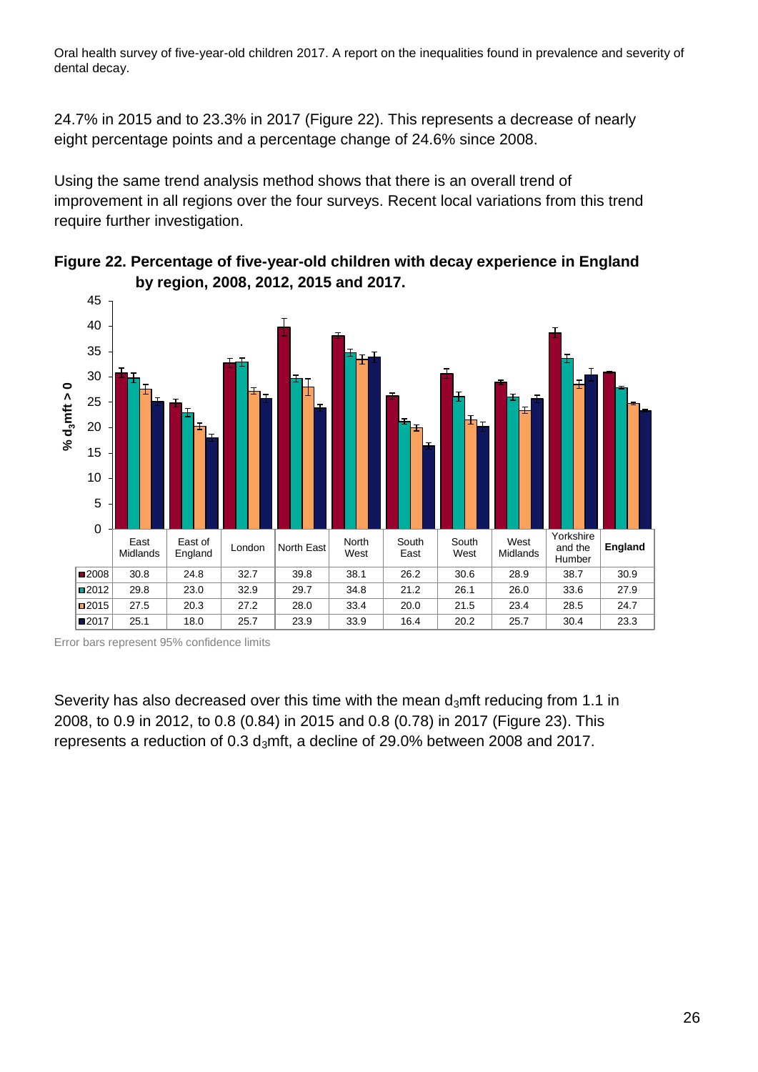24.7% in 2015 and to 23.3% in 2017 (Figure 22). This represents a decrease of nearly eight percentage points and a percentage change of 24.6% since 2008.

Using the same trend analysis method shows that there is an overall trend of improvement in all regions over the four surveys. Recent local variations from this trend require further investigation.

**Figure 22. Percentage of five-year-old children with decay experience in England by region, 2008, 2012, 2015 and 2017.**

|  | East Midlands | East of England | London | North East | North West | South East | South West | West Midlands | Yorkshire and the Humber | **England** |
|---|---|---|---|---|---|---|---|---|---|---|
| 2008 | 30.8 | 24.8 | 32.7 | 39.8 | 38.1 | 26.2 | 30.6 | 28.9 | 38.7 | 30.9 |
| 2012 | 29.8 | 23.0 | 32.9 | 29.7 | 34.8 | 21.2 | 26.1 | 26.0 | 33.6 | 27.9 |
| 2015 | 27.5 | 20.3 | 27.2 | 28.0 | 33.4 | 20.0 | 21.5 | 23.4 | 28.5 | 24.7 |
| 2017 | 25.1 | 18.0 | 25.7 | 23.9 | 33.9 | 16.4 | 20.2 | 25.7 | 30.4 | 23.3 |

Y-axis: % $d_3$mft > 0

Error bars represent 95% confidence limits

Severity has also decreased over this time with the mean $d_3$mft reducing from 1.1 in 2008, to 0.9 in 2012, to 0.8 (0.84) in 2015 and 0.8 (0.78) in 2017 (Figure 23). This represents a reduction of 0.3 $d_3$mft, a decline of 29.0% between 2008 and 2017.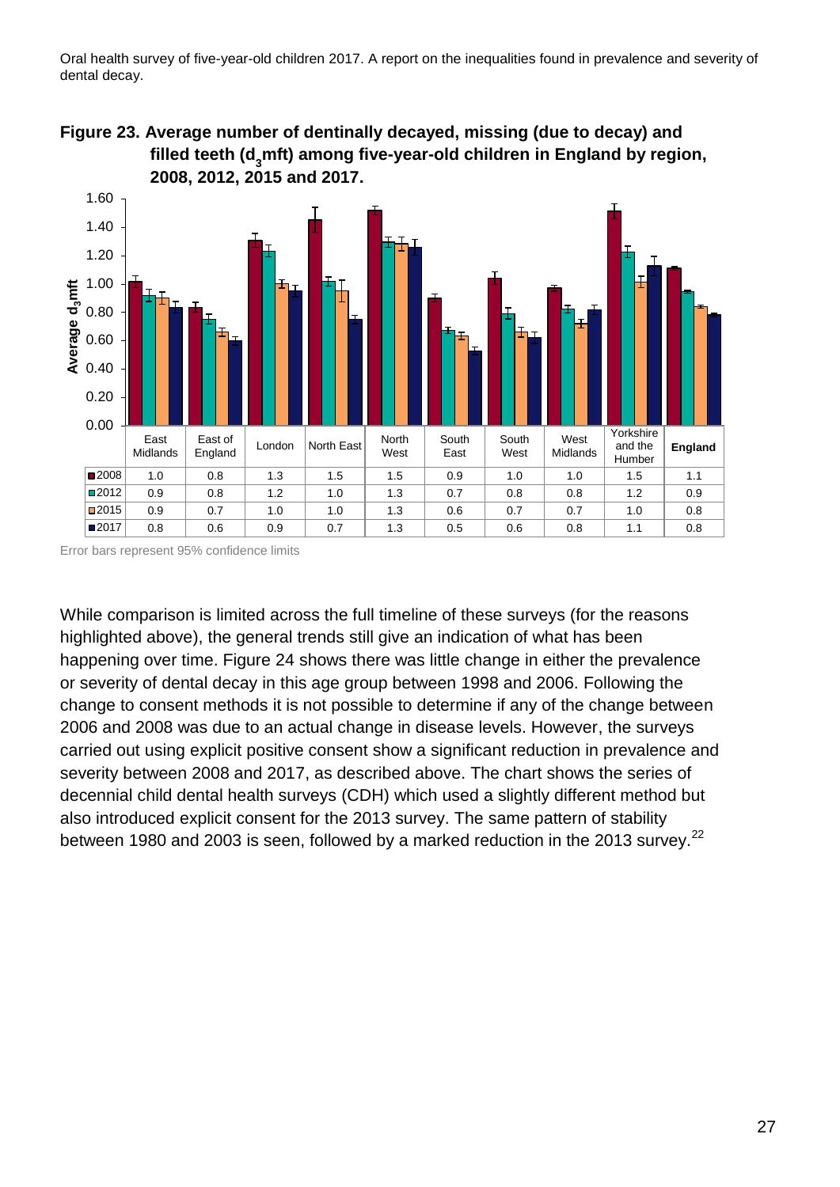**Figure 23. Average number of dentinally decayed, missing (due to decay) and filled teeth ($d_3$mft) among five-year-old children in England by region, 2008, 2012, 2015 and 2017.**

| | East Midlands | East of England | London | North East | North West | South East | South West | West Midlands | Yorkshire and the Humber | England |
|---|---|---|---|---|---|---|---|---|---|---|
| 2008 | 1.0 | 0.8 | 1.3 | 1.5 | 1.5 | 0.9 | 1.0 | 1.0 | 1.5 | 1.1 |
| 2012 | 0.9 | 0.8 | 1.2 | 1.0 | 1.3 | 0.7 | 0.8 | 0.8 | 1.2 | 0.9 |
| 2015 | 0.9 | 0.7 | 1.0 | 1.0 | 1.3 | 0.6 | 0.7 | 0.7 | 1.0 | 0.8 |
| 2017 | 0.8 | 0.6 | 0.9 | 0.7 | 1.3 | 0.5 | 0.6 | 0.8 | 1.1 | 0.8 |

Error bars represent 95% confidence limits

While comparison is limited across the full timeline of these surveys (for the reasons highlighted above), the general trends still give an indication of what has been happening over time. Figure 24 shows there was little change in either the prevalence or severity of dental decay in this age group between 1998 and 2006. Following the change to consent methods it is not possible to determine if any of the change between 2006 and 2008 was due to an actual change in disease levels. However, the surveys carried out using explicit positive consent show a significant reduction in prevalence and severity between 2008 and 2017, as described above. The chart shows the series of decennial child dental health surveys (CDH) which used a slightly different method but also introduced explicit consent for the 2013 survey. The same pattern of stability between 1980 and 2003 is seen, followed by a marked reduction in the 2013 survey.[22]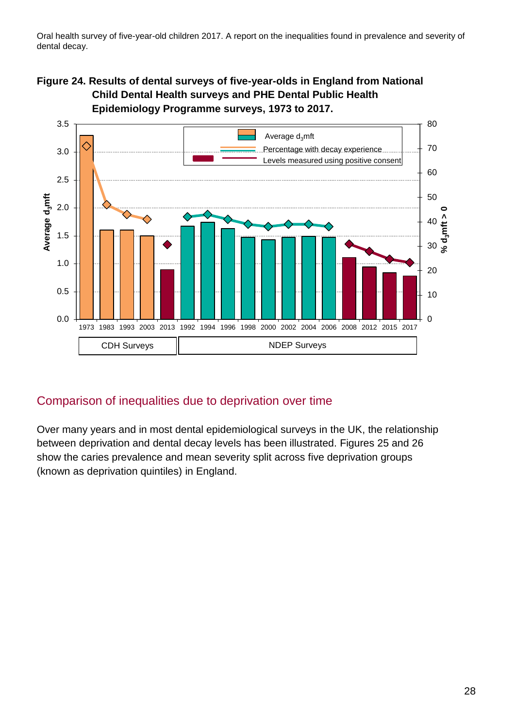**Figure 24. Results of dental surveys of five-year-olds in England from National Child Dental Health surveys and PHE Dental Public Health Epidemiology Programme surveys, 1973 to 2017.**

## Comparison of inequalities due to deprivation over time

Over many years and in most dental epidemiological surveys in the UK, the relationship between deprivation and dental decay levels has been illustrated. Figures 25 and 26 show the caries prevalence and mean severity split across five deprivation groups (known as deprivation quintiles) in England.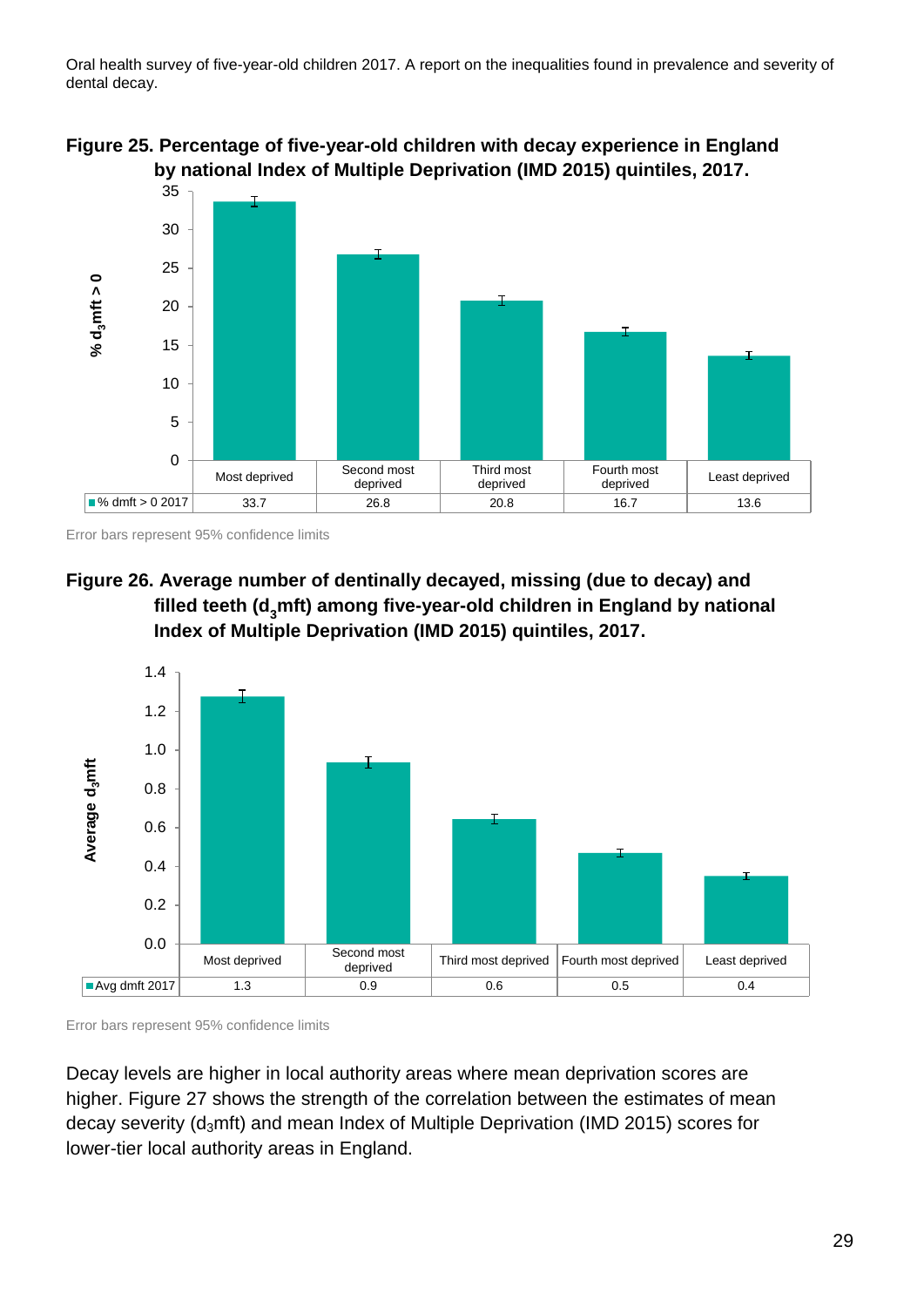**Figure 25. Percentage of five-year-old children with decay experience in England by national Index of Multiple Deprivation (IMD 2015) quintiles, 2017.**

| | Most deprived | Second most deprived | Third most deprived | Fourth most deprived | Least deprived |
|---|---|---|---|---|---|
| % dmft > 0 2017 | 33.7 | 26.8 | 20.8 | 16.7 | 13.6 |

Error bars represent 95% confidence limits

**Figure 26. Average number of dentinally decayed, missing (due to decay) and filled teeth ($d_3$mft) among five-year-old children in England by national Index of Multiple Deprivation (IMD 2015) quintiles, 2017.**

| | Most deprived | Second most deprived | Third most deprived | Fourth most deprived | Least deprived |
|---|---|---|---|---|---|
| Avg dmft 2017 | 1.3 | 0.9 | 0.6 | 0.5 | 0.4 |

Error bars represent 95% confidence limits

Decay levels are higher in local authority areas where mean deprivation scores are higher. Figure 27 shows the strength of the correlation between the estimates of mean decay severity ($d_3$mft) and mean Index of Multiple Deprivation (IMD 2015) scores for lower-tier local authority areas in England.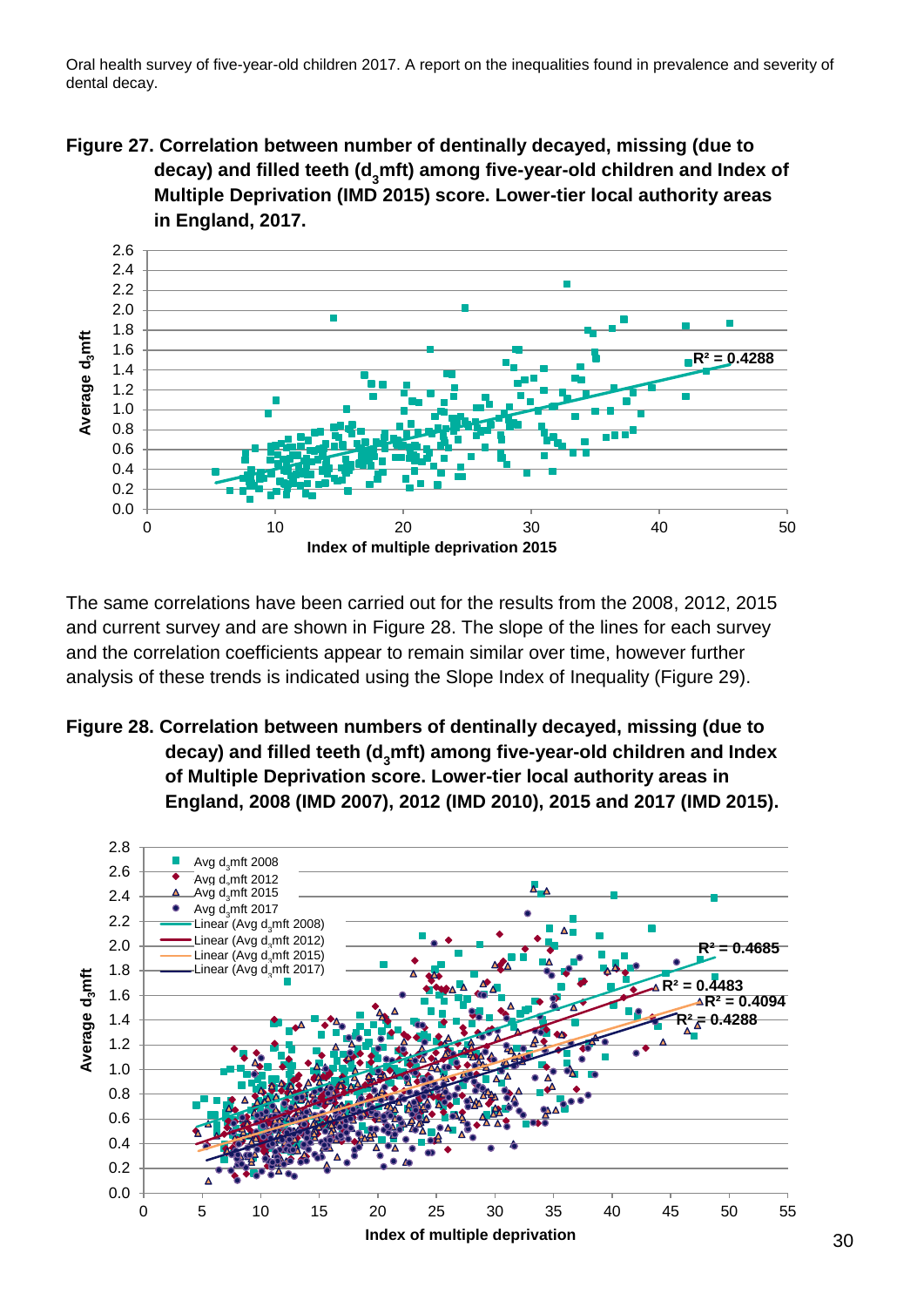**Figure 27. Correlation between number of dentinally decayed, missing (due to decay) and filled teeth ($d_3mft$) among five-year-old children and Index of Multiple Deprivation (IMD 2015) score. Lower-tier local authority areas in England, 2017.**

The same correlations have been carried out for the results from the 2008, 2012, 2015 and current survey and are shown in Figure 28. The slope of the lines for each survey and the correlation coefficients appear to remain similar over time, however further analysis of these trends is indicated using the Slope Index of Inequality (Figure 29).

**Figure 28. Correlation between numbers of dentinally decayed, missing (due to decay) and filled teeth ($d_3mft$) among five-year-old children and Index of Multiple Deprivation score. Lower-tier local authority areas in England, 2008 (IMD 2007), 2012 (IMD 2010), 2015 and 2017 (IMD 2015).**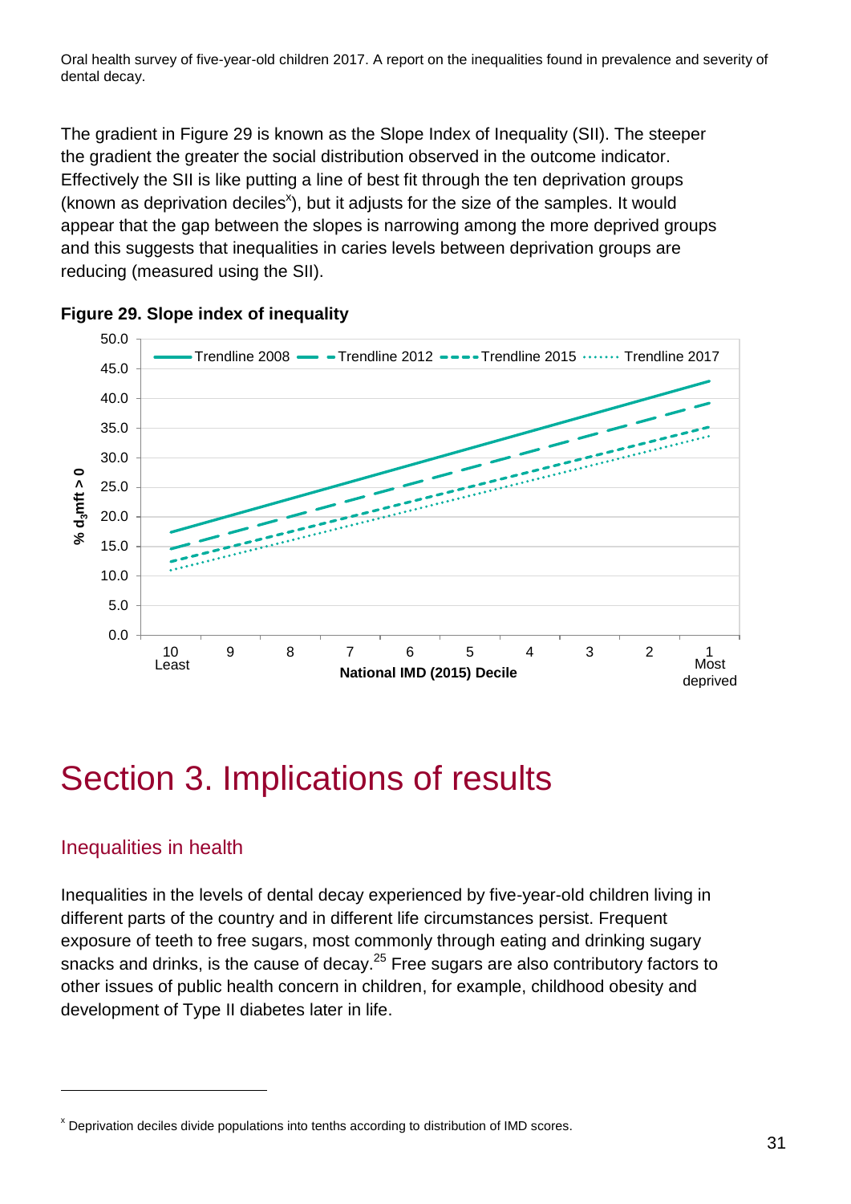The gradient in Figure 29 is known as the Slope Index of Inequality (SII). The steeper the gradient the greater the social distribution observed in the outcome indicator. Effectively the SII is like putting a line of best fit through the ten deprivation groups (known as deprivation deciles[x]), but it adjusts for the size of the samples. It would appear that the gap between the slopes is narrowing among the more deprived groups and this suggests that inequalities in caries levels between deprivation groups are reducing (measured using the SII).

**Figure 29. Slope index of inequality**

# Section 3. Implications of results

## Inequalities in health

Inequalities in the levels of dental decay experienced by five-year-old children living in different parts of the country and in different life circumstances persist. Frequent exposure of teeth to free sugars, most commonly through eating and drinking sugary snacks and drinks, is the cause of decay.[25] Free sugars are also contributory factors to other issues of public health concern in children, for example, childhood obesity and development of Type II diabetes later in life.

---

[x] Deprivation deciles divide populations into tenths according to distribution of IMD scores.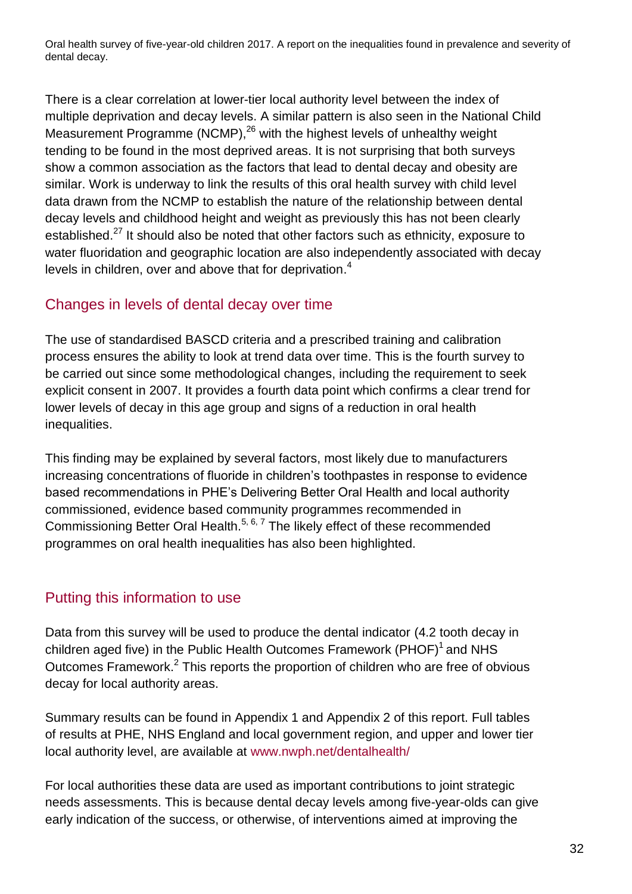There is a clear correlation at lower-tier local authority level between the index of multiple deprivation and decay levels. A similar pattern is also seen in the National Child Measurement Programme (NCMP),[26] with the highest levels of unhealthy weight tending to be found in the most deprived areas. It is not surprising that both surveys show a common association as the factors that lead to dental decay and obesity are similar. Work is underway to link the results of this oral health survey with child level data drawn from the NCMP to establish the nature of the relationship between dental decay levels and childhood height and weight as previously this has not been clearly established.[27] It should also be noted that other factors such as ethnicity, exposure to water fluoridation and geographic location are also independently associated with decay levels in children, over and above that for deprivation.[4]

## Changes in levels of dental decay over time

The use of standardised BASCD criteria and a prescribed training and calibration process ensures the ability to look at trend data over time. This is the fourth survey to be carried out since some methodological changes, including the requirement to seek explicit consent in 2007. It provides a fourth data point which confirms a clear trend for lower levels of decay in this age group and signs of a reduction in oral health inequalities.

This finding may be explained by several factors, most likely due to manufacturers increasing concentrations of fluoride in children's toothpastes in response to evidence based recommendations in PHE's Delivering Better Oral Health and local authority commissioned, evidence based community programmes recommended in Commissioning Better Oral Health.[5, 6, 7] The likely effect of these recommended programmes on oral health inequalities has also been highlighted.

## Putting this information to use

Data from this survey will be used to produce the dental indicator (4.2 tooth decay in children aged five) in the Public Health Outcomes Framework (PHOF)[1] and NHS Outcomes Framework.[2] This reports the proportion of children who are free of obvious decay for local authority areas.

Summary results can be found in Appendix 1 and Appendix 2 of this report. Full tables of results at PHE, NHS England and local government region, and upper and lower tier local authority level, are available at www.nwph.net/dentalhealth/

For local authorities these data are used as important contributions to joint strategic needs assessments. This is because dental decay levels among five-year-olds can give early indication of the success, or otherwise, of interventions aimed at improving the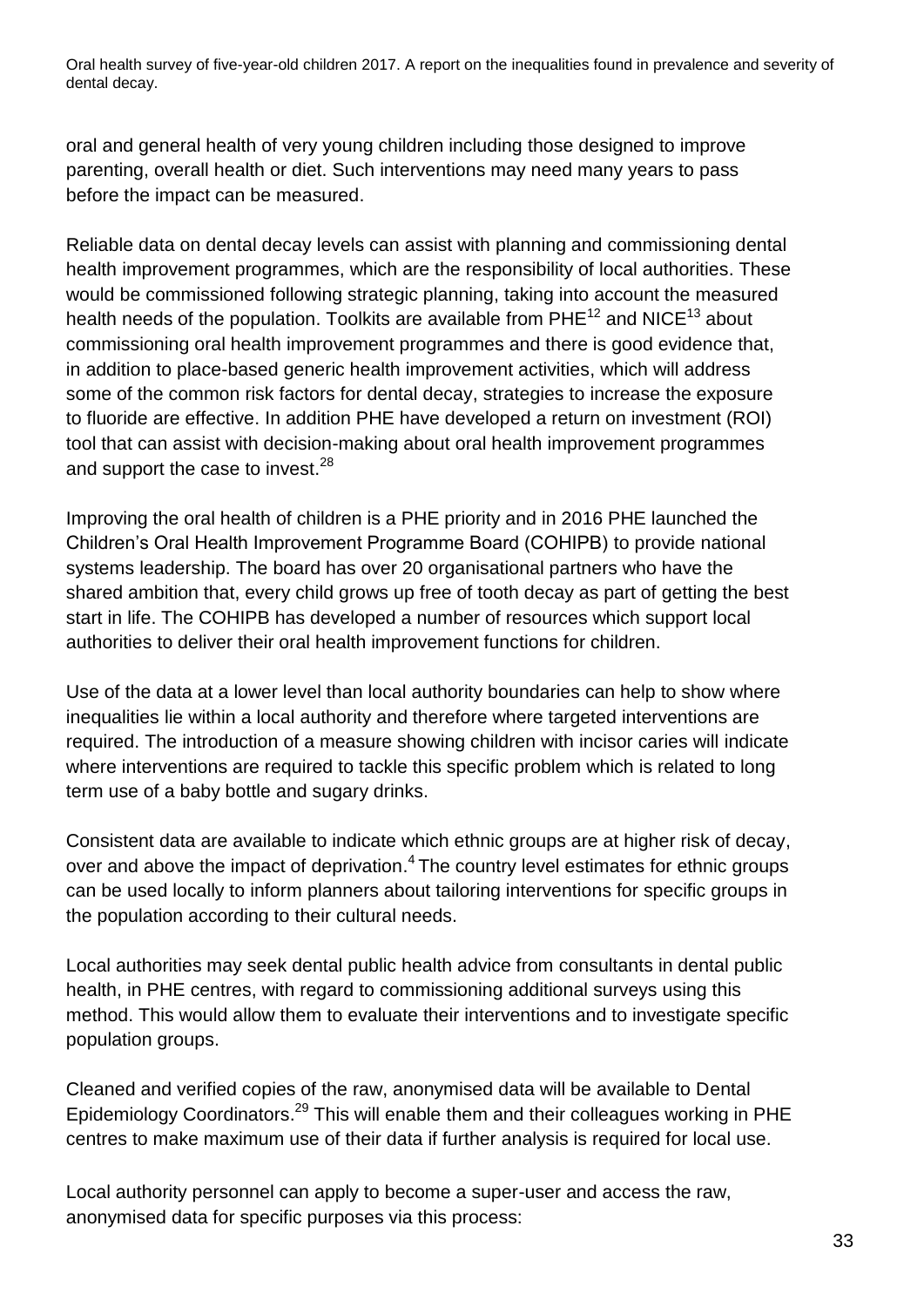oral and general health of very young children including those designed to improve parenting, overall health or diet. Such interventions may need many years to pass before the impact can be measured.

Reliable data on dental decay levels can assist with planning and commissioning dental health improvement programmes, which are the responsibility of local authorities. These would be commissioned following strategic planning, taking into account the measured health needs of the population. Toolkits are available from PHE[12] and NICE[13] about commissioning oral health improvement programmes and there is good evidence that, in addition to place-based generic health improvement activities, which will address some of the common risk factors for dental decay, strategies to increase the exposure to fluoride are effective. In addition PHE have developed a return on investment (ROI) tool that can assist with decision-making about oral health improvement programmes and support the case to invest.[28]

Improving the oral health of children is a PHE priority and in 2016 PHE launched the Children's Oral Health Improvement Programme Board (COHIPB) to provide national systems leadership. The board has over 20 organisational partners who have the shared ambition that, every child grows up free of tooth decay as part of getting the best start in life. The COHIPB has developed a number of resources which support local authorities to deliver their oral health improvement functions for children.

Use of the data at a lower level than local authority boundaries can help to show where inequalities lie within a local authority and therefore where targeted interventions are required. The introduction of a measure showing children with incisor caries will indicate where interventions are required to tackle this specific problem which is related to long term use of a baby bottle and sugary drinks.

Consistent data are available to indicate which ethnic groups are at higher risk of decay, over and above the impact of deprivation.[4] The country level estimates for ethnic groups can be used locally to inform planners about tailoring interventions for specific groups in the population according to their cultural needs.

Local authorities may seek dental public health advice from consultants in dental public health, in PHE centres, with regard to commissioning additional surveys using this method. This would allow them to evaluate their interventions and to investigate specific population groups.

Cleaned and verified copies of the raw, anonymised data will be available to Dental Epidemiology Coordinators.[29] This will enable them and their colleagues working in PHE centres to make maximum use of their data if further analysis is required for local use.

Local authority personnel can apply to become a super-user and access the raw, anonymised data for specific purposes via this process: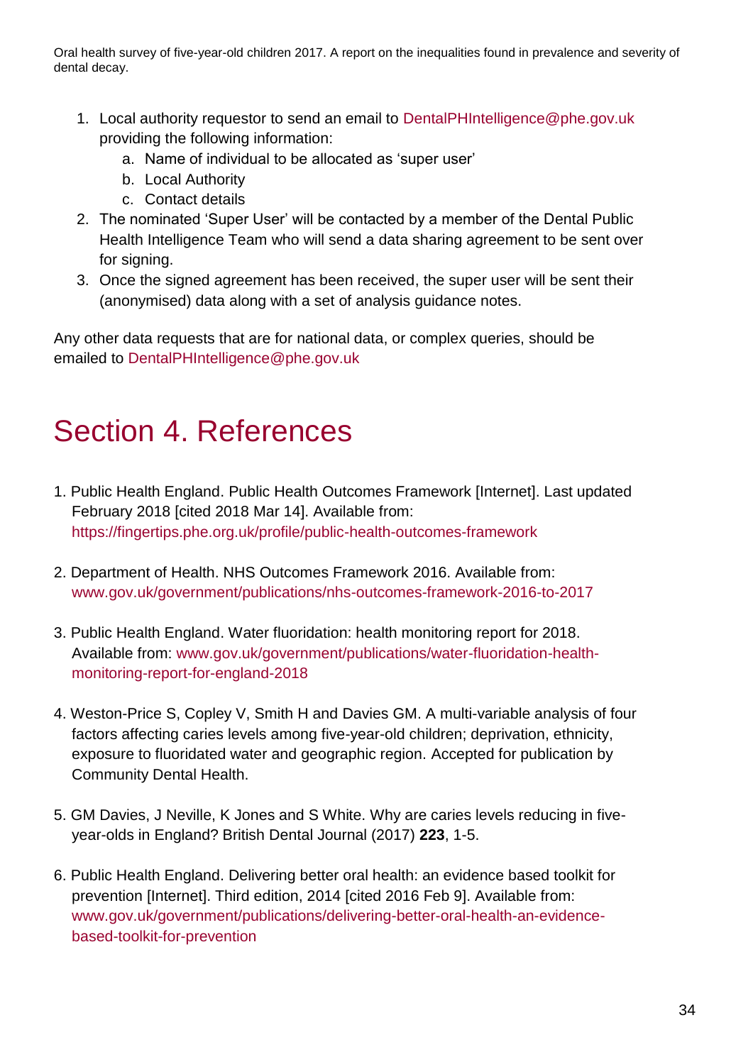1. Local authority requestor to send an email to DentalPHIntelligence@phe.gov.uk providing the following information:
   a. Name of individual to be allocated as 'super user'
   b. Local Authority
   c. Contact details
2. The nominated 'Super User' will be contacted by a member of the Dental Public Health Intelligence Team who will send a data sharing agreement to be sent over for signing.
3. Once the signed agreement has been received, the super user will be sent their (anonymised) data along with a set of analysis guidance notes.

Any other data requests that are for national data, or complex queries, should be emailed to DentalPHIntelligence@phe.gov.uk

# Section 4. References

1. Public Health England. Public Health Outcomes Framework [Internet]. Last updated February 2018 [cited 2018 Mar 14]. Available from: https://fingertips.phe.org.uk/profile/public-health-outcomes-framework

2. Department of Health. NHS Outcomes Framework 2016. Available from: www.gov.uk/government/publications/nhs-outcomes-framework-2016-to-2017

3. Public Health England. Water fluoridation: health monitoring report for 2018. Available from: www.gov.uk/government/publications/water-fluoridation-health-monitoring-report-for-england-2018

4. Weston-Price S, Copley V, Smith H and Davies GM. A multi-variable analysis of four factors affecting caries levels among five-year-old children; deprivation, ethnicity, exposure to fluoridated water and geographic region. Accepted for publication by Community Dental Health.

5. GM Davies, J Neville, K Jones and S White. Why are caries levels reducing in five-year-olds in England? British Dental Journal (2017) **223**, 1-5.

6. Public Health England. Delivering better oral health: an evidence based toolkit for prevention [Internet]. Third edition, 2014 [cited 2016 Feb 9]. Available from: www.gov.uk/government/publications/delivering-better-oral-health-an-evidence-based-toolkit-for-prevention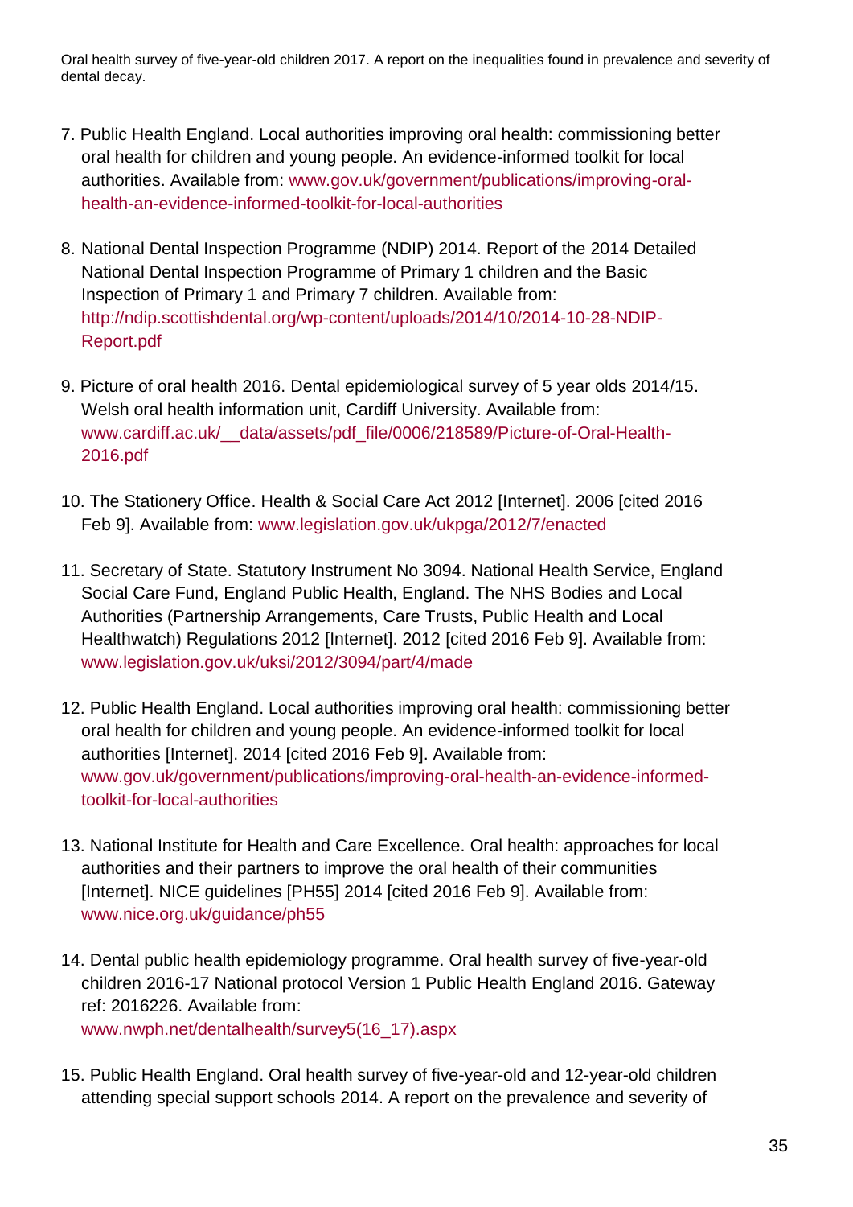7. Public Health England. Local authorities improving oral health: commissioning better oral health for children and young people. An evidence-informed toolkit for local authorities. Available from: www.gov.uk/government/publications/improving-oral-health-an-evidence-informed-toolkit-for-local-authorities

8. National Dental Inspection Programme (NDIP) 2014. Report of the 2014 Detailed National Dental Inspection Programme of Primary 1 children and the Basic Inspection of Primary 1 and Primary 7 children. Available from: http://ndip.scottishdental.org/wp-content/uploads/2014/10/2014-10-28-NDIP-Report.pdf

9. Picture of oral health 2016. Dental epidemiological survey of 5 year olds 2014/15. Welsh oral health information unit, Cardiff University. Available from: www.cardiff.ac.uk/__data/assets/pdf_file/0006/218589/Picture-of-Oral-Health-2016.pdf

10. The Stationery Office. Health & Social Care Act 2012 [Internet]. 2006 [cited 2016 Feb 9]. Available from: www.legislation.gov.uk/ukpga/2012/7/enacted

11. Secretary of State. Statutory Instrument No 3094. National Health Service, England Social Care Fund, England Public Health, England. The NHS Bodies and Local Authorities (Partnership Arrangements, Care Trusts, Public Health and Local Healthwatch) Regulations 2012 [Internet]. 2012 [cited 2016 Feb 9]. Available from: www.legislation.gov.uk/uksi/2012/3094/part/4/made

12. Public Health England. Local authorities improving oral health: commissioning better oral health for children and young people. An evidence-informed toolkit for local authorities [Internet]. 2014 [cited 2016 Feb 9]. Available from: www.gov.uk/government/publications/improving-oral-health-an-evidence-informed-toolkit-for-local-authorities

13. National Institute for Health and Care Excellence. Oral health: approaches for local authorities and their partners to improve the oral health of their communities [Internet]. NICE guidelines [PH55] 2014 [cited 2016 Feb 9]. Available from: www.nice.org.uk/guidance/ph55

14. Dental public health epidemiology programme. Oral health survey of five-year-old children 2016-17 National protocol Version 1 Public Health England 2016. Gateway ref: 2016226. Available from: www.nwph.net/dentalhealth/survey5(16_17).aspx

15. Public Health England. Oral health survey of five-year-old and 12-year-old children attending special support schools 2014. A report on the prevalence and severity of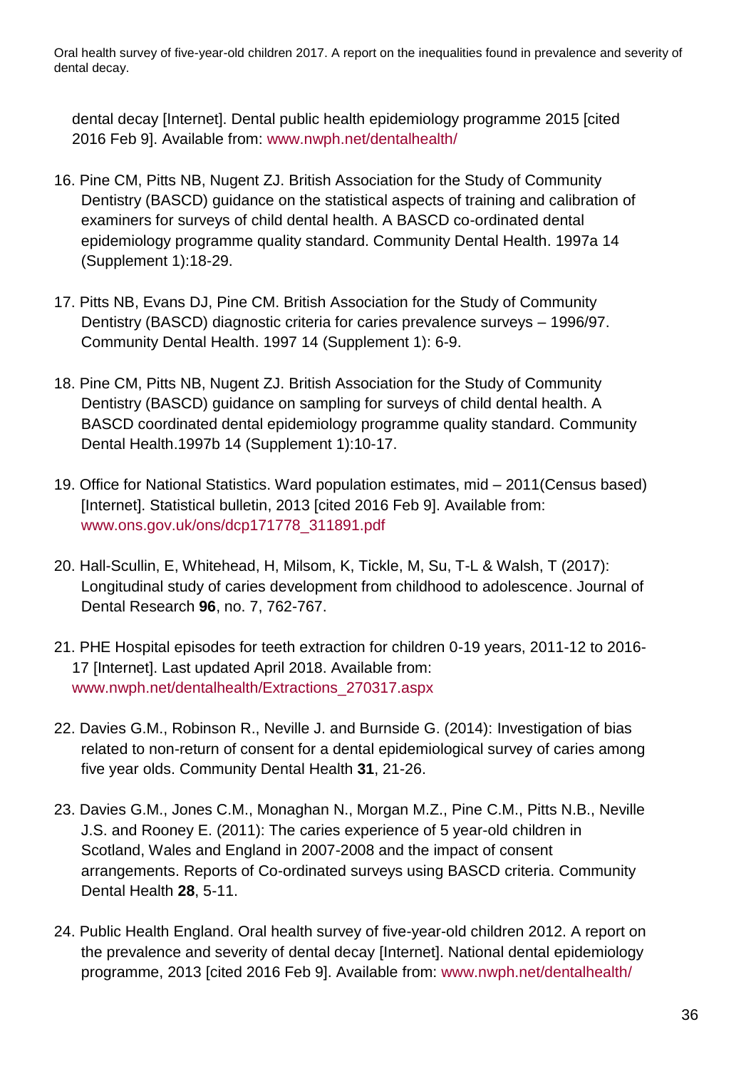dental decay [Internet]. Dental public health epidemiology programme 2015 [cited 2016 Feb 9]. Available from: www.nwph.net/dentalhealth/

16. Pine CM, Pitts NB, Nugent ZJ. British Association for the Study of Community Dentistry (BASCD) guidance on the statistical aspects of training and calibration of examiners for surveys of child dental health. A BASCD co-ordinated dental epidemiology programme quality standard. Community Dental Health. 1997a 14 (Supplement 1):18-29.

17. Pitts NB, Evans DJ, Pine CM. British Association for the Study of Community Dentistry (BASCD) diagnostic criteria for caries prevalence surveys – 1996/97. Community Dental Health. 1997 14 (Supplement 1): 6-9.

18. Pine CM, Pitts NB, Nugent ZJ. British Association for the Study of Community Dentistry (BASCD) guidance on sampling for surveys of child dental health. A BASCD coordinated dental epidemiology programme quality standard. Community Dental Health.1997b 14 (Supplement 1):10-17.

19. Office for National Statistics. Ward population estimates, mid – 2011(Census based) [Internet]. Statistical bulletin, 2013 [cited 2016 Feb 9]. Available from: www.ons.gov.uk/ons/dcp171778_311891.pdf

20. Hall-Scullin, E, Whitehead, H, Milsom, K, Tickle, M, Su, T-L & Walsh, T (2017): Longitudinal study of caries development from childhood to adolescence. Journal of Dental Research **96**, no. 7, 762-767.

21. PHE Hospital episodes for teeth extraction for children 0-19 years, 2011-12 to 2016-17 [Internet]. Last updated April 2018. Available from: www.nwph.net/dentalhealth/Extractions_270317.aspx

22. Davies G.M., Robinson R., Neville J. and Burnside G. (2014): Investigation of bias related to non-return of consent for a dental epidemiological survey of caries among five year olds. Community Dental Health **31**, 21-26.

23. Davies G.M., Jones C.M., Monaghan N., Morgan M.Z., Pine C.M., Pitts N.B., Neville J.S. and Rooney E. (2011): The caries experience of 5 year-old children in Scotland, Wales and England in 2007-2008 and the impact of consent arrangements. Reports of Co-ordinated surveys using BASCD criteria. Community Dental Health **28**, 5-11.

24. Public Health England. Oral health survey of five-year-old children 2012. A report on the prevalence and severity of dental decay [Internet]. National dental epidemiology programme, 2013 [cited 2016 Feb 9]. Available from: www.nwph.net/dentalhealth/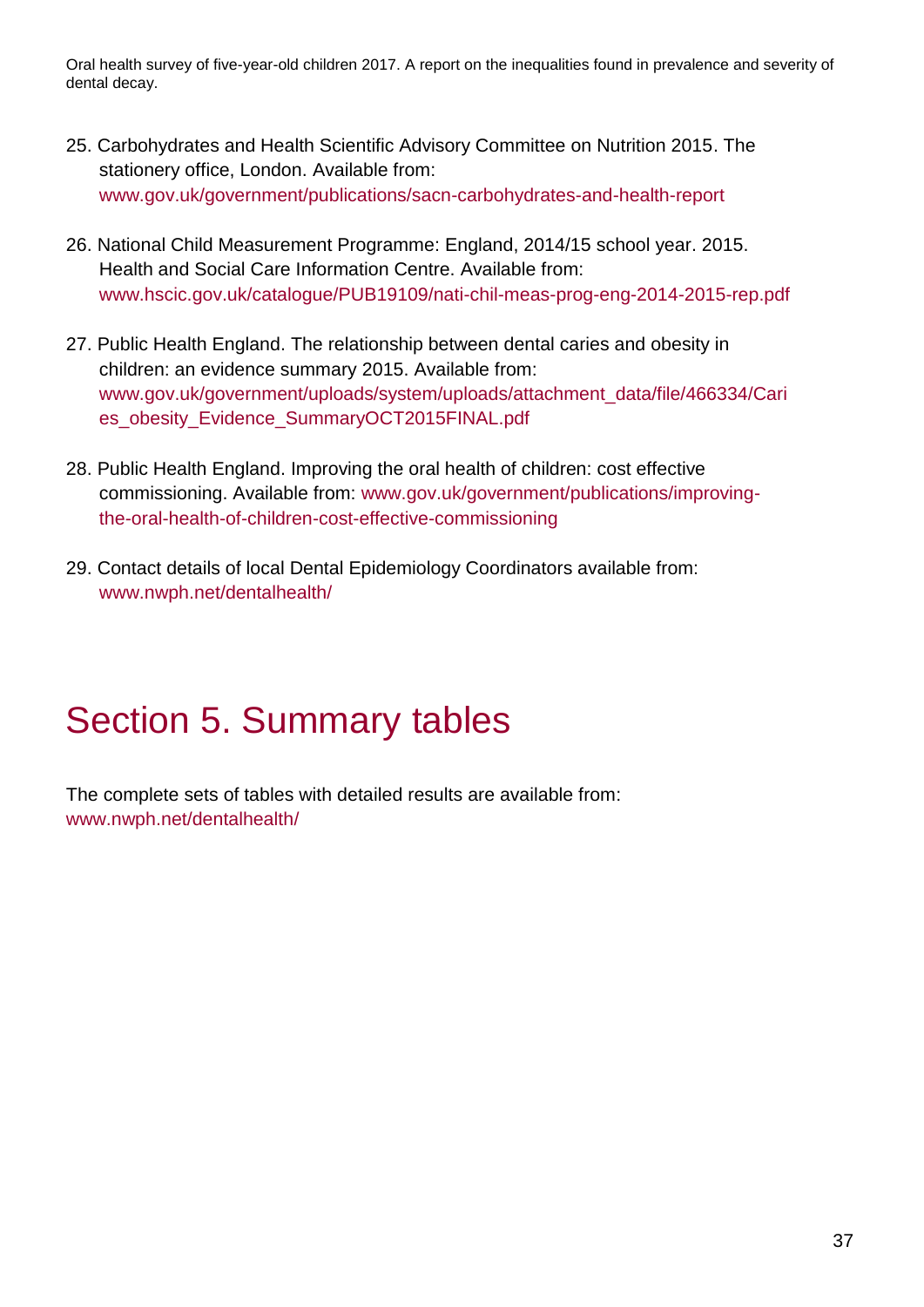25. Carbohydrates and Health Scientific Advisory Committee on Nutrition 2015. The stationery office, London. Available from: www.gov.uk/government/publications/sacn-carbohydrates-and-health-report

26. National Child Measurement Programme: England, 2014/15 school year. 2015. Health and Social Care Information Centre. Available from: www.hscic.gov.uk/catalogue/PUB19109/nati-chil-meas-prog-eng-2014-2015-rep.pdf

27. Public Health England. The relationship between dental caries and obesity in children: an evidence summary 2015. Available from: www.gov.uk/government/uploads/system/uploads/attachment_data/file/466334/Caries_obesity_Evidence_SummaryOCT2015FINAL.pdf

28. Public Health England. Improving the oral health of children: cost effective commissioning. Available from: www.gov.uk/government/publications/improving-the-oral-health-of-children-cost-effective-commissioning

29. Contact details of local Dental Epidemiology Coordinators available from: www.nwph.net/dentalhealth/

# Section 5. Summary tables

The complete sets of tables with detailed results are available from: www.nwph.net/dentalhealth/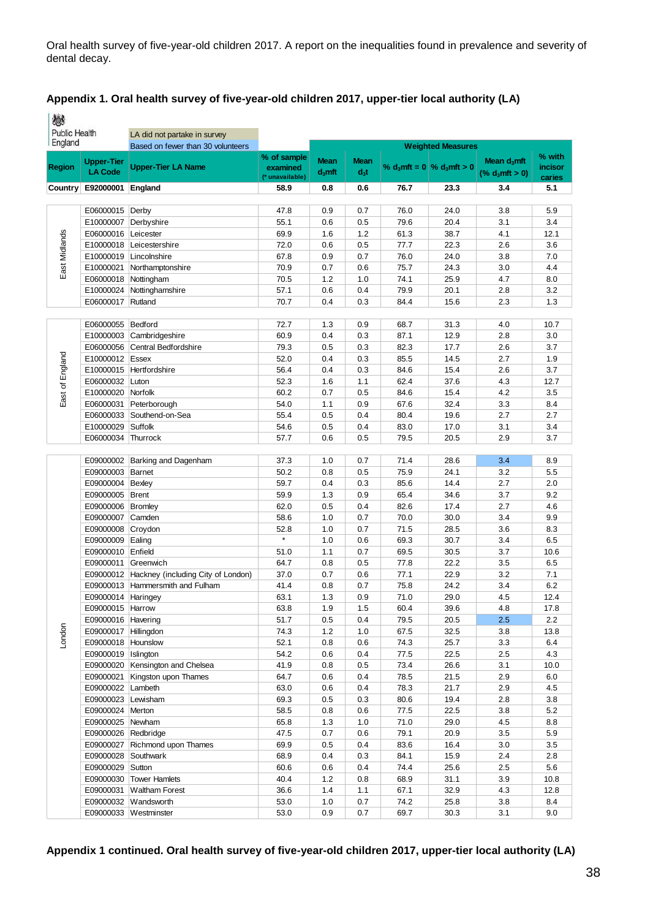Oral health survey of five-year-old children 2017. A report on the inequalities found in prevalence and severity of dental decay.

## Appendix 1. Oral health survey of five-year-old children 2017, upper-tier local authority (LA)

Public Health England

LA did not partake in survey

Based on fewer than 30 volunteers

| Region | Upper-Tier LA Code | Upper-Tier LA Name | % of sample examined (* unavailable) | Weighted Measures | | | | | |
|---|---|---|---|---|---|---|---|---|---|
| | | | | Mean $d_3mft$ | Mean $d_3t$ | % $d_3mft = 0$ | % $d_3mft > 0$ | Mean $d_3mft$ (% $d_3mft > 0$) | % with incisor caries |
| **Country** | **E92000001** | **England** | **58.9** | **0.8** | **0.6** | **76.7** | **23.3** | **3.4** | **5.1** |
| East Midlands | E06000015 | Derby | 47.8 | 0.9 | 0.7 | 76.0 | 24.0 | 3.8 | 5.9 |
| East Midlands | E10000007 | Derbyshire | 55.1 | 0.6 | 0.5 | 79.6 | 20.4 | 3.1 | 3.4 |
| East Midlands | E06000016 | Leicester | 69.9 | 1.6 | 1.2 | 61.3 | 38.7 | 4.1 | 12.1 |
| East Midlands | E10000018 | Leicestershire | 72.0 | 0.6 | 0.5 | 77.7 | 22.3 | 2.6 | 3.6 |
| East Midlands | E10000019 | Lincolnshire | 67.8 | 0.9 | 0.7 | 76.0 | 24.0 | 3.8 | 7.0 |
| East Midlands | E10000021 | Northamptonshire | 70.9 | 0.7 | 0.6 | 75.7 | 24.3 | 3.0 | 4.4 |
| East Midlands | E06000018 | Nottingham | 70.5 | 1.2 | 1.0 | 74.1 | 25.9 | 4.7 | 8.0 |
| East Midlands | E10000024 | Nottinghamshire | 57.1 | 0.6 | 0.4 | 79.9 | 20.1 | 2.8 | 3.2 |
| East Midlands | E06000017 | Rutland | 70.7 | 0.4 | 0.3 | 84.4 | 15.6 | 2.3 | 1.3 |
| East of England | E06000055 | Bedford | 72.7 | 1.3 | 0.9 | 68.7 | 31.3 | 4.0 | 10.7 |
| East of England | E10000003 | Cambridgeshire | 60.9 | 0.4 | 0.3 | 87.1 | 12.9 | 2.8 | 3.0 |
| East of England | E06000056 | Central Bedfordshire | 79.3 | 0.5 | 0.3 | 82.3 | 17.7 | 2.6 | 3.7 |
| East of England | E10000012 | Essex | 52.0 | 0.4 | 0.3 | 85.5 | 14.5 | 2.7 | 1.9 |
| East of England | E10000015 | Hertfordshire | 56.4 | 0.4 | 0.3 | 84.6 | 15.4 | 2.6 | 3.7 |
| East of England | E06000032 | Luton | 52.3 | 1.6 | 1.1 | 62.4 | 37.6 | 4.3 | 12.7 |
| East of England | E10000020 | Norfolk | 60.2 | 0.7 | 0.5 | 84.6 | 15.4 | 4.2 | 3.5 |
| East of England | E06000031 | Peterborough | 54.0 | 1.1 | 0.9 | 67.6 | 32.4 | 3.3 | 8.4 |
| East of England | E06000033 | Southend-on-Sea | 55.4 | 0.5 | 0.4 | 80.4 | 19.6 | 2.7 | 2.7 |
| East of England | E10000029 | Suffolk | 54.6 | 0.5 | 0.4 | 83.0 | 17.0 | 3.1 | 3.4 |
| East of England | E06000034 | Thurrock | 57.7 | 0.6 | 0.5 | 79.5 | 20.5 | 2.9 | 3.7 |
| London | E09000002 | Barking and Dagenham | 37.3 | 1.0 | 0.7 | 71.4 | 28.6 | 3.4 | 8.9 |
| London | E09000003 | Barnet | 50.2 | 0.8 | 0.5 | 75.9 | 24.1 | 3.2 | 5.5 |
| London | E09000004 | Bexley | 59.7 | 0.4 | 0.3 | 85.6 | 14.4 | 2.7 | 2.0 |
| London | E09000005 | Brent | 59.9 | 1.3 | 0.9 | 65.4 | 34.6 | 3.7 | 9.2 |
| London | E09000006 | Bromley | 62.0 | 0.5 | 0.4 | 82.6 | 17.4 | 2.7 | 4.6 |
| London | E09000007 | Camden | 58.6 | 1.0 | 0.7 | 70.0 | 30.0 | 3.4 | 9.9 |
| London | E09000008 | Croydon | 52.8 | 1.0 | 0.7 | 71.5 | 28.5 | 3.6 | 8.3 |
| London | E09000009 | Ealing | * | 1.0 | 0.6 | 69.3 | 30.7 | 3.4 | 6.5 |
| London | E09000010 | Enfield | 51.0 | 1.1 | 0.7 | 69.5 | 30.5 | 3.7 | 10.6 |
| London | E09000011 | Greenwich | 64.7 | 0.8 | 0.5 | 77.8 | 22.2 | 3.5 | 6.5 |
| London | E09000012 | Hackney (including City of London) | 37.0 | 0.7 | 0.6 | 77.1 | 22.9 | 3.2 | 7.1 |
| London | E09000013 | Hammersmith and Fulham | 41.4 | 0.8 | 0.7 | 75.8 | 24.2 | 3.4 | 6.2 |
| London | E09000014 | Haringey | 63.1 | 1.3 | 0.9 | 71.0 | 29.0 | 4.5 | 12.4 |
| London | E09000015 | Harrow | 63.8 | 1.9 | 1.5 | 60.4 | 39.6 | 4.8 | 17.8 |
| London | E09000016 | Havering | 51.7 | 0.5 | 0.4 | 79.5 | 20.5 | 2.5 | 2.2 |
| London | E09000017 | Hillingdon | 74.3 | 1.2 | 1.0 | 67.5 | 32.5 | 3.8 | 13.8 |
| London | E09000018 | Hounslow | 52.1 | 0.8 | 0.6 | 74.3 | 25.7 | 3.3 | 6.4 |
| London | E09000019 | Islington | 54.2 | 0.6 | 0.4 | 77.5 | 22.5 | 2.5 | 4.3 |
| London | E09000020 | Kensington and Chelsea | 41.9 | 0.8 | 0.5 | 73.4 | 26.6 | 3.1 | 10.0 |
| London | E09000021 | Kingston upon Thames | 64.7 | 0.6 | 0.4 | 78.5 | 21.5 | 2.9 | 6.0 |
| London | E09000022 | Lambeth | 63.0 | 0.6 | 0.4 | 78.3 | 21.7 | 2.9 | 4.5 |
| London | E09000023 | Lewisham | 69.3 | 0.5 | 0.3 | 80.6 | 19.4 | 2.8 | 3.8 |
| London | E09000024 | Merton | 58.5 | 0.8 | 0.6 | 77.5 | 22.5 | 3.8 | 5.2 |
| London | E09000025 | Newham | 65.8 | 1.3 | 1.0 | 71.0 | 29.0 | 4.5 | 8.8 |
| London | E09000026 | Redbridge | 47.5 | 0.7 | 0.6 | 79.1 | 20.9 | 3.5 | 5.9 |
| London | E09000027 | Richmond upon Thames | 69.9 | 0.5 | 0.4 | 83.6 | 16.4 | 3.0 | 3.5 |
| London | E09000028 | Southwark | 68.9 | 0.4 | 0.3 | 84.1 | 15.9 | 2.4 | 2.8 |
| London | E09000029 | Sutton | 60.6 | 0.6 | 0.4 | 74.4 | 25.6 | 2.5 | 5.6 |
| London | E09000030 | Tower Hamlets | 40.4 | 1.2 | 0.8 | 68.9 | 31.1 | 3.9 | 10.8 |
| London | E09000031 | Waltham Forest | 36.6 | 1.4 | 1.1 | 67.1 | 32.9 | 4.3 | 12.8 |
| London | E09000032 | Wandsworth | 53.0 | 1.0 | 0.7 | 74.2 | 25.8 | 3.8 | 8.4 |
| London | E09000033 | Westminster | 53.0 | 0.9 | 0.7 | 69.7 | 30.3 | 3.1 | 9.0 |

## Appendix 1 continued. Oral health survey of five-year-old children 2017, upper-tier local authority (LA)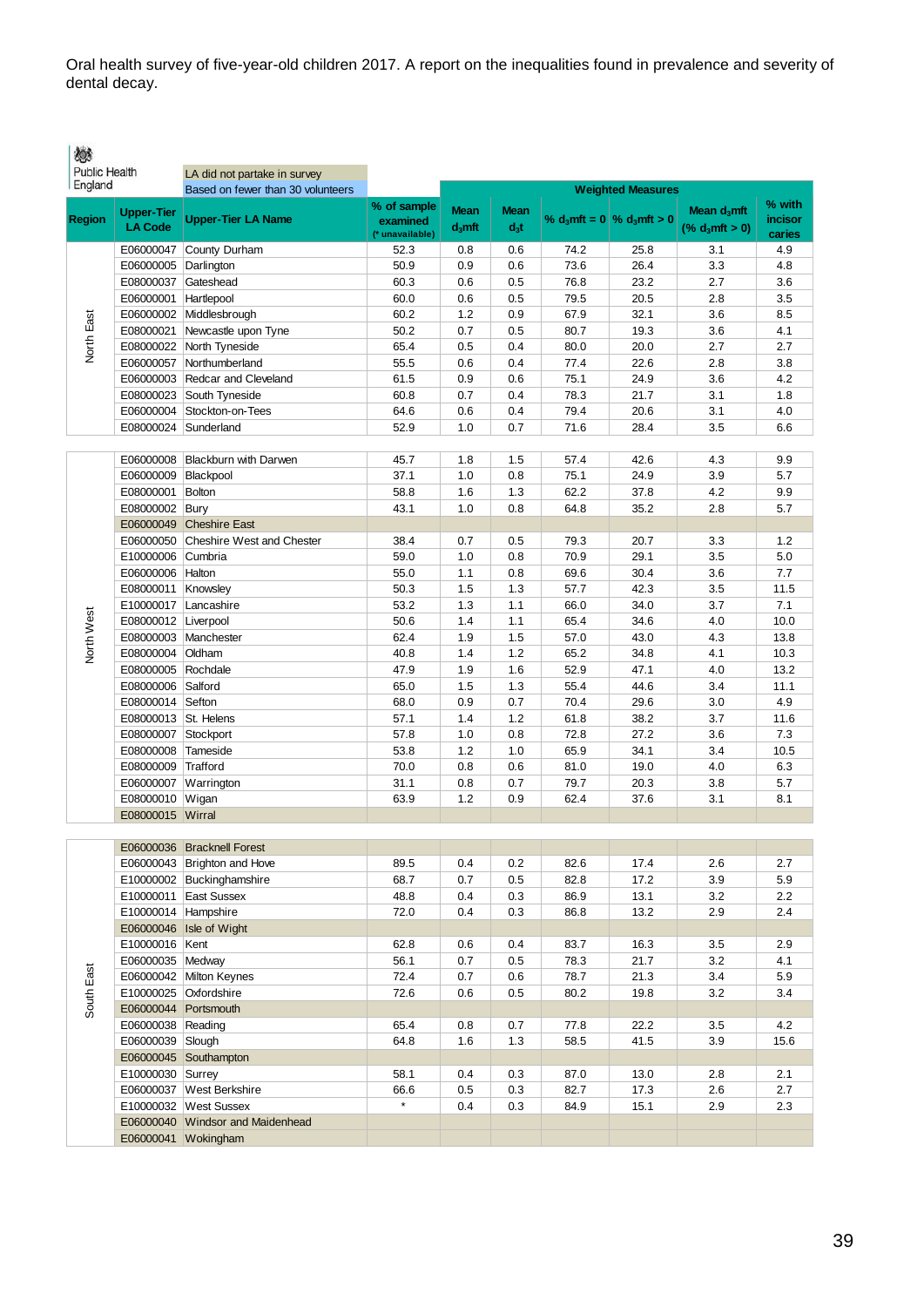Oral health survey of five-year-old children 2017. A report on the inequalities found in prevalence and severity of dental decay.

Public Health England

LA did not partake in survey

Based on fewer than 30 volunteers

| Region | Upper-Tier LA Code | Upper-Tier LA Name | % of sample examined (* unavailable) | Weighted Measures | | | | | |
|---|---|---|---|---|---|---|---|---|---|
| | | | | Mean $d_3mft$ | Mean $d_3t$ | % $d_3mft = 0$ | % $d_3mft > 0$ | Mean $d_3mft$ (% $d_3mft > 0$) | % with incisor caries |
| North East | E06000047 | County Durham | 52.3 | 0.8 | 0.6 | 74.2 | 25.8 | 3.1 | 4.9 |
| North East | E06000005 | Darlington | 50.9 | 0.9 | 0.6 | 73.6 | 26.4 | 3.3 | 4.8 |
| North East | E08000037 | Gateshead | 60.3 | 0.6 | 0.5 | 76.8 | 23.2 | 2.7 | 3.6 |
| North East | E06000001 | Hartlepool | 60.0 | 0.6 | 0.5 | 79.5 | 20.5 | 2.8 | 3.5 |
| North East | E06000002 | Middlesbrough | 60.2 | 1.2 | 0.9 | 67.9 | 32.1 | 3.6 | 8.5 |
| North East | E08000021 | Newcastle upon Tyne | 50.2 | 0.7 | 0.5 | 80.7 | 19.3 | 3.6 | 4.1 |
| North East | E08000022 | North Tyneside | 65.4 | 0.5 | 0.4 | 80.0 | 20.0 | 2.7 | 2.7 |
| North East | E06000057 | Northumberland | 55.5 | 0.6 | 0.4 | 77.4 | 22.6 | 2.8 | 3.8 |
| North East | E06000003 | Redcar and Cleveland | 61.5 | 0.9 | 0.6 | 75.1 | 24.9 | 3.6 | 4.2 |
| North East | E08000023 | South Tyneside | 60.8 | 0.7 | 0.4 | 78.3 | 21.7 | 3.1 | 1.8 |
| North East | E06000004 | Stockton-on-Tees | 64.6 | 0.6 | 0.4 | 79.4 | 20.6 | 3.1 | 4.0 |
| North East | E08000024 | Sunderland | 52.9 | 1.0 | 0.7 | 71.6 | 28.4 | 3.5 | 6.6 |
| North West | E06000008 | Blackburn with Darwen | 45.7 | 1.8 | 1.5 | 57.4 | 42.6 | 4.3 | 9.9 |
| North West | E06000009 | Blackpool | 37.1 | 1.0 | 0.8 | 75.1 | 24.9 | 3.9 | 5.7 |
| North West | E08000001 | Bolton | 58.8 | 1.6 | 1.3 | 62.2 | 37.8 | 4.2 | 9.9 |
| North West | E08000002 | Bury | 43.1 | 1.0 | 0.8 | 64.8 | 35.2 | 2.8 | 5.7 |
| North West | E06000049 | Cheshire East | | | | | | | |
| North West | E06000050 | Cheshire West and Chester | 38.4 | 0.7 | 0.5 | 79.3 | 20.7 | 3.3 | 1.2 |
| North West | E10000006 | Cumbria | 59.0 | 1.0 | 0.8 | 70.9 | 29.1 | 3.5 | 5.0 |
| North West | E06000006 | Halton | 55.0 | 1.1 | 0.8 | 69.6 | 30.4 | 3.6 | 7.7 |
| North West | E08000011 | Knowsley | 50.3 | 1.5 | 1.3 | 57.7 | 42.3 | 3.5 | 11.5 |
| North West | E10000017 | Lancashire | 53.2 | 1.3 | 1.1 | 66.0 | 34.0 | 3.7 | 7.1 |
| North West | E08000012 | Liverpool | 50.6 | 1.4 | 1.1 | 65.4 | 34.6 | 4.0 | 10.0 |
| North West | E08000003 | Manchester | 62.4 | 1.9 | 1.5 | 57.0 | 43.0 | 4.3 | 13.8 |
| North West | E08000004 | Oldham | 40.8 | 1.4 | 1.2 | 65.2 | 34.8 | 4.1 | 10.3 |
| North West | E08000005 | Rochdale | 47.9 | 1.9 | 1.6 | 52.9 | 47.1 | 4.0 | 13.2 |
| North West | E08000006 | Salford | 65.0 | 1.5 | 1.3 | 55.4 | 44.6 | 3.4 | 11.1 |
| North West | E08000014 | Sefton | 68.0 | 0.9 | 0.7 | 70.4 | 29.6 | 3.0 | 4.9 |
| North West | E08000013 | St. Helens | 57.1 | 1.4 | 1.2 | 61.8 | 38.2 | 3.7 | 11.6 |
| North West | E08000007 | Stockport | 57.8 | 1.0 | 0.8 | 72.8 | 27.2 | 3.6 | 7.3 |
| North West | E08000008 | Tameside | 53.8 | 1.2 | 1.0 | 65.9 | 34.1 | 3.4 | 10.5 |
| North West | E08000009 | Trafford | 70.0 | 0.8 | 0.6 | 81.0 | 19.0 | 4.0 | 6.3 |
| North West | E06000007 | Warrington | 31.1 | 0.8 | 0.7 | 79.7 | 20.3 | 3.8 | 5.7 |
| North West | E08000010 | Wigan | 63.9 | 1.2 | 0.9 | 62.4 | 37.6 | 3.1 | 8.1 |
| North West | E08000015 | Wirral | | | | | | | |
| South East | E06000036 | Bracknell Forest | | | | | | | |
| South East | E06000043 | Brighton and Hove | 89.5 | 0.4 | 0.2 | 82.6 | 17.4 | 2.6 | 2.7 |
| South East | E10000002 | Buckinghamshire | 68.7 | 0.7 | 0.5 | 82.8 | 17.2 | 3.9 | 5.9 |
| South East | E10000011 | East Sussex | 48.8 | 0.4 | 0.3 | 86.9 | 13.1 | 3.2 | 2.2 |
| South East | E10000014 | Hampshire | 72.0 | 0.4 | 0.3 | 86.8 | 13.2 | 2.9 | 2.4 |
| South East | E06000046 | Isle of Wight | | | | | | | |
| South East | E10000016 | Kent | 62.8 | 0.6 | 0.4 | 83.7 | 16.3 | 3.5 | 2.9 |
| South East | E06000035 | Medway | 56.1 | 0.7 | 0.5 | 78.3 | 21.7 | 3.2 | 4.1 |
| South East | E06000042 | Milton Keynes | 72.4 | 0.7 | 0.6 | 78.7 | 21.3 | 3.4 | 5.9 |
| South East | E10000025 | Oxfordshire | 72.6 | 0.6 | 0.5 | 80.2 | 19.8 | 3.2 | 3.4 |
| South East | E06000044 | Portsmouth | | | | | | | |
| South East | E06000038 | Reading | 65.4 | 0.8 | 0.7 | 77.8 | 22.2 | 3.5 | 4.2 |
| South East | E06000039 | Slough | 64.8 | 1.6 | 1.3 | 58.5 | 41.5 | 3.9 | 15.6 |
| South East | E06000045 | Southampton | | | | | | | |
| South East | E10000030 | Surrey | 58.1 | 0.4 | 0.3 | 87.0 | 13.0 | 2.8 | 2.1 |
| South East | E06000037 | West Berkshire | 66.6 | 0.5 | 0.3 | 82.7 | 17.3 | 2.6 | 2.7 |
| South East | E10000032 | West Sussex | * | 0.4 | 0.3 | 84.9 | 15.1 | 2.9 | 2.3 |
| South East | E06000040 | Windsor and Maidenhead | | | | | | | |
| South East | E06000041 | Wokingham | | | | | | | |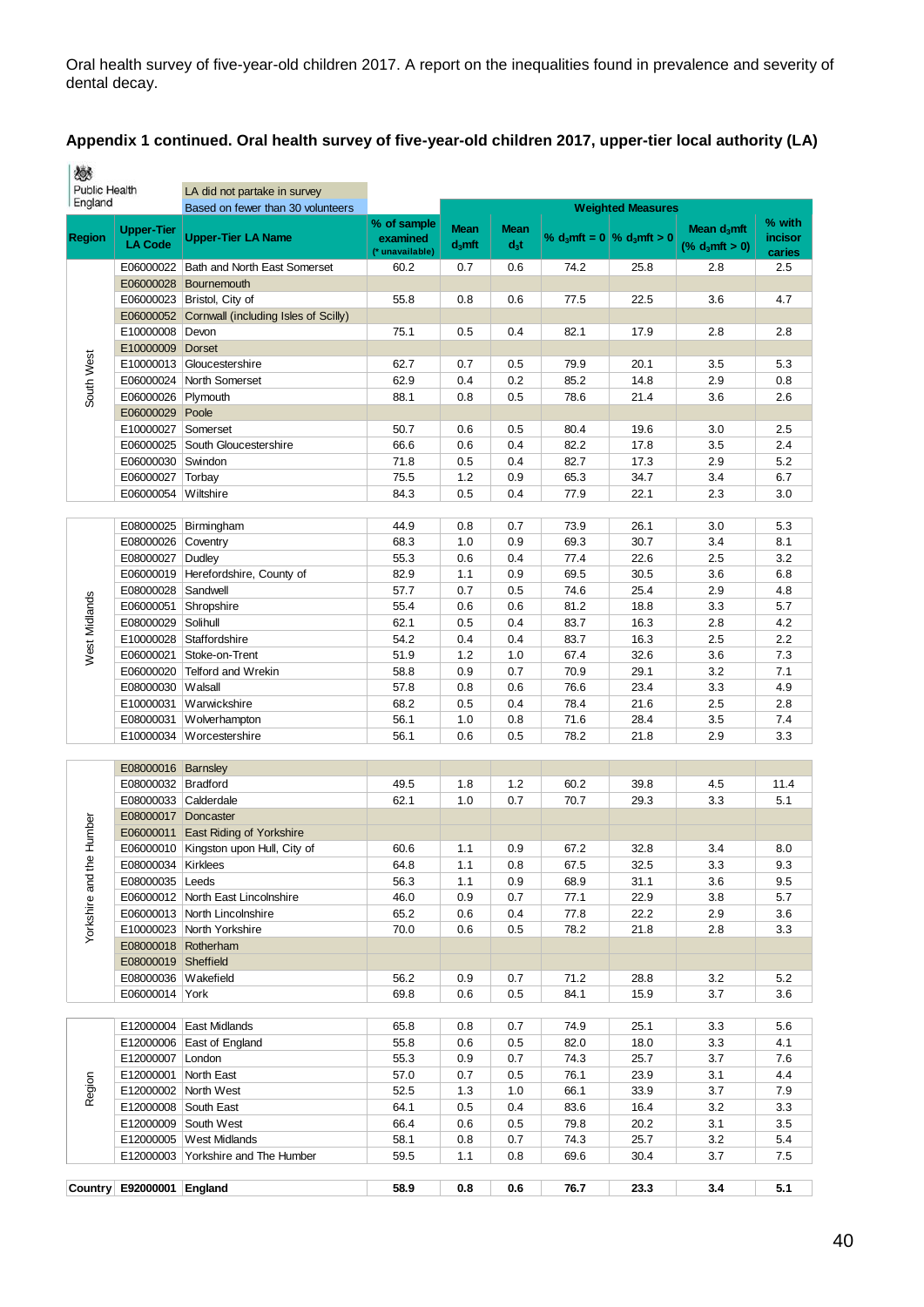Oral health survey of five-year-old children 2017. A report on the inequalities found in prevalence and severity of dental decay.

## Appendix 1 continued. Oral health survey of five-year-old children 2017, upper-tier local authority (LA)

Public Health England

LA did not partake in survey

Based on fewer than 30 volunteers

| Region | Upper-Tier LA Code | Upper-Tier LA Name | % of sample examined (* unavailable) | Weighted Measures | | | | | |
|---|---|---|---|---|---|---|---|---|---|
| | | | | Mean $d_3mft$ | Mean $d_3t$ | % $d_3mft$ = 0 | % $d_3mft$ > 0 | Mean $d_3mft$ (% $d_3mft$ > 0) | % with incisor caries |
| South West | E06000022 | Bath and North East Somerset | 60.2 | 0.7 | 0.6 | 74.2 | 25.8 | 2.8 | 2.5 |
| | E06000028 | Bournemouth | | | | | | | |
| | E06000023 | Bristol, City of | 55.8 | 0.8 | 0.6 | 77.5 | 22.5 | 3.6 | 4.7 |
| | E06000052 | Cornwall (including Isles of Scilly) | | | | | | | |
| | E10000008 | Devon | 75.1 | 0.5 | 0.4 | 82.1 | 17.9 | 2.8 | 2.8 |
| | E10000009 | Dorset | | | | | | | |
| | E10000013 | Gloucestershire | 62.7 | 0.7 | 0.5 | 79.9 | 20.1 | 3.5 | 5.3 |
| | E06000024 | North Somerset | 62.9 | 0.4 | 0.2 | 85.2 | 14.8 | 2.9 | 0.8 |
| | E06000026 | Plymouth | 88.1 | 0.8 | 0.5 | 78.6 | 21.4 | 3.6 | 2.6 |
| | E06000029 | Poole | | | | | | | |
| | E10000027 | Somerset | 50.7 | 0.6 | 0.5 | 80.4 | 19.6 | 3.0 | 2.5 |
| | E06000025 | South Gloucestershire | 66.6 | 0.6 | 0.4 | 82.2 | 17.8 | 3.5 | 2.4 |
| | E06000030 | Swindon | 71.8 | 0.5 | 0.4 | 82.7 | 17.3 | 2.9 | 5.2 |
| | E06000027 | Torbay | 75.5 | 1.2 | 0.9 | 65.3 | 34.7 | 3.4 | 6.7 |
| | E06000054 | Wiltshire | 84.3 | 0.5 | 0.4 | 77.9 | 22.1 | 2.3 | 3.0 |
| West Midlands | E08000025 | Birmingham | 44.9 | 0.8 | 0.7 | 73.9 | 26.1 | 3.0 | 5.3 |
| | E08000026 | Coventry | 68.3 | 1.0 | 0.9 | 69.3 | 30.7 | 3.4 | 8.1 |
| | E08000027 | Dudley | 55.3 | 0.6 | 0.4 | 77.4 | 22.6 | 2.5 | 3.2 |
| | E06000019 | Herefordshire, County of | 82.9 | 1.1 | 0.9 | 69.5 | 30.5 | 3.6 | 6.8 |
| | E08000028 | Sandwell | 57.7 | 0.7 | 0.5 | 74.6 | 25.4 | 2.9 | 4.8 |
| | E06000051 | Shropshire | 55.4 | 0.6 | 0.6 | 81.2 | 18.8 | 3.3 | 5.7 |
| | E08000029 | Solihull | 62.1 | 0.5 | 0.4 | 83.7 | 16.3 | 2.8 | 4.2 |
| | E10000028 | Staffordshire | 54.2 | 0.4 | 0.4 | 83.7 | 16.3 | 2.5 | 2.2 |
| | E06000021 | Stoke-on-Trent | 51.9 | 1.2 | 1.0 | 67.4 | 32.6 | 3.6 | 7.3 |
| | E06000020 | Telford and Wrekin | 58.8 | 0.9 | 0.7 | 70.9 | 29.1 | 3.2 | 7.1 |
| | E08000030 | Walsall | 57.8 | 0.8 | 0.6 | 76.6 | 23.4 | 3.3 | 4.9 |
| | E10000031 | Warwickshire | 68.2 | 0.5 | 0.4 | 78.4 | 21.6 | 2.5 | 2.8 |
| | E08000031 | Wolverhampton | 56.1 | 1.0 | 0.8 | 71.6 | 28.4 | 3.5 | 7.4 |
| | E10000034 | Worcestershire | 56.1 | 0.6 | 0.5 | 78.2 | 21.8 | 2.9 | 3.3 |
| Yorkshire and the Humber | E08000016 | Barnsley | | | | | | | |
| | E08000032 | Bradford | 49.5 | 1.8 | 1.2 | 60.2 | 39.8 | 4.5 | 11.4 |
| | E08000033 | Calderdale | 62.1 | 1.0 | 0.7 | 70.7 | 29.3 | 3.3 | 5.1 |
| | E08000017 | Doncaster | | | | | | | |
| | E06000011 | East Riding of Yorkshire | | | | | | | |
| | E06000010 | Kingston upon Hull, City of | 60.6 | 1.1 | 0.9 | 67.2 | 32.8 | 3.4 | 8.0 |
| | E08000034 | Kirklees | 64.8 | 1.1 | 0.8 | 67.5 | 32.5 | 3.3 | 9.3 |
| | E08000035 | Leeds | 56.3 | 1.1 | 0.9 | 68.9 | 31.1 | 3.6 | 9.5 |
| | E06000012 | North East Lincolnshire | 46.0 | 0.9 | 0.7 | 77.1 | 22.9 | 3.8 | 5.7 |
| | E06000013 | North Lincolnshire | 65.2 | 0.6 | 0.4 | 77.8 | 22.2 | 2.9 | 3.6 |
| | E10000023 | North Yorkshire | 70.0 | 0.6 | 0.5 | 78.2 | 21.8 | 2.8 | 3.3 |
| | E08000018 | Rotherham | | | | | | | |
| | E08000019 | Sheffield | | | | | | | |
| | E08000036 | Wakefield | 56.2 | 0.9 | 0.7 | 71.2 | 28.8 | 3.2 | 5.2 |
| | E06000014 | York | 69.8 | 0.6 | 0.5 | 84.1 | 15.9 | 3.7 | 3.6 |
| Region | E12000004 | East Midlands | 65.8 | 0.8 | 0.7 | 74.9 | 25.1 | 3.3 | 5.6 |
| | E12000006 | East of England | 55.8 | 0.6 | 0.5 | 82.0 | 18.0 | 3.3 | 4.1 |
| | E12000007 | London | 55.3 | 0.9 | 0.7 | 74.3 | 25.7 | 3.7 | 7.6 |
| | E12000001 | North East | 57.0 | 0.7 | 0.5 | 76.1 | 23.9 | 3.1 | 4.4 |
| | E12000002 | North West | 52.5 | 1.3 | 1.0 | 66.1 | 33.9 | 3.7 | 7.9 |
| | E12000008 | South East | 64.1 | 0.5 | 0.4 | 83.6 | 16.4 | 3.2 | 3.3 |
| | E12000009 | South West | 66.4 | 0.6 | 0.5 | 79.8 | 20.2 | 3.1 | 3.5 |
| | E12000005 | West Midlands | 58.1 | 0.8 | 0.7 | 74.3 | 25.7 | 3.2 | 5.4 |
| | E12000003 | Yorkshire and The Humber | 59.5 | 1.1 | 0.8 | 69.6 | 30.4 | 3.7 | 7.5 |
| **Country** | **E92000001** | **England** | **58.9** | **0.8** | **0.6** | **76.7** | **23.3** | **3.4** | **5.1** |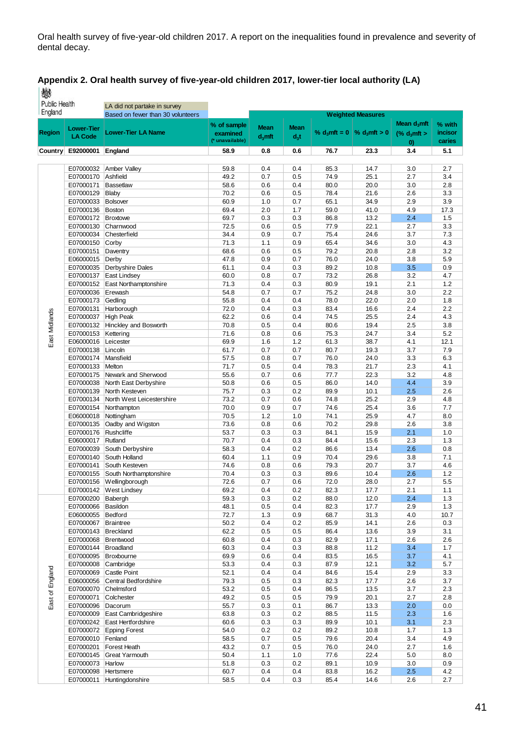Oral health survey of five-year-old children 2017. A report on the inequalities found in prevalence and severity of dental decay.

## Appendix 2. Oral health survey of five-year-old children 2017, lower-tier local authority (LA)

Public Health England

LA did not partake in survey
Based on fewer than 30 volunteers

| Region | Lower-Tier LA Code | Lower-Tier LA Name | % of sample examined (* unavailable) | Weighted Measures | | | | | |
|---|---|---|---|---|---|---|---|---|---|
| | | | | Mean $d_3mft$ | Mean $d_3t$ | % $d_3mft = 0$ | % $d_3mft > 0$ | Mean $d_3mft$ (% $d_3mft > 0$) | % with incisor caries |
| Country | E92000001 | England | 58.9 | 0.8 | 0.6 | 76.7 | 23.3 | 3.4 | 5.1 |
| East Midlands | E07000032 | Amber Valley | 59.8 | 0.4 | 0.4 | 85.3 | 14.7 | 3.0 | 2.7 |
| East Midlands | E07000170 | Ashfield | 49.2 | 0.7 | 0.5 | 74.9 | 25.1 | 2.7 | 3.4 |
| East Midlands | E07000171 | Bassetlaw | 58.6 | 0.6 | 0.4 | 80.0 | 20.0 | 3.0 | 2.8 |
| East Midlands | E07000129 | Blaby | 70.2 | 0.6 | 0.5 | 78.4 | 21.6 | 2.6 | 3.3 |
| East Midlands | E07000033 | Bolsover | 60.9 | 1.0 | 0.7 | 65.1 | 34.9 | 2.9 | 3.9 |
| East Midlands | E07000136 | Boston | 69.4 | 2.0 | 1.7 | 59.0 | 41.0 | 4.9 | 17.3 |
| East Midlands | E07000172 | Broxtowe | 69.7 | 0.3 | 0.3 | 86.8 | 13.2 | 2.4 | 1.5 |
| East Midlands | E07000130 | Charnwood | 72.5 | 0.6 | 0.5 | 77.9 | 22.1 | 2.7 | 3.3 |
| East Midlands | E07000034 | Chesterfield | 34.4 | 0.9 | 0.7 | 75.4 | 24.6 | 3.7 | 7.3 |
| East Midlands | E07000150 | Corby | 71.3 | 1.1 | 0.9 | 65.4 | 34.6 | 3.0 | 4.3 |
| East Midlands | E07000151 | Daventry | 68.6 | 0.6 | 0.5 | 79.2 | 20.8 | 2.8 | 3.2 |
| East Midlands | E06000015 | Derby | 47.8 | 0.9 | 0.7 | 76.0 | 24.0 | 3.8 | 5.9 |
| East Midlands | E07000035 | Derbyshire Dales | 61.1 | 0.4 | 0.3 | 89.2 | 10.8 | 3.5 | 0.9 |
| East Midlands | E07000137 | East Lindsey | 60.0 | 0.8 | 0.7 | 73.2 | 26.8 | 3.2 | 4.7 |
| East Midlands | E07000152 | East Northamptonshire | 71.3 | 0.4 | 0.3 | 80.9 | 19.1 | 2.1 | 1.2 |
| East Midlands | E07000036 | Erewash | 54.8 | 0.7 | 0.7 | 75.2 | 24.8 | 3.0 | 2.2 |
| East Midlands | E07000173 | Gedling | 55.8 | 0.4 | 0.4 | 78.0 | 22.0 | 2.0 | 1.8 |
| East Midlands | E07000131 | Harborough | 72.0 | 0.4 | 0.3 | 83.4 | 16.6 | 2.4 | 2.2 |
| East Midlands | E07000037 | High Peak | 62.2 | 0.6 | 0.4 | 74.5 | 25.5 | 2.4 | 4.3 |
| East Midlands | E07000132 | Hinckley and Bosworth | 70.8 | 0.5 | 0.4 | 80.6 | 19.4 | 2.5 | 3.8 |
| East Midlands | E07000153 | Kettering | 71.6 | 0.8 | 0.6 | 75.3 | 24.7 | 3.4 | 5.2 |
| East Midlands | E06000016 | Leicester | 69.9 | 1.6 | 1.2 | 61.3 | 38.7 | 4.1 | 12.1 |
| East Midlands | E07000138 | Lincoln | 61.7 | 0.7 | 0.7 | 80.7 | 19.3 | 3.7 | 7.9 |
| East Midlands | E07000174 | Mansfield | 57.5 | 0.8 | 0.7 | 76.0 | 24.0 | 3.3 | 6.3 |
| East Midlands | E07000133 | Melton | 71.7 | 0.5 | 0.4 | 78.3 | 21.7 | 2.3 | 4.1 |
| East Midlands | E07000175 | Newark and Sherwood | 55.6 | 0.7 | 0.6 | 77.7 | 22.3 | 3.2 | 4.8 |
| East Midlands | E07000038 | North East Derbyshire | 50.8 | 0.6 | 0.5 | 86.0 | 14.0 | 4.4 | 3.9 |
| East Midlands | E07000139 | North Kesteven | 75.7 | 0.3 | 0.2 | 89.9 | 10.1 | 2.5 | 2.6 |
| East Midlands | E07000134 | North West Leicestershire | 73.2 | 0.7 | 0.6 | 74.8 | 25.2 | 2.9 | 4.8 |
| East Midlands | E07000154 | Northampton | 70.0 | 0.9 | 0.7 | 74.6 | 25.4 | 3.6 | 7.7 |
| East Midlands | E06000018 | Nottingham | 70.5 | 1.2 | 1.0 | 74.1 | 25.9 | 4.7 | 8.0 |
| East Midlands | E07000135 | Oadby and Wigston | 73.6 | 0.8 | 0.6 | 70.2 | 29.8 | 2.6 | 3.8 |
| East Midlands | E07000176 | Rushcliffe | 53.7 | 0.3 | 0.3 | 84.1 | 15.9 | 2.1 | 1.0 |
| East Midlands | E06000017 | Rutland | 70.7 | 0.4 | 0.3 | 84.4 | 15.6 | 2.3 | 1.3 |
| East Midlands | E07000039 | South Derbyshire | 58.3 | 0.4 | 0.2 | 86.6 | 13.4 | 2.6 | 0.8 |
| East Midlands | E07000140 | South Holland | 60.4 | 1.1 | 0.9 | 70.4 | 29.6 | 3.8 | 7.1 |
| East Midlands | E07000141 | South Kesteven | 74.6 | 0.8 | 0.6 | 79.3 | 20.7 | 3.7 | 4.6 |
| East Midlands | E07000155 | South Northamptonshire | 70.4 | 0.3 | 0.3 | 89.6 | 10.4 | 2.6 | 1.2 |
| East Midlands | E07000156 | Wellingborough | 72.6 | 0.7 | 0.6 | 72.0 | 28.0 | 2.7 | 5.5 |
| East Midlands | E07000142 | West Lindsey | 69.2 | 0.4 | 0.2 | 82.3 | 17.7 | 2.1 | 1.1 |
| East of England | E07000200 | Babergh | 59.3 | 0.3 | 0.2 | 88.0 | 12.0 | 2.4 | 1.3 |
| East of England | E07000066 | Basildon | 48.1 | 0.5 | 0.4 | 82.3 | 17.7 | 2.9 | 1.3 |
| East of England | E06000055 | Bedford | 72.7 | 1.3 | 0.9 | 68.7 | 31.3 | 4.0 | 10.7 |
| East of England | E07000067 | Braintree | 50.2 | 0.4 | 0.2 | 85.9 | 14.1 | 2.6 | 0.3 |
| East of England | E07000143 | Breckland | 62.2 | 0.5 | 0.5 | 86.4 | 13.6 | 3.9 | 3.1 |
| East of England | E07000068 | Brentwood | 60.8 | 0.4 | 0.3 | 82.9 | 17.1 | 2.6 | 2.6 |
| East of England | E07000144 | Broadland | 60.3 | 0.4 | 0.3 | 88.8 | 11.2 | 3.4 | 1.7 |
| East of England | E07000095 | Broxbourne | 69.9 | 0.6 | 0.4 | 83.5 | 16.5 | 3.7 | 4.1 |
| East of England | E07000008 | Cambridge | 53.3 | 0.4 | 0.3 | 87.9 | 12.1 | 3.2 | 5.7 |
| East of England | E07000069 | Castle Point | 52.1 | 0.4 | 0.4 | 84.6 | 15.4 | 2.9 | 3.3 |
| East of England | E06000056 | Central Bedfordshire | 79.3 | 0.5 | 0.3 | 82.3 | 17.7 | 2.6 | 3.7 |
| East of England | E07000070 | Chelmsford | 53.2 | 0.5 | 0.4 | 86.5 | 13.5 | 3.7 | 2.3 |
| East of England | E07000071 | Colchester | 49.2 | 0.5 | 0.5 | 79.9 | 20.1 | 2.7 | 2.8 |
| East of England | E07000096 | Dacorum | 55.7 | 0.3 | 0.1 | 86.7 | 13.3 | 2.0 | 0.0 |
| East of England | E07000009 | East Cambridgeshire | 63.8 | 0.3 | 0.2 | 88.5 | 11.5 | 2.3 | 1.6 |
| East of England | E07000242 | East Hertfordshire | 60.6 | 0.3 | 0.3 | 89.9 | 10.1 | 3.1 | 2.3 |
| East of England | E07000072 | Epping Forest | 54.0 | 0.2 | 0.2 | 89.2 | 10.8 | 1.7 | 1.3 |
| East of England | E07000010 | Fenland | 58.5 | 0.7 | 0.5 | 79.6 | 20.4 | 3.4 | 4.9 |
| East of England | E07000201 | Forest Heath | 43.2 | 0.7 | 0.5 | 76.0 | 24.0 | 2.7 | 1.6 |
| East of England | E07000145 | Great Yarmouth | 50.4 | 1.1 | 1.0 | 77.6 | 22.4 | 5.0 | 8.0 |
| East of England | E07000073 | Harlow | 51.8 | 0.3 | 0.2 | 89.1 | 10.9 | 3.0 | 0.9 |
| East of England | E07000098 | Hertsmere | 60.7 | 0.4 | 0.4 | 83.8 | 16.2 | 2.5 | 4.2 |
| East of England | E07000011 | Huntingdonshire | 58.5 | 0.4 | 0.3 | 85.4 | 14.6 | 2.6 | 2.7 |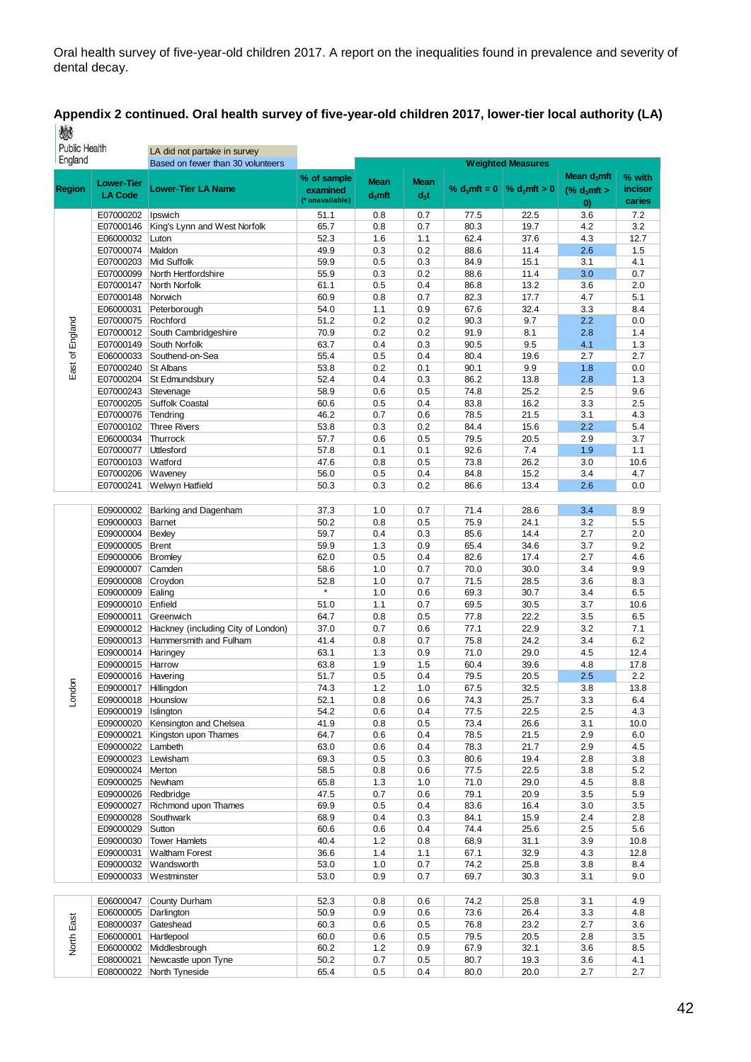Oral health survey of five-year-old children 2017. A report on the inequalities found in prevalence and severity of dental decay.

## Appendix 2 continued. Oral health survey of five-year-old children 2017, lower-tier local authority (LA)

Public Health England

LA did not partake in survey

Based on fewer than 30 volunteers

| Region | Lower-Tier LA Code | Lower-Tier LA Name | % of sample examined (* unavailable) | Weighted Measures | | | | | |
|---|---|---|---|---|---|---|---|---|---|
| | | | | Mean $d_3mft$ | Mean $d_3t$ | % $d_3mft$ = 0 | % $d_3mft$ > 0 | Mean $d_3mft$ (% $d_3mft$ > 0) | % with incisor caries |
| East of England | E07000202 | Ipswich | 51.1 | 0.8 | 0.7 | 77.5 | 22.5 | 3.6 | 7.2 |
| East of England | E07000146 | King's Lynn and West Norfolk | 65.7 | 0.8 | 0.7 | 80.3 | 19.7 | 4.2 | 3.2 |
| East of England | E06000032 | Luton | 52.3 | 1.6 | 1.1 | 62.4 | 37.6 | 4.3 | 12.7 |
| East of England | E07000074 | Maldon | 49.9 | 0.3 | 0.2 | 88.6 | 11.4 | 2.6 | 1.5 |
| East of England | E07000203 | Mid Suffolk | 59.9 | 0.5 | 0.3 | 84.9 | 15.1 | 3.1 | 4.1 |
| East of England | E07000099 | North Hertfordshire | 55.9 | 0.3 | 0.2 | 88.6 | 11.4 | 3.0 | 0.7 |
| East of England | E07000147 | North Norfolk | 61.1 | 0.5 | 0.4 | 86.8 | 13.2 | 3.6 | 2.0 |
| East of England | E07000148 | Norwich | 60.9 | 0.8 | 0.7 | 82.3 | 17.7 | 4.7 | 5.1 |
| East of England | E06000031 | Peterborough | 54.0 | 1.1 | 0.9 | 67.6 | 32.4 | 3.3 | 8.4 |
| East of England | E07000075 | Rochford | 51.2 | 0.2 | 0.2 | 90.3 | 9.7 | 2.2 | 0.0 |
| East of England | E07000012 | South Cambridgeshire | 70.9 | 0.2 | 0.2 | 91.9 | 8.1 | 2.8 | 1.4 |
| East of England | E07000149 | South Norfolk | 63.7 | 0.4 | 0.3 | 90.5 | 9.5 | 4.1 | 1.3 |
| East of England | E06000033 | Southend-on-Sea | 55.4 | 0.5 | 0.4 | 80.4 | 19.6 | 2.7 | 2.7 |
| East of England | E07000240 | St Albans | 53.8 | 0.2 | 0.1 | 90.1 | 9.9 | 1.8 | 0.0 |
| East of England | E07000204 | St Edmundsbury | 52.4 | 0.4 | 0.3 | 86.2 | 13.8 | 2.8 | 1.3 |
| East of England | E07000243 | Stevenage | 58.9 | 0.6 | 0.5 | 74.8 | 25.2 | 2.5 | 9.6 |
| East of England | E07000205 | Suffolk Coastal | 60.6 | 0.5 | 0.4 | 83.8 | 16.2 | 3.3 | 2.5 |
| East of England | E07000076 | Tendring | 46.2 | 0.7 | 0.6 | 78.5 | 21.5 | 3.1 | 4.3 |
| East of England | E07000102 | Three Rivers | 53.8 | 0.3 | 0.2 | 84.4 | 15.6 | 2.2 | 5.4 |
| East of England | E06000034 | Thurrock | 57.7 | 0.6 | 0.5 | 79.5 | 20.5 | 2.9 | 3.7 |
| East of England | E07000077 | Uttlesford | 57.8 | 0.1 | 0.1 | 92.6 | 7.4 | 1.9 | 1.1 |
| East of England | E07000103 | Watford | 47.6 | 0.8 | 0.5 | 73.8 | 26.2 | 3.0 | 10.6 |
| East of England | E07000206 | Waveney | 56.0 | 0.5 | 0.4 | 84.8 | 15.2 | 3.4 | 4.7 |
| East of England | E07000241 | Welwyn Hatfield | 50.3 | 0.3 | 0.2 | 86.6 | 13.4 | 2.6 | 0.0 |
| London | E09000002 | Barking and Dagenham | 37.3 | 1.0 | 0.7 | 71.4 | 28.6 | 3.4 | 8.9 |
| London | E09000003 | Barnet | 50.2 | 0.8 | 0.5 | 75.9 | 24.1 | 3.2 | 5.5 |
| London | E09000004 | Bexley | 59.7 | 0.4 | 0.3 | 85.6 | 14.4 | 2.7 | 2.0 |
| London | E09000005 | Brent | 59.9 | 1.3 | 0.9 | 65.4 | 34.6 | 3.7 | 9.2 |
| London | E09000006 | Bromley | 62.0 | 0.5 | 0.4 | 82.6 | 17.4 | 2.7 | 4.6 |
| London | E09000007 | Camden | 58.6 | 1.0 | 0.7 | 70.0 | 30.0 | 3.4 | 9.9 |
| London | E09000008 | Croydon | 52.8 | 1.0 | 0.7 | 71.5 | 28.5 | 3.6 | 8.3 |
| London | E09000009 | Ealing | * | 1.0 | 0.6 | 69.3 | 30.7 | 3.4 | 6.5 |
| London | E09000010 | Enfield | 51.0 | 1.1 | 0.7 | 69.5 | 30.5 | 3.7 | 10.6 |
| London | E09000011 | Greenwich | 64.7 | 0.8 | 0.5 | 77.8 | 22.2 | 3.5 | 6.5 |
| London | E09000012 | Hackney (including City of London) | 37.0 | 0.7 | 0.6 | 77.1 | 22.9 | 3.2 | 7.1 |
| London | E09000013 | Hammersmith and Fulham | 41.4 | 0.8 | 0.7 | 75.8 | 24.2 | 3.4 | 6.2 |
| London | E09000014 | Haringey | 63.1 | 1.3 | 0.9 | 71.0 | 29.0 | 4.5 | 12.4 |
| London | E09000015 | Harrow | 63.8 | 1.9 | 1.5 | 60.4 | 39.6 | 4.8 | 17.8 |
| London | E09000016 | Havering | 51.7 | 0.5 | 0.4 | 79.5 | 20.5 | 2.5 | 2.2 |
| London | E09000017 | Hillingdon | 74.3 | 1.2 | 1.0 | 67.5 | 32.5 | 3.8 | 13.8 |
| London | E09000018 | Hounslow | 52.1 | 0.8 | 0.6 | 74.3 | 25.7 | 3.3 | 6.4 |
| London | E09000019 | Islington | 54.2 | 0.6 | 0.4 | 77.5 | 22.5 | 2.5 | 4.3 |
| London | E09000020 | Kensington and Chelsea | 41.9 | 0.8 | 0.5 | 73.4 | 26.6 | 3.1 | 10.0 |
| London | E09000021 | Kingston upon Thames | 64.7 | 0.6 | 0.4 | 78.5 | 21.5 | 2.9 | 6.0 |
| London | E09000022 | Lambeth | 63.0 | 0.6 | 0.4 | 78.3 | 21.7 | 2.9 | 4.5 |
| London | E09000023 | Lewisham | 69.3 | 0.5 | 0.3 | 80.6 | 19.4 | 2.8 | 3.8 |
| London | E09000024 | Merton | 58.5 | 0.8 | 0.6 | 77.5 | 22.5 | 3.8 | 5.2 |
| London | E09000025 | Newham | 65.8 | 1.3 | 1.0 | 71.0 | 29.0 | 4.5 | 8.8 |
| London | E09000026 | Redbridge | 47.5 | 0.7 | 0.6 | 79.1 | 20.9 | 3.5 | 5.9 |
| London | E09000027 | Richmond upon Thames | 69.9 | 0.5 | 0.4 | 83.6 | 16.4 | 3.0 | 3.5 |
| London | E09000028 | Southwark | 68.9 | 0.4 | 0.3 | 84.1 | 15.9 | 2.4 | 2.8 |
| London | E09000029 | Sutton | 60.6 | 0.6 | 0.4 | 74.4 | 25.6 | 2.5 | 5.6 |
| London | E09000030 | Tower Hamlets | 40.4 | 1.2 | 0.8 | 68.9 | 31.1 | 3.9 | 10.8 |
| London | E09000031 | Waltham Forest | 36.6 | 1.4 | 1.1 | 67.1 | 32.9 | 4.3 | 12.8 |
| London | E09000032 | Wandsworth | 53.0 | 1.0 | 0.7 | 74.2 | 25.8 | 3.8 | 8.4 |
| London | E09000033 | Westminster | 53.0 | 0.9 | 0.7 | 69.7 | 30.3 | 3.1 | 9.0 |
| North East | E06000047 | County Durham | 52.3 | 0.8 | 0.6 | 74.2 | 25.8 | 3.1 | 4.9 |
| North East | E06000005 | Darlington | 50.9 | 0.9 | 0.6 | 73.6 | 26.4 | 3.3 | 4.8 |
| North East | E08000037 | Gateshead | 60.3 | 0.6 | 0.5 | 76.8 | 23.2 | 2.7 | 3.6 |
| North East | E06000001 | Hartlepool | 60.0 | 0.6 | 0.5 | 79.5 | 20.5 | 2.8 | 3.5 |
| North East | E06000002 | Middlesbrough | 60.2 | 1.2 | 0.9 | 67.9 | 32.1 | 3.6 | 8.5 |
| North East | E08000021 | Newcastle upon Tyne | 50.2 | 0.7 | 0.5 | 80.7 | 19.3 | 3.6 | 4.1 |
| North East | E08000022 | North Tyneside | 65.4 | 0.5 | 0.4 | 80.0 | 20.0 | 2.7 | 2.7 |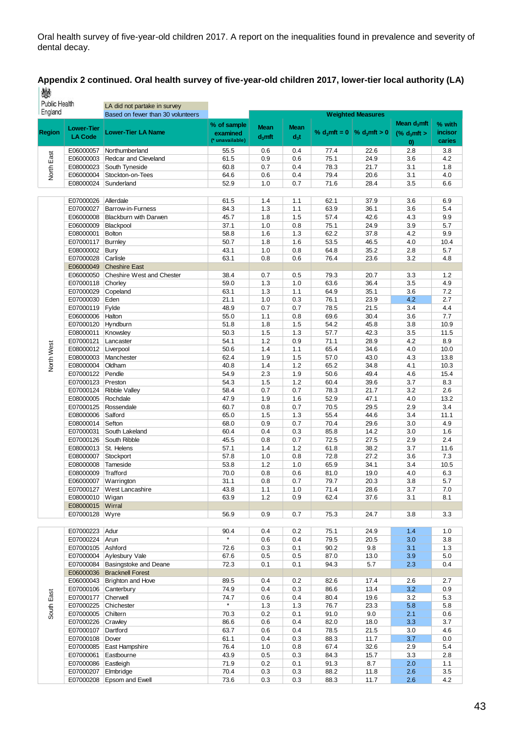Oral health survey of five-year-old children 2017. A report on the inequalities found in prevalence and severity of dental decay.

## Appendix 2 continued. Oral health survey of five-year-old children 2017, lower-tier local authority (LA)

Public Health England

LA did not partake in survey
Based on fewer than 30 volunteers

| Region | Lower-Tier LA Code | Lower-Tier LA Name | % of sample examined (* unavailable) | Weighted Measures | | | | | |
|---|---|---|---|---|---|---|---|---|---|
| | | | | Mean $d_3mft$ | Mean $d_3t$ | % $d_3mft = 0$ | % $d_3mft > 0$ | Mean $d_3mft$ (% $d_3mft > 0$) | % with incisor caries |
| North East | E06000057 | Northumberland | 55.5 | 0.6 | 0.4 | 77.4 | 22.6 | 2.8 | 3.8 |
| North East | E06000003 | Redcar and Cleveland | 61.5 | 0.9 | 0.6 | 75.1 | 24.9 | 3.6 | 4.2 |
| North East | E08000023 | South Tyneside | 60.8 | 0.7 | 0.4 | 78.3 | 21.7 | 3.1 | 1.8 |
| North East | E06000004 | Stockton-on-Tees | 64.6 | 0.6 | 0.4 | 79.4 | 20.6 | 3.1 | 4.0 |
| North East | E08000024 | Sunderland | 52.9 | 1.0 | 0.7 | 71.6 | 28.4 | 3.5 | 6.6 |
| North West | E07000026 | Allerdale | 61.5 | 1.4 | 1.1 | 62.1 | 37.9 | 3.6 | 6.9 |
| North West | E07000027 | Barrow-in-Furness | 84.3 | 1.3 | 1.1 | 63.9 | 36.1 | 3.6 | 5.4 |
| North West | E06000008 | Blackburn with Darwen | 45.7 | 1.8 | 1.5 | 57.4 | 42.6 | 4.3 | 9.9 |
| North West | E06000009 | Blackpool | 37.1 | 1.0 | 0.8 | 75.1 | 24.9 | 3.9 | 5.7 |
| North West | E08000001 | Bolton | 58.8 | 1.6 | 1.3 | 62.2 | 37.8 | 4.2 | 9.9 |
| North West | E07000117 | Burnley | 50.7 | 1.8 | 1.6 | 53.5 | 46.5 | 4.0 | 10.4 |
| North West | E08000002 | Bury | 43.1 | 1.0 | 0.8 | 64.8 | 35.2 | 2.8 | 5.7 |
| North West | E07000028 | Carlisle | 63.1 | 0.8 | 0.6 | 76.4 | 23.6 | 3.2 | 4.8 |
| North West | E06000049 | Cheshire East | | | | | | | |
| North West | E06000050 | Cheshire West and Chester | 38.4 | 0.7 | 0.5 | 79.3 | 20.7 | 3.3 | 1.2 |
| North West | E07000118 | Chorley | 59.0 | 1.3 | 1.0 | 63.6 | 36.4 | 3.5 | 4.9 |
| North West | E07000029 | Copeland | 63.1 | 1.3 | 1.1 | 64.9 | 35.1 | 3.6 | 7.2 |
| North West | E07000030 | Eden | 21.1 | 1.0 | 0.3 | 76.1 | 23.9 | 4.2 | 2.7 |
| North West | E07000119 | Fylde | 48.9 | 0.7 | 0.7 | 78.5 | 21.5 | 3.4 | 4.4 |
| North West | E06000006 | Halton | 55.0 | 1.1 | 0.8 | 69.6 | 30.4 | 3.6 | 7.7 |
| North West | E07000120 | Hyndburn | 51.8 | 1.8 | 1.5 | 54.2 | 45.8 | 3.8 | 10.9 |
| North West | E08000011 | Knowsley | 50.3 | 1.5 | 1.3 | 57.7 | 42.3 | 3.5 | 11.5 |
| North West | E07000121 | Lancaster | 54.1 | 1.2 | 0.9 | 71.1 | 28.9 | 4.2 | 8.9 |
| North West | E08000012 | Liverpool | 50.6 | 1.4 | 1.1 | 65.4 | 34.6 | 4.0 | 10.0 |
| North West | E08000003 | Manchester | 62.4 | 1.9 | 1.5 | 57.0 | 43.0 | 4.3 | 13.8 |
| North West | E08000004 | Oldham | 40.8 | 1.4 | 1.2 | 65.2 | 34.8 | 4.1 | 10.3 |
| North West | E07000122 | Pendle | 54.9 | 2.3 | 1.9 | 50.6 | 49.4 | 4.6 | 15.4 |
| North West | E07000123 | Preston | 54.3 | 1.5 | 1.2 | 60.4 | 39.6 | 3.7 | 8.3 |
| North West | E07000124 | Ribble Valley | 58.4 | 0.7 | 0.7 | 78.3 | 21.7 | 3.2 | 2.6 |
| North West | E08000005 | Rochdale | 47.9 | 1.9 | 1.6 | 52.9 | 47.1 | 4.0 | 13.2 |
| North West | E07000125 | Rossendale | 60.7 | 0.8 | 0.7 | 70.5 | 29.5 | 2.9 | 3.4 |
| North West | E08000006 | Salford | 65.0 | 1.5 | 1.3 | 55.4 | 44.6 | 3.4 | 11.1 |
| North West | E08000014 | Sefton | 68.0 | 0.9 | 0.7 | 70.4 | 29.6 | 3.0 | 4.9 |
| North West | E07000031 | South Lakeland | 60.4 | 0.4 | 0.3 | 85.8 | 14.2 | 3.0 | 1.6 |
| North West | E07000126 | South Ribble | 45.5 | 0.8 | 0.7 | 72.5 | 27.5 | 2.9 | 2.4 |
| North West | E08000013 | St. Helens | 57.1 | 1.4 | 1.2 | 61.8 | 38.2 | 3.7 | 11.6 |
| North West | E08000007 | Stockport | 57.8 | 1.0 | 0.8 | 72.8 | 27.2 | 3.6 | 7.3 |
| North West | E08000008 | Tameside | 53.8 | 1.2 | 1.0 | 65.9 | 34.1 | 3.4 | 10.5 |
| North West | E08000009 | Trafford | 70.0 | 0.8 | 0.6 | 81.0 | 19.0 | 4.0 | 6.3 |
| North West | E06000007 | Warrington | 31.1 | 0.8 | 0.7 | 79.7 | 20.3 | 3.8 | 5.7 |
| North West | E07000127 | West Lancashire | 43.8 | 1.1 | 1.0 | 71.4 | 28.6 | 3.7 | 7.0 |
| North West | E08000010 | Wigan | 63.9 | 1.2 | 0.9 | 62.4 | 37.6 | 3.1 | 8.1 |
| North West | E08000015 | Wirral | | | | | | | |
| North West | E07000128 | Wyre | 56.9 | 0.9 | 0.7 | 75.3 | 24.7 | 3.8 | 3.3 |
| South East | E07000223 | Adur | 90.4 | 0.4 | 0.2 | 75.1 | 24.9 | 1.4 | 1.0 |
| South East | E07000224 | Arun | * | 0.6 | 0.4 | 79.5 | 20.5 | 3.0 | 3.8 |
| South East | E07000105 | Ashford | 72.6 | 0.3 | 0.1 | 90.2 | 9.8 | 3.1 | 1.3 |
| South East | E07000004 | Aylesbury Vale | 67.6 | 0.5 | 0.5 | 87.0 | 13.0 | 3.9 | 5.0 |
| South East | E07000084 | Basingstoke and Deane | 72.3 | 0.1 | 0.1 | 94.3 | 5.7 | 2.3 | 0.4 |
| South East | E06000036 | Bracknell Forest | | | | | | | |
| South East | E06000043 | Brighton and Hove | 89.5 | 0.4 | 0.2 | 82.6 | 17.4 | 2.6 | 2.7 |
| South East | E07000106 | Canterbury | 74.9 | 0.4 | 0.3 | 86.6 | 13.4 | 3.2 | 0.9 |
| South East | E07000177 | Cherwell | 74.7 | 0.6 | 0.4 | 80.4 | 19.6 | 3.2 | 5.3 |
| South East | E07000225 | Chichester | * | 1.3 | 1.3 | 76.7 | 23.3 | 5.8 | 5.8 |
| South East | E07000005 | Chiltern | 70.3 | 0.2 | 0.1 | 91.0 | 9.0 | 2.1 | 0.6 |
| South East | E07000226 | Crawley | 86.6 | 0.6 | 0.4 | 82.0 | 18.0 | 3.3 | 3.7 |
| South East | E07000107 | Dartford | 63.7 | 0.6 | 0.4 | 78.5 | 21.5 | 3.0 | 4.6 |
| South East | E07000108 | Dover | 61.1 | 0.4 | 0.3 | 88.3 | 11.7 | 3.7 | 0.0 |
| South East | E07000085 | East Hampshire | 76.4 | 1.0 | 0.8 | 67.4 | 32.6 | 2.9 | 5.4 |
| South East | E07000061 | Eastbourne | 43.9 | 0.5 | 0.3 | 84.3 | 15.7 | 3.3 | 2.8 |
| South East | E07000086 | Eastleigh | 71.9 | 0.2 | 0.1 | 91.3 | 8.7 | 2.0 | 1.1 |
| South East | E07000207 | Elmbridge | 70.4 | 0.3 | 0.3 | 88.2 | 11.8 | 2.6 | 3.5 |
| South East | E07000208 | Epsom and Ewell | 73.6 | 0.3 | 0.3 | 88.3 | 11.7 | 2.6 | 4.2 |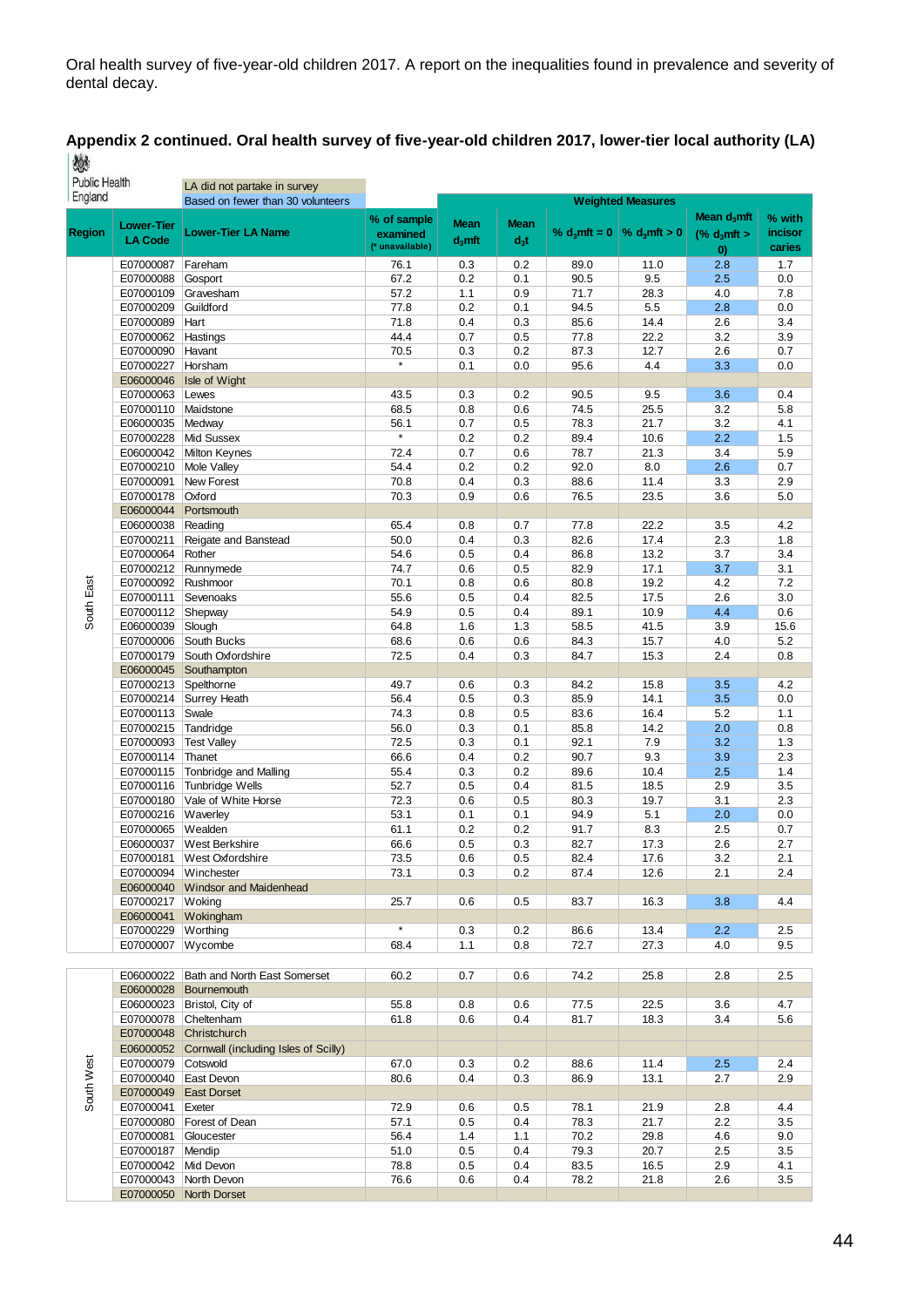Oral health survey of five-year-old children 2017. A report on the inequalities found in prevalence and severity of dental decay.

## Appendix 2 continued. Oral health survey of five-year-old children 2017, lower-tier local authority (LA)

Public Health England

LA did not partake in survey

Based on fewer than 30 volunteers

| Region | Lower-Tier LA Code | Lower-Tier LA Name | % of sample examined (* unavailable) | Weighted Measures | | | | | |
|---|---|---|---|---|---|---|---|---|---|
| | | | | Mean $d_3mft$ | Mean $d_3t$ | % $d_3mft = 0$ | % $d_3mft > 0$ | Mean $d_3mft$ (% $d_3mft > 0$) | % with incisor caries |
| South East | E07000087 | Fareham | 76.1 | 0.3 | 0.2 | 89.0 | 11.0 | 2.8 | 1.7 |
| | E07000088 | Gosport | 67.2 | 0.2 | 0.1 | 90.5 | 9.5 | 2.5 | 0.0 |
| | E07000109 | Gravesham | 57.2 | 1.1 | 0.9 | 71.7 | 28.3 | 4.0 | 7.8 |
| | E07000209 | Guildford | 77.8 | 0.2 | 0.1 | 94.5 | 5.5 | 2.8 | 0.0 |
| | E07000089 | Hart | 71.8 | 0.4 | 0.3 | 85.6 | 14.4 | 2.6 | 3.4 |
| | E07000062 | Hastings | 44.4 | 0.7 | 0.5 | 77.8 | 22.2 | 3.2 | 3.9 |
| | E07000090 | Havant | 70.5 | 0.3 | 0.2 | 87.3 | 12.7 | 2.6 | 0.7 |
| | E07000227 | Horsham | * | 0.1 | 0.0 | 95.6 | 4.4 | 3.3 | 0.0 |
| | E06000046 | Isle of Wight | | | | | | | |
| | E07000063 | Lewes | 43.5 | 0.3 | 0.2 | 90.5 | 9.5 | 3.6 | 0.4 |
| | E07000110 | Maidstone | 68.5 | 0.8 | 0.6 | 74.5 | 25.5 | 3.2 | 5.8 |
| | E06000035 | Medway | 56.1 | 0.7 | 0.5 | 78.3 | 21.7 | 3.2 | 4.1 |
| | E07000228 | Mid Sussex | * | 0.2 | 0.2 | 89.4 | 10.6 | 2.2 | 1.5 |
| | E06000042 | Milton Keynes | 72.4 | 0.7 | 0.6 | 78.7 | 21.3 | 3.4 | 5.9 |
| | E07000210 | Mole Valley | 54.4 | 0.2 | 0.2 | 92.0 | 8.0 | 2.6 | 0.7 |
| | E07000091 | New Forest | 70.8 | 0.4 | 0.3 | 88.6 | 11.4 | 3.3 | 2.9 |
| | E07000178 | Oxford | 70.3 | 0.9 | 0.6 | 76.5 | 23.5 | 3.6 | 5.0 |
| | E06000044 | Portsmouth | | | | | | | |
| | E06000038 | Reading | 65.4 | 0.8 | 0.7 | 77.8 | 22.2 | 3.5 | 4.2 |
| | E07000211 | Reigate and Banstead | 50.0 | 0.4 | 0.3 | 82.6 | 17.4 | 2.3 | 1.8 |
| | E07000064 | Rother | 54.6 | 0.5 | 0.4 | 86.8 | 13.2 | 3.7 | 3.4 |
| | E07000212 | Runnymede | 74.7 | 0.6 | 0.5 | 82.9 | 17.1 | 3.7 | 3.1 |
| | E07000092 | Rushmoor | 70.1 | 0.8 | 0.6 | 80.8 | 19.2 | 4.2 | 7.2 |
| | E07000111 | Sevenoaks | 55.6 | 0.5 | 0.4 | 82.5 | 17.5 | 2.6 | 3.0 |
| | E07000112 | Shepway | 54.9 | 0.5 | 0.4 | 89.1 | 10.9 | 4.4 | 0.6 |
| | E06000039 | Slough | 64.8 | 1.6 | 1.3 | 58.5 | 41.5 | 3.9 | 15.6 |
| | E07000006 | South Bucks | 68.6 | 0.6 | 0.6 | 84.3 | 15.7 | 4.0 | 5.2 |
| | E07000179 | South Oxfordshire | 72.5 | 0.4 | 0.3 | 84.7 | 15.3 | 2.4 | 0.8 |
| | E06000045 | Southampton | | | | | | | |
| | E07000213 | Spelthorne | 49.7 | 0.6 | 0.3 | 84.2 | 15.8 | 3.5 | 4.2 |
| | E07000214 | Surrey Heath | 56.4 | 0.5 | 0.3 | 85.9 | 14.1 | 3.5 | 0.0 |
| | E07000113 | Swale | 74.3 | 0.8 | 0.5 | 83.6 | 16.4 | 5.2 | 1.1 |
| | E07000215 | Tandridge | 56.0 | 0.3 | 0.1 | 85.8 | 14.2 | 2.0 | 0.8 |
| | E07000093 | Test Valley | 72.5 | 0.3 | 0.1 | 92.1 | 7.9 | 3.2 | 1.3 |
| | E07000114 | Thanet | 66.6 | 0.4 | 0.2 | 90.7 | 9.3 | 3.9 | 2.3 |
| | E07000115 | Tonbridge and Malling | 55.4 | 0.3 | 0.2 | 89.6 | 10.4 | 2.5 | 1.4 |
| | E07000116 | Tunbridge Wells | 52.7 | 0.5 | 0.4 | 81.5 | 18.5 | 2.9 | 3.5 |
| | E07000180 | Vale of White Horse | 72.3 | 0.6 | 0.5 | 80.3 | 19.7 | 3.1 | 2.3 |
| | E07000216 | Waverley | 53.1 | 0.1 | 0.1 | 94.9 | 5.1 | 2.0 | 0.0 |
| | E07000065 | Wealden | 61.1 | 0.2 | 0.2 | 91.7 | 8.3 | 2.5 | 0.7 |
| | E06000037 | West Berkshire | 66.6 | 0.5 | 0.3 | 82.7 | 17.3 | 2.6 | 2.7 |
| | E07000181 | West Oxfordshire | 73.5 | 0.6 | 0.5 | 82.4 | 17.6 | 3.2 | 2.1 |
| | E07000094 | Winchester | 73.1 | 0.3 | 0.2 | 87.4 | 12.6 | 2.1 | 2.4 |
| | E06000040 | Windsor and Maidenhead | | | | | | | |
| | E07000217 | Woking | 25.7 | 0.6 | 0.5 | 83.7 | 16.3 | 3.8 | 4.4 |
| | E06000041 | Wokingham | | | | | | | |
| | E07000229 | Worthing | * | 0.3 | 0.2 | 86.6 | 13.4 | 2.2 | 2.5 |
| | E07000007 | Wycombe | 68.4 | 1.1 | 0.8 | 72.7 | 27.3 | 4.0 | 9.5 |
| South West | E06000022 | Bath and North East Somerset | 60.2 | 0.7 | 0.6 | 74.2 | 25.8 | 2.8 | 2.5 |
| | E06000028 | Bournemouth | | | | | | | |
| | E06000023 | Bristol, City of | 55.8 | 0.8 | 0.6 | 77.5 | 22.5 | 3.6 | 4.7 |
| | E07000078 | Cheltenham | 61.8 | 0.6 | 0.4 | 81.7 | 18.3 | 3.4 | 5.6 |
| | E07000048 | Christchurch | | | | | | | |
| | E06000052 | Cornwall (including Isles of Scilly) | | | | | | | |
| | E07000079 | Cotswold | 67.0 | 0.3 | 0.2 | 88.6 | 11.4 | 2.5 | 2.4 |
| | E07000040 | East Devon | 80.6 | 0.4 | 0.3 | 86.9 | 13.1 | 2.7 | 2.9 |
| | E07000049 | East Dorset | | | | | | | |
| | E07000041 | Exeter | 72.9 | 0.6 | 0.5 | 78.1 | 21.9 | 2.8 | 4.4 |
| | E07000080 | Forest of Dean | 57.1 | 0.5 | 0.4 | 78.3 | 21.7 | 2.2 | 3.5 |
| | E07000081 | Gloucester | 56.4 | 1.4 | 1.1 | 70.2 | 29.8 | 4.6 | 9.0 |
| | E07000187 | Mendip | 51.0 | 0.5 | 0.4 | 79.3 | 20.7 | 2.5 | 3.5 |
| | E07000042 | Mid Devon | 78.8 | 0.5 | 0.4 | 83.5 | 16.5 | 2.9 | 4.1 |
| | E07000043 | North Devon | 76.6 | 0.6 | 0.4 | 78.2 | 21.8 | 2.6 | 3.5 |
| | E07000050 | North Dorset | | | | | | | |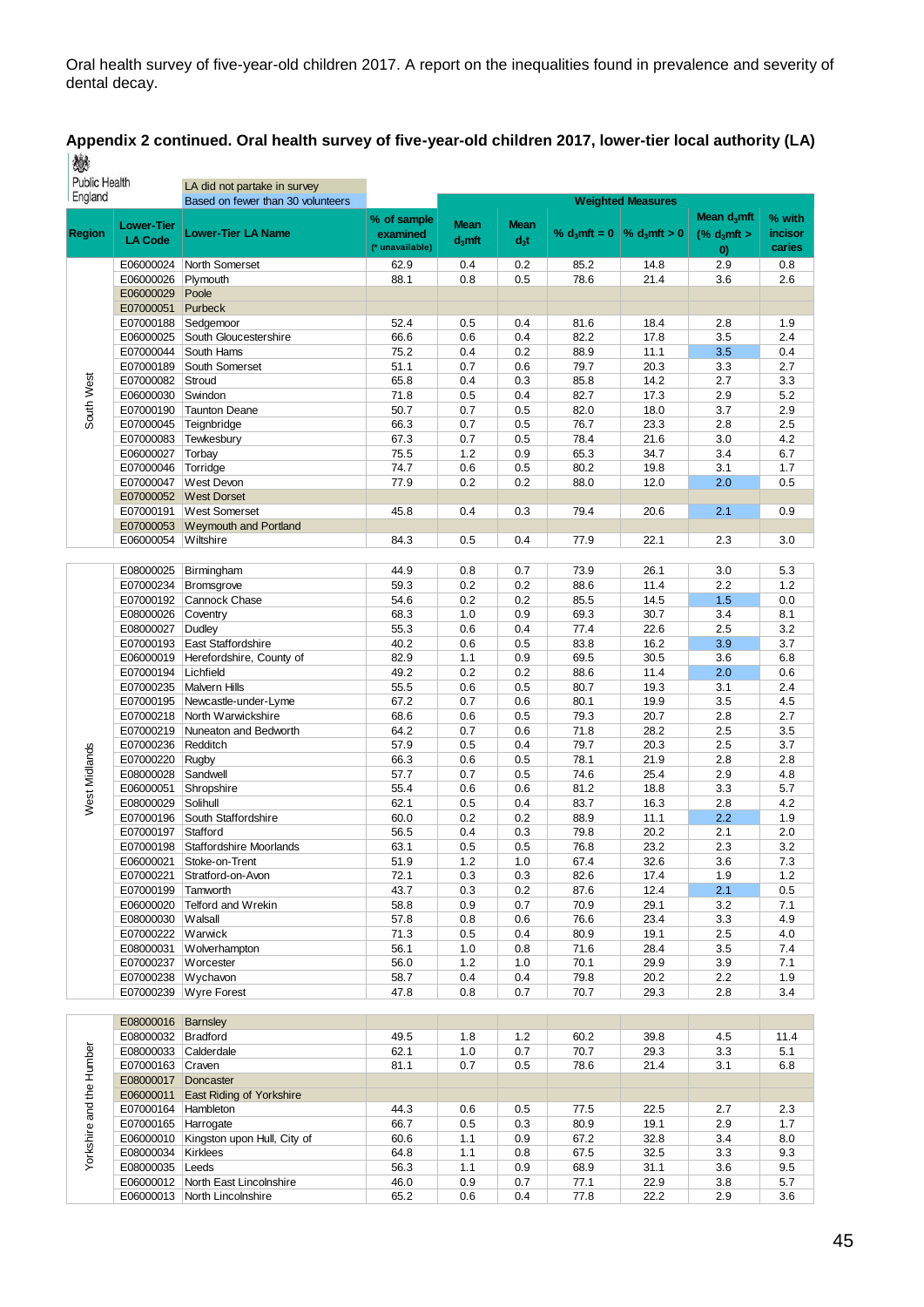Oral health survey of five-year-old children 2017. A report on the inequalities found in prevalence and severity of dental decay.

## Appendix 2 continued. Oral health survey of five-year-old children 2017, lower-tier local authority (LA)

Public Health England

LA did not partake in survey

Based on fewer than 30 volunteers

| Region | Lower-Tier LA Code | Lower-Tier LA Name | % of sample examined (* unavailable) | Weighted Measures | | | | | |
|---|---|---|---|---|---|---|---|---|---|
| | | | | Mean $d_3mft$ | Mean $d_3t$ | % $d_3mft$ = 0 | % $d_3mft$ > 0 | Mean $d_3mft$ (% $d_3mft$ > 0) | % with incisor caries |
| South West | E06000024 | North Somerset | 62.9 | 0.4 | 0.2 | 85.2 | 14.8 | 2.9 | 0.8 |
| South West | E06000026 | Plymouth | 88.1 | 0.8 | 0.5 | 78.6 | 21.4 | 3.6 | 2.6 |
| South West | E06000029 | Poole | | | | | | | |
| South West | E07000051 | Purbeck | | | | | | | |
| South West | E07000188 | Sedgemoor | 52.4 | 0.5 | 0.4 | 81.6 | 18.4 | 2.8 | 1.9 |
| South West | E06000025 | South Gloucestershire | 66.6 | 0.6 | 0.4 | 82.2 | 17.8 | 3.5 | 2.4 |
| South West | E07000044 | South Hams | 75.2 | 0.4 | 0.2 | 88.9 | 11.1 | 3.5 | 0.4 |
| South West | E07000189 | South Somerset | 51.1 | 0.7 | 0.6 | 79.7 | 20.3 | 3.3 | 2.7 |
| South West | E07000082 | Stroud | 65.8 | 0.4 | 0.3 | 85.8 | 14.2 | 2.7 | 3.3 |
| South West | E06000030 | Swindon | 71.8 | 0.5 | 0.4 | 82.7 | 17.3 | 2.9 | 5.2 |
| South West | E07000190 | Taunton Deane | 50.7 | 0.7 | 0.5 | 82.0 | 18.0 | 3.7 | 2.9 |
| South West | E07000045 | Teignbridge | 66.3 | 0.7 | 0.5 | 76.7 | 23.3 | 2.8 | 2.5 |
| South West | E07000083 | Tewkesbury | 67.3 | 0.7 | 0.5 | 78.4 | 21.6 | 3.0 | 4.2 |
| South West | E06000027 | Torbay | 75.5 | 1.2 | 0.9 | 65.3 | 34.7 | 3.4 | 6.7 |
| South West | E07000046 | Torridge | 74.7 | 0.6 | 0.5 | 80.2 | 19.8 | 3.1 | 1.7 |
| South West | E07000047 | West Devon | 77.9 | 0.2 | 0.2 | 88.0 | 12.0 | 2.0 | 0.5 |
| South West | E07000052 | West Dorset | | | | | | | |
| South West | E07000191 | West Somerset | 45.8 | 0.4 | 0.3 | 79.4 | 20.6 | 2.1 | 0.9 |
| South West | E07000053 | Weymouth and Portland | | | | | | | |
| South West | E06000054 | Wiltshire | 84.3 | 0.5 | 0.4 | 77.9 | 22.1 | 2.3 | 3.0 |
| West Midlands | E08000025 | Birmingham | 44.9 | 0.8 | 0.7 | 73.9 | 26.1 | 3.0 | 5.3 |
| West Midlands | E07000234 | Bromsgrove | 59.3 | 0.2 | 0.2 | 88.6 | 11.4 | 2.2 | 1.2 |
| West Midlands | E07000192 | Cannock Chase | 54.6 | 0.2 | 0.2 | 85.5 | 14.5 | 1.5 | 0.0 |
| West Midlands | E08000026 | Coventry | 68.3 | 1.0 | 0.9 | 69.3 | 30.7 | 3.4 | 8.1 |
| West Midlands | E08000027 | Dudley | 55.3 | 0.6 | 0.4 | 77.4 | 22.6 | 2.5 | 3.2 |
| West Midlands | E07000193 | East Staffordshire | 40.2 | 0.6 | 0.5 | 83.8 | 16.2 | 3.9 | 3.7 |
| West Midlands | E06000019 | Herefordshire, County of | 82.9 | 1.1 | 0.9 | 69.5 | 30.5 | 3.6 | 6.8 |
| West Midlands | E07000194 | Lichfield | 49.2 | 0.2 | 0.2 | 88.6 | 11.4 | 2.0 | 0.6 |
| West Midlands | E07000235 | Malvern Hills | 55.5 | 0.6 | 0.5 | 80.7 | 19.3 | 3.1 | 2.4 |
| West Midlands | E07000195 | Newcastle-under-Lyme | 67.2 | 0.7 | 0.6 | 80.1 | 19.9 | 3.5 | 4.5 |
| West Midlands | E07000218 | North Warwickshire | 68.6 | 0.6 | 0.5 | 79.3 | 20.7 | 2.8 | 2.7 |
| West Midlands | E07000219 | Nuneaton and Bedworth | 64.2 | 0.7 | 0.6 | 71.8 | 28.2 | 2.5 | 3.5 |
| West Midlands | E07000236 | Redditch | 57.9 | 0.5 | 0.4 | 79.7 | 20.3 | 2.5 | 3.7 |
| West Midlands | E07000220 | Rugby | 66.3 | 0.6 | 0.5 | 78.1 | 21.9 | 2.8 | 2.8 |
| West Midlands | E08000028 | Sandwell | 57.7 | 0.7 | 0.5 | 74.6 | 25.4 | 2.9 | 4.8 |
| West Midlands | E06000051 | Shropshire | 55.4 | 0.6 | 0.6 | 81.2 | 18.8 | 3.3 | 5.7 |
| West Midlands | E08000029 | Solihull | 62.1 | 0.5 | 0.4 | 83.7 | 16.3 | 2.8 | 4.2 |
| West Midlands | E07000196 | South Staffordshire | 60.0 | 0.2 | 0.2 | 88.9 | 11.1 | 2.2 | 1.9 |
| West Midlands | E07000197 | Stafford | 56.5 | 0.4 | 0.3 | 79.8 | 20.2 | 2.1 | 2.0 |
| West Midlands | E07000198 | Staffordshire Moorlands | 63.1 | 0.5 | 0.5 | 76.8 | 23.2 | 2.3 | 3.2 |
| West Midlands | E06000021 | Stoke-on-Trent | 51.9 | 1.2 | 1.0 | 67.4 | 32.6 | 3.6 | 7.3 |
| West Midlands | E07000221 | Stratford-on-Avon | 72.1 | 0.3 | 0.3 | 82.6 | 17.4 | 1.9 | 1.2 |
| West Midlands | E07000199 | Tamworth | 43.7 | 0.3 | 0.2 | 87.6 | 12.4 | 2.1 | 0.5 |
| West Midlands | E06000020 | Telford and Wrekin | 58.8 | 0.9 | 0.7 | 70.9 | 29.1 | 3.2 | 7.1 |
| West Midlands | E08000030 | Walsall | 57.8 | 0.8 | 0.6 | 76.6 | 23.4 | 3.3 | 4.9 |
| West Midlands | E07000222 | Warwick | 71.3 | 0.5 | 0.4 | 80.9 | 19.1 | 2.5 | 4.0 |
| West Midlands | E08000031 | Wolverhampton | 56.1 | 1.0 | 0.8 | 71.6 | 28.4 | 3.5 | 7.4 |
| West Midlands | E07000237 | Worcester | 56.0 | 1.2 | 1.0 | 70.1 | 29.9 | 3.9 | 7.1 |
| West Midlands | E07000238 | Wychavon | 58.7 | 0.4 | 0.4 | 79.8 | 20.2 | 2.2 | 1.9 |
| West Midlands | E07000239 | Wyre Forest | 47.8 | 0.8 | 0.7 | 70.7 | 29.3 | 2.8 | 3.4 |
| Yorkshire and the Humber | E08000016 | Barnsley | | | | | | | |
| Yorkshire and the Humber | E08000032 | Bradford | 49.5 | 1.8 | 1.2 | 60.2 | 39.8 | 4.5 | 11.4 |
| Yorkshire and the Humber | E08000033 | Calderdale | 62.1 | 1.0 | 0.7 | 70.7 | 29.3 | 3.3 | 5.1 |
| Yorkshire and the Humber | E07000163 | Craven | 81.1 | 0.7 | 0.5 | 78.6 | 21.4 | 3.1 | 6.8 |
| Yorkshire and the Humber | E08000017 | Doncaster | | | | | | | |
| Yorkshire and the Humber | E06000011 | East Riding of Yorkshire | | | | | | | |
| Yorkshire and the Humber | E07000164 | Hambleton | 44.3 | 0.6 | 0.5 | 77.5 | 22.5 | 2.7 | 2.3 |
| Yorkshire and the Humber | E07000165 | Harrogate | 66.7 | 0.5 | 0.3 | 80.9 | 19.1 | 2.9 | 1.7 |
| Yorkshire and the Humber | E06000010 | Kingston upon Hull, City of | 60.6 | 1.1 | 0.9 | 67.2 | 32.8 | 3.4 | 8.0 |
| Yorkshire and the Humber | E08000034 | Kirklees | 64.8 | 1.1 | 0.8 | 67.5 | 32.5 | 3.3 | 9.3 |
| Yorkshire and the Humber | E08000035 | Leeds | 56.3 | 1.1 | 0.9 | 68.9 | 31.1 | 3.6 | 9.5 |
| Yorkshire and the Humber | E06000012 | North East Lincolnshire | 46.0 | 0.9 | 0.7 | 77.1 | 22.9 | 3.8 | 5.7 |
| Yorkshire and the Humber | E06000013 | North Lincolnshire | 65.2 | 0.6 | 0.4 | 77.8 | 22.2 | 2.9 | 3.6 |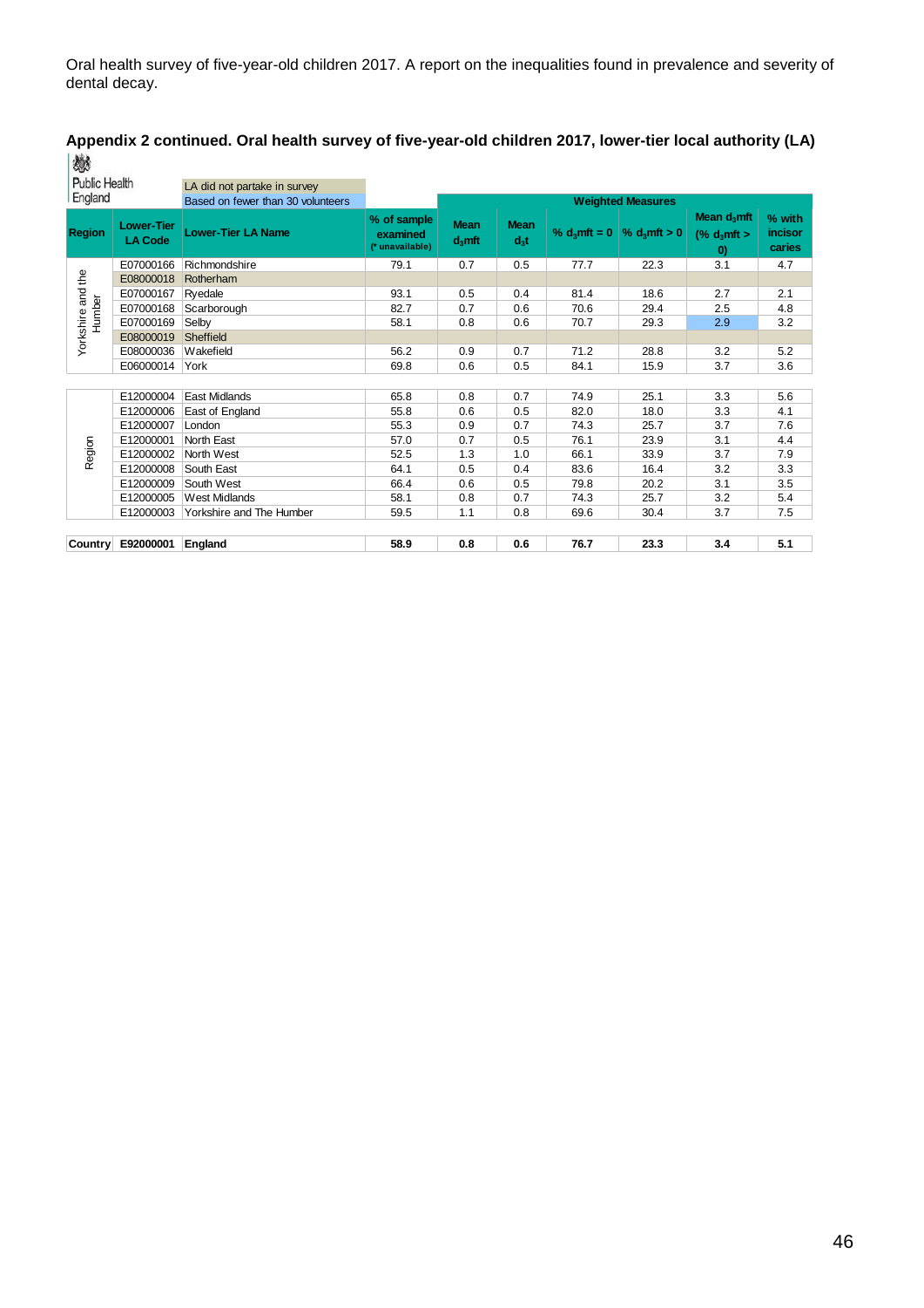Oral health survey of five-year-old children 2017. A report on the inequalities found in prevalence and severity of dental decay.

### Appendix 2 continued. Oral health survey of five-year-old children 2017, lower-tier local authority (LA)

Public Health England

LA did not partake in survey

Based on fewer than 30 volunteers

| Region | Lower-Tier LA Code | Lower-Tier LA Name | % of sample examined (* unavailable) | Weighted Measures | | | | | |
|---|---|---|---|---|---|---|---|---|---|
| | | | | Mean $d_3mft$ | Mean $d_3t$ | % $d_3mft$ = 0 | % $d_3mft$ > 0 | Mean $d_3mft$ (% $d_3mft$ > 0) | % with incisor caries |
| Yorkshire and the Humber | E07000166 | Richmondshire | 79.1 | 0.7 | 0.5 | 77.7 | 22.3 | 3.1 | 4.7 |
| | E08000018 | Rotherham | | | | | | | |
| | E07000167 | Ryedale | 93.1 | 0.5 | 0.4 | 81.4 | 18.6 | 2.7 | 2.1 |
| | E07000168 | Scarborough | 82.7 | 0.7 | 0.6 | 70.6 | 29.4 | 2.5 | 4.8 |
| | E07000169 | Selby | 58.1 | 0.8 | 0.6 | 70.7 | 29.3 | 2.9 | 3.2 |
| | E08000019 | Sheffield | | | | | | | |
| | E08000036 | Wakefield | 56.2 | 0.9 | 0.7 | 71.2 | 28.8 | 3.2 | 5.2 |
| | E06000014 | York | 69.8 | 0.6 | 0.5 | 84.1 | 15.9 | 3.7 | 3.6 |
| Region | E12000004 | East Midlands | 65.8 | 0.8 | 0.7 | 74.9 | 25.1 | 3.3 | 5.6 |
| | E12000006 | East of England | 55.8 | 0.6 | 0.5 | 82.0 | 18.0 | 3.3 | 4.1 |
| | E12000007 | London | 55.3 | 0.9 | 0.7 | 74.3 | 25.7 | 3.7 | 7.6 |
| | E12000001 | North East | 57.0 | 0.7 | 0.5 | 76.1 | 23.9 | 3.1 | 4.4 |
| | E12000002 | North West | 52.5 | 1.3 | 1.0 | 66.1 | 33.9 | 3.7 | 7.9 |
| | E12000008 | South East | 64.1 | 0.5 | 0.4 | 83.6 | 16.4 | 3.2 | 3.3 |
| | E12000009 | South West | 66.4 | 0.6 | 0.5 | 79.8 | 20.2 | 3.1 | 3.5 |
| | E12000005 | West Midlands | 58.1 | 0.8 | 0.7 | 74.3 | 25.7 | 3.2 | 5.4 |
| | E12000003 | Yorkshire and The Humber | 59.5 | 1.1 | 0.8 | 69.6 | 30.4 | 3.7 | 7.5 |
| **Country** | **E92000001** | **England** | **58.9** | **0.8** | **0.6** | **76.7** | **23.3** | **3.4** | **5.1** |